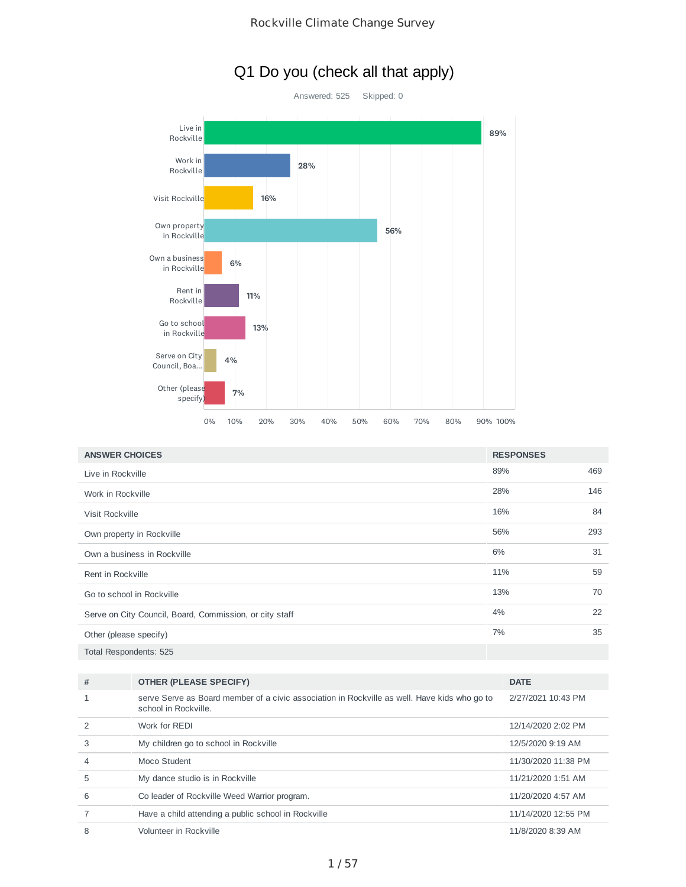# Q1 Do you (check all that apply)

Answered: 525 Skipped: 0

| ANSWER CHOICES | RESPONSES | |
|---|---|---|
| Live in Rockville | 89% | 469 |
| Work in Rockville | 28% | 146 |
| Visit Rockville | 16% | 84 |
| Own property in Rockville | 56% | 293 |
| Own a business in Rockville | 6% | 31 |
| Rent in Rockville | 11% | 59 |
| Go to school in Rockville | 13% | 70 |
| Serve on City Council, Board, Commission, or city staff | 4% | 22 |
| Other (please specify) | 7% | 35 |
| Total Respondents: 525 | | |

| # | OTHER (PLEASE SPECIFY) | DATE |
|---|---|---|
| 1 | serve Serve as Board member of a civic association in Rockville as well. Have kids who go to school in Rockville. | 2/27/2021 10:43 PM |
| 2 | Work for REDI | 12/14/2020 2:02 PM |
| 3 | My children go to school in Rockville | 12/5/2020 9:19 AM |
| 4 | Moco Student | 11/30/2020 11:38 PM |
| 5 | My dance studio is in Rockville | 11/21/2020 1:51 AM |
| 6 | Co leader of Rockville Weed Warrior program. | 11/20/2020 4:57 AM |
| 7 | Have a child attending a public school in Rockville | 11/14/2020 12:55 PM |
| 8 | Volunteer in Rockville | 11/8/2020 8:39 AM |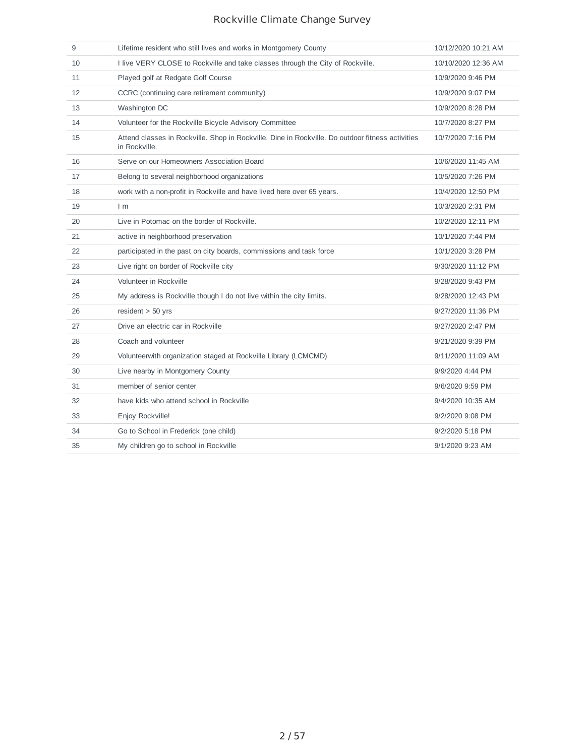| | | |
|---|---|---|
| 9 | Lifetime resident who still lives and works in Montgomery County | 10/12/2020 10:21 AM |
| 10 | I live VERY CLOSE to Rockville and take classes through the City of Rockville. | 10/10/2020 12:36 AM |
| 11 | Played golf at Redgate Golf Course | 10/9/2020 9:46 PM |
| 12 | CCRC (continuing care retirement community) | 10/9/2020 9:07 PM |
| 13 | Washington DC | 10/9/2020 8:28 PM |
| 14 | Volunteer for the Rockville Bicycle Advisory Committee | 10/7/2020 8:27 PM |
| 15 | Attend classes in Rockville. Shop in Rockville. Dine in Rockville. Do outdoor fitness activities in Rockville. | 10/7/2020 7:16 PM |
| 16 | Serve on our Homeowners Association Board | 10/6/2020 11:45 AM |
| 17 | Belong to several neighborhood organizations | 10/5/2020 7:26 PM |
| 18 | work with a non-profit in Rockville and have lived here over 65 years. | 10/4/2020 12:50 PM |
| 19 | I m | 10/3/2020 2:31 PM |
| 20 | Live in Potomac on the border of Rockville. | 10/2/2020 12:11 PM |
| 21 | active in neighborhood preservation | 10/1/2020 7:44 PM |
| 22 | participated in the past on city boards, commissions and task force | 10/1/2020 3:28 PM |
| 23 | Live right on border of Rockville city | 9/30/2020 11:12 PM |
| 24 | Volunteer in Rockville | 9/28/2020 9:43 PM |
| 25 | My address is Rockville though I do not live within the city limits. | 9/28/2020 12:43 PM |
| 26 | resident > 50 yrs | 9/27/2020 11:36 PM |
| 27 | Drive an electric car in Rockville | 9/27/2020 2:47 PM |
| 28 | Coach and volunteer | 9/21/2020 9:39 PM |
| 29 | Volunteerwith organization staged at Rockville Library (LCMCMD) | 9/11/2020 11:09 AM |
| 30 | Live nearby in Montgomery County | 9/9/2020 4:44 PM |
| 31 | member of senior center | 9/6/2020 9:59 PM |
| 32 | have kids who attend school in Rockville | 9/4/2020 10:35 AM |
| 33 | Enjoy Rockville! | 9/2/2020 9:08 PM |
| 34 | Go to School in Frederick (one child) | 9/2/2020 5:18 PM |
| 35 | My children go to school in Rockville | 9/1/2020 9:23 AM |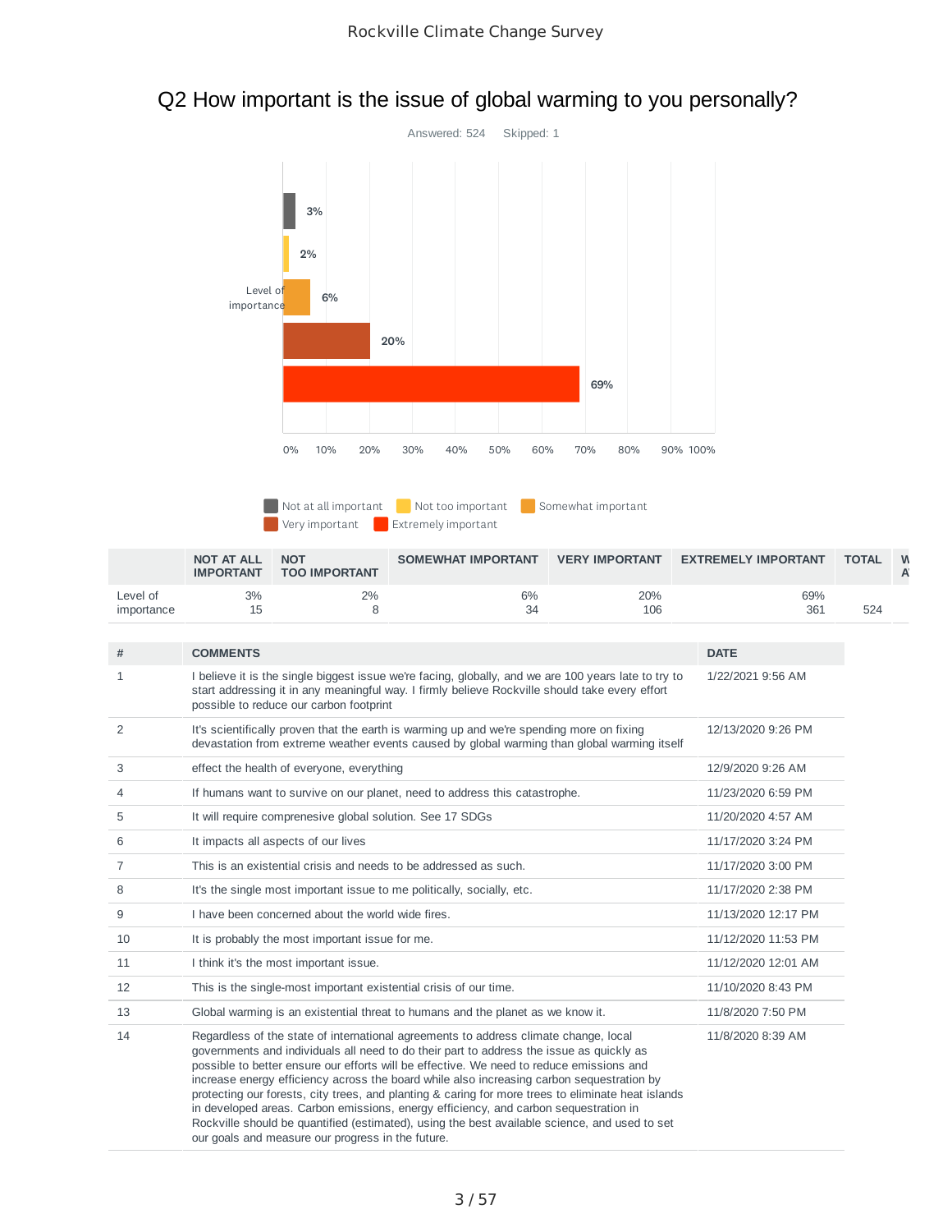## Q2 How important is the issue of global warming to you personally?

Answered: 524 Skipped: 1

| | NOT AT ALL IMPORTANT | NOT TOO IMPORTANT | SOMEWHAT IMPORTANT | VERY IMPORTANT | EXTREMELY IMPORTANT | TOTAL | W A |
|---|---|---|---|---|---|---|---|
| Level of importance | 3%<br>15 | 2%<br>8 | 6%<br>34 | 20%<br>106 | 69%<br>361 | 524 | |

| # | COMMENTS | DATE |
|---|---|---|
| 1 | I believe it is the single biggest issue we're facing, globally, and we are 100 years late to try to start addressing it in any meaningful way. I firmly believe Rockville should take every effort possible to reduce our carbon footprint | 1/22/2021 9:56 AM |
| 2 | It's scientifically proven that the earth is warming up and we're spending more on fixing devastation from extreme weather events caused by global warming than global warming itself | 12/13/2020 9:26 PM |
| 3 | effect the health of everyone, everything | 12/9/2020 9:26 AM |
| 4 | If humans want to survive on our planet, need to address this catastrophe. | 11/23/2020 6:59 PM |
| 5 | It will require comprenesive global solution. See 17 SDGs | 11/20/2020 4:57 AM |
| 6 | It impacts all aspects of our lives | 11/17/2020 3:24 PM |
| 7 | This is an existential crisis and needs to be addressed as such. | 11/17/2020 3:00 PM |
| 8 | It's the single most important issue to me politically, socially, etc. | 11/17/2020 2:38 PM |
| 9 | I have been concerned about the world wide fires. | 11/13/2020 12:17 PM |
| 10 | It is probably the most important issue for me. | 11/12/2020 11:53 PM |
| 11 | I think it's the most important issue. | 11/12/2020 12:01 AM |
| 12 | This is the single-most important existential crisis of our time. | 11/10/2020 8:43 PM |
| 13 | Global warming is an existential threat to humans and the planet as we know it. | 11/8/2020 7:50 PM |
| 14 | Regardless of the state of international agreements to address climate change, local governments and individuals all need to do their part to address the issue as quickly as possible to better ensure our efforts will be effective. We need to reduce emissions and increase energy efficiency across the board while also increasing carbon sequestration by protecting our forests, city trees, and planting & caring for more trees to eliminate heat islands in developed areas. Carbon emissions, energy efficiency, and carbon sequestration in Rockville should be quantified (estimated), using the best available science, and used to set our goals and measure our progress in the future. | 11/8/2020 8:39 AM |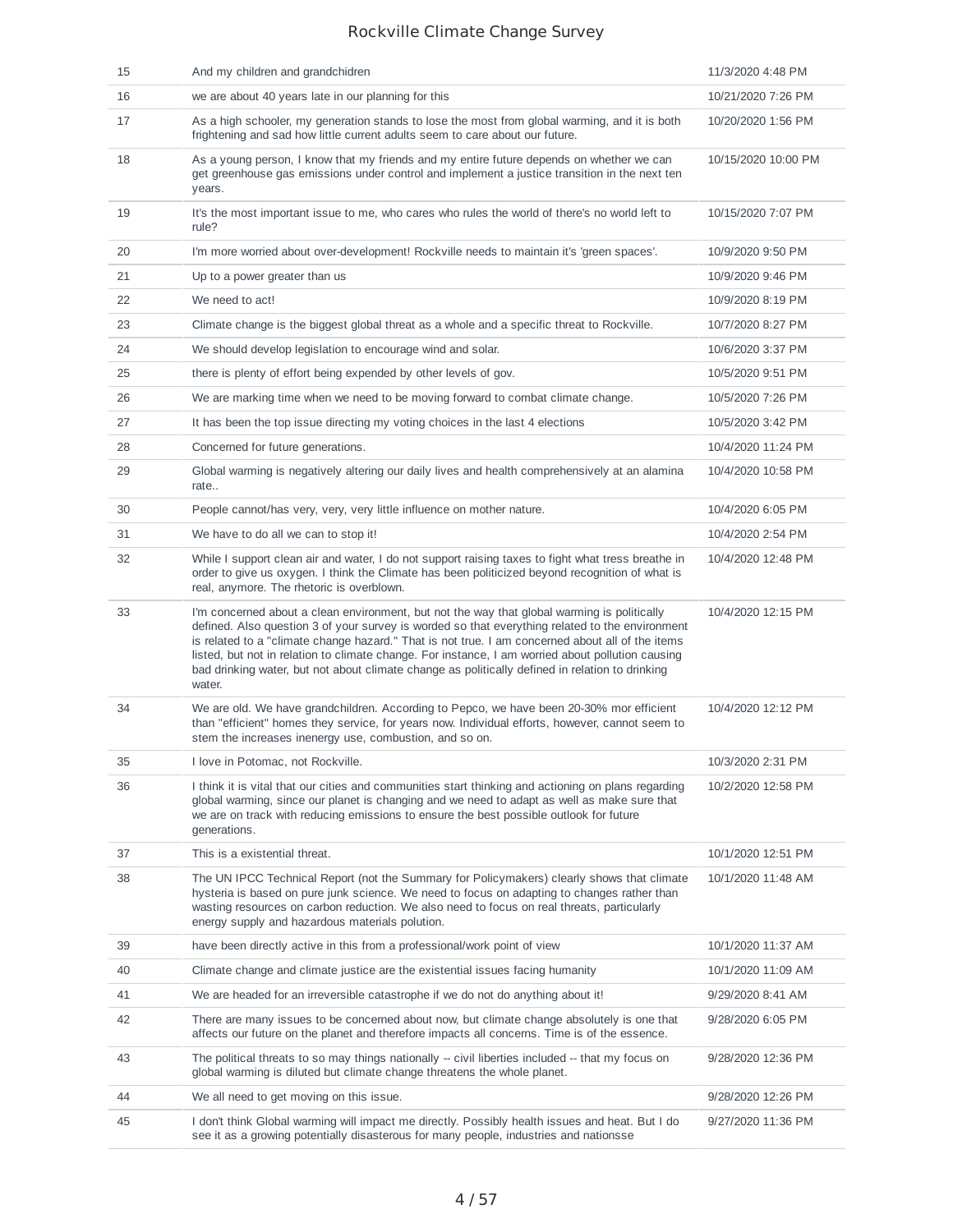| | | |
|---|---|---|
| 15 | And my children and grandchidren | 11/3/2020 4:48 PM |
| 16 | we are about 40 years late in our planning for this | 10/21/2020 7:26 PM |
| 17 | As a high schooler, my generation stands to lose the most from global warming, and it is both frightening and sad how little current adults seem to care about our future. | 10/20/2020 1:56 PM |
| 18 | As a young person, I know that my friends and my entire future depends on whether we can get greenhouse gas emissions under control and implement a justice transition in the next ten years. | 10/15/2020 10:00 PM |
| 19 | It's the most important issue to me, who cares who rules the world of there's no world left to rule? | 10/15/2020 7:07 PM |
| 20 | I'm more worried about over-development! Rockville needs to maintain it's 'green spaces'. | 10/9/2020 9:50 PM |
| 21 | Up to a power greater than us | 10/9/2020 9:46 PM |
| 22 | We need to act! | 10/9/2020 8:19 PM |
| 23 | Climate change is the biggest global threat as a whole and a specific threat to Rockville. | 10/7/2020 8:27 PM |
| 24 | We should develop legislation to encourage wind and solar. | 10/6/2020 3:37 PM |
| 25 | there is plenty of effort being expended by other levels of gov. | 10/5/2020 9:51 PM |
| 26 | We are marking time when we need to be moving forward to combat climate change. | 10/5/2020 7:26 PM |
| 27 | It has been the top issue directing my voting choices in the last 4 elections | 10/5/2020 3:42 PM |
| 28 | Concerned for future generations. | 10/4/2020 11:24 PM |
| 29 | Global warming is negatively altering our daily lives and health comprehensively at an alamina rate.. | 10/4/2020 10:58 PM |
| 30 | People cannot/has very, very, very little influence on mother nature. | 10/4/2020 6:05 PM |
| 31 | We have to do all we can to stop it! | 10/4/2020 2:54 PM |
| 32 | While I support clean air and water, I do not support raising taxes to fight what tress breathe in order to give us oxygen. I think the Climate has been politicized beyond recognition of what is real, anymore. The rhetoric is overblown. | 10/4/2020 12:48 PM |
| 33 | I'm concerned about a clean environment, but not the way that global warming is politically defined. Also question 3 of your survey is worded so that everything related to the environment is related to a "climate change hazard." That is not true. I am concerned about all of the items listed, but not in relation to climate change. For instance, I am worried about pollution causing bad drinking water, but not about climate change as politically defined in relation to drinking water. | 10/4/2020 12:15 PM |
| 34 | We are old. We have grandchildren. According to Pepco, we have been 20-30% mor efficient than "efficient" homes they service, for years now. Individual efforts, however, cannot seem to stem the increases inenergy use, combustion, and so on. | 10/4/2020 12:12 PM |
| 35 | I love in Potomac, not Rockville. | 10/3/2020 2:31 PM |
| 36 | I think it is vital that our cities and communities start thinking and actioning on plans regarding global warming, since our planet is changing and we need to adapt as well as make sure that we are on track with reducing emissions to ensure the best possible outlook for future generations. | 10/2/2020 12:58 PM |
| 37 | This is a existential threat. | 10/1/2020 12:51 PM |
| 38 | The UN IPCC Technical Report (not the Summary for Policymakers) clearly shows that climate hysteria is based on pure junk science. We need to focus on adapting to changes rather than wasting resources on carbon reduction. We also need to focus on real threats, particularly energy supply and hazardous materials polution. | 10/1/2020 11:48 AM |
| 39 | have been directly active in this from a professional/work point of view | 10/1/2020 11:37 AM |
| 40 | Climate change and climate justice are the existential issues facing humanity | 10/1/2020 11:09 AM |
| 41 | We are headed for an irreversible catastrophe if we do not do anything about it! | 9/29/2020 8:41 AM |
| 42 | There are many issues to be concerned about now, but climate change absolutely is one that affects our future on the planet and therefore impacts all concerns. Time is of the essence. | 9/28/2020 6:05 PM |
| 43 | The political threats to so may things nationally -- civil liberties included -- that my focus on global warming is diluted but climate change threatens the whole planet. | 9/28/2020 12:36 PM |
| 44 | We all need to get moving on this issue. | 9/28/2020 12:26 PM |
| 45 | I don't think Global warming will impact me directly. Possibly health issues and heat. But I do see it as a growing potentially disasterous for many people, industries and nationsse | 9/27/2020 11:36 PM |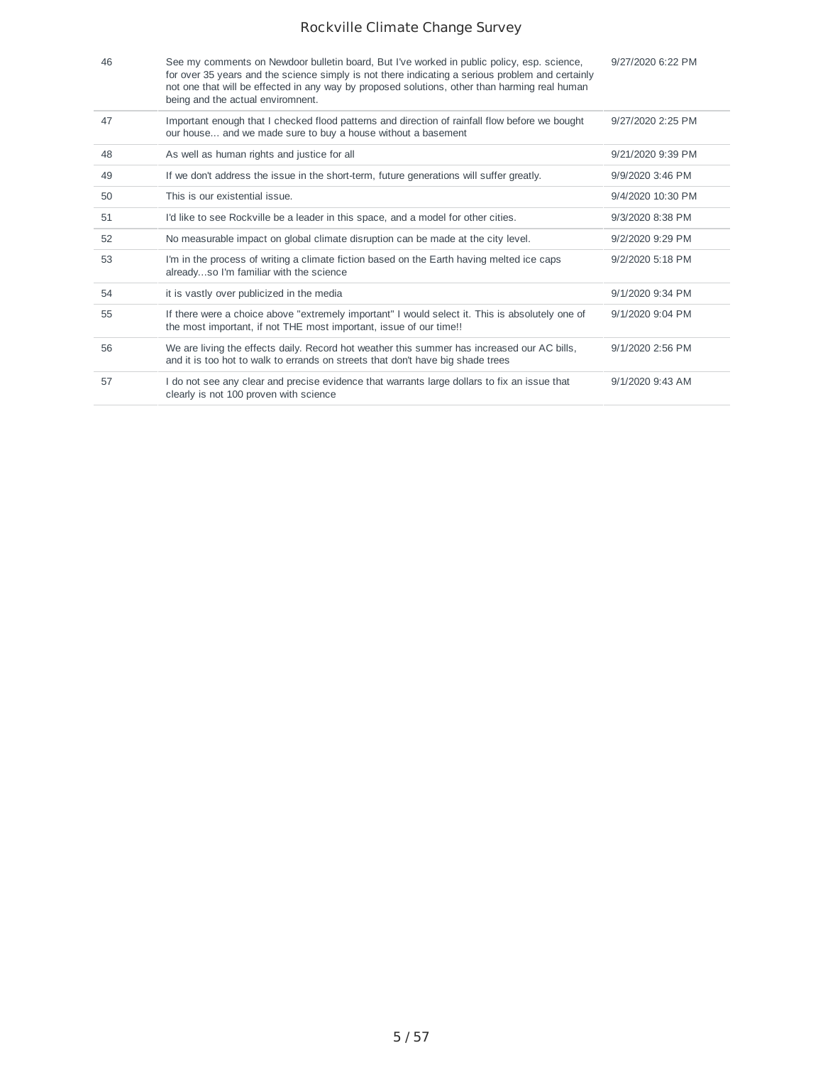| | | |
|---|---|---|
| 46 | See my comments on Newdoor bulletin board, But I've worked in public policy, esp. science, for over 35 years and the science simply is not there indicating a serious problem and certainly not one that will be effected in any way by proposed solutions, other than harming real human being and the actual enviromnent. | 9/27/2020 6:22 PM |
| 47 | Important enough that I checked flood patterns and direction of rainfall flow before we bought our house... and we made sure to buy a house without a basement | 9/27/2020 2:25 PM |
| 48 | As well as human rights and justice for all | 9/21/2020 9:39 PM |
| 49 | If we don't address the issue in the short-term, future generations will suffer greatly. | 9/9/2020 3:46 PM |
| 50 | This is our existential issue. | 9/4/2020 10:30 PM |
| 51 | I'd like to see Rockville be a leader in this space, and a model for other cities. | 9/3/2020 8:38 PM |
| 52 | No measurable impact on global climate disruption can be made at the city level. | 9/2/2020 9:29 PM |
| 53 | I'm in the process of writing a climate fiction based on the Earth having melted ice caps already...so I'm familiar with the science | 9/2/2020 5:18 PM |
| 54 | it is vastly over publicized in the media | 9/1/2020 9:34 PM |
| 55 | If there were a choice above "extremely important" I would select it. This is absolutely one of the most important, if not THE most important, issue of our time!! | 9/1/2020 9:04 PM |
| 56 | We are living the effects daily. Record hot weather this summer has increased our AC bills, and it is too hot to walk to errands on streets that don't have big shade trees | 9/1/2020 2:56 PM |
| 57 | I do not see any clear and precise evidence that warrants large dollars to fix an issue that clearly is not 100 proven with science | 9/1/2020 9:43 AM |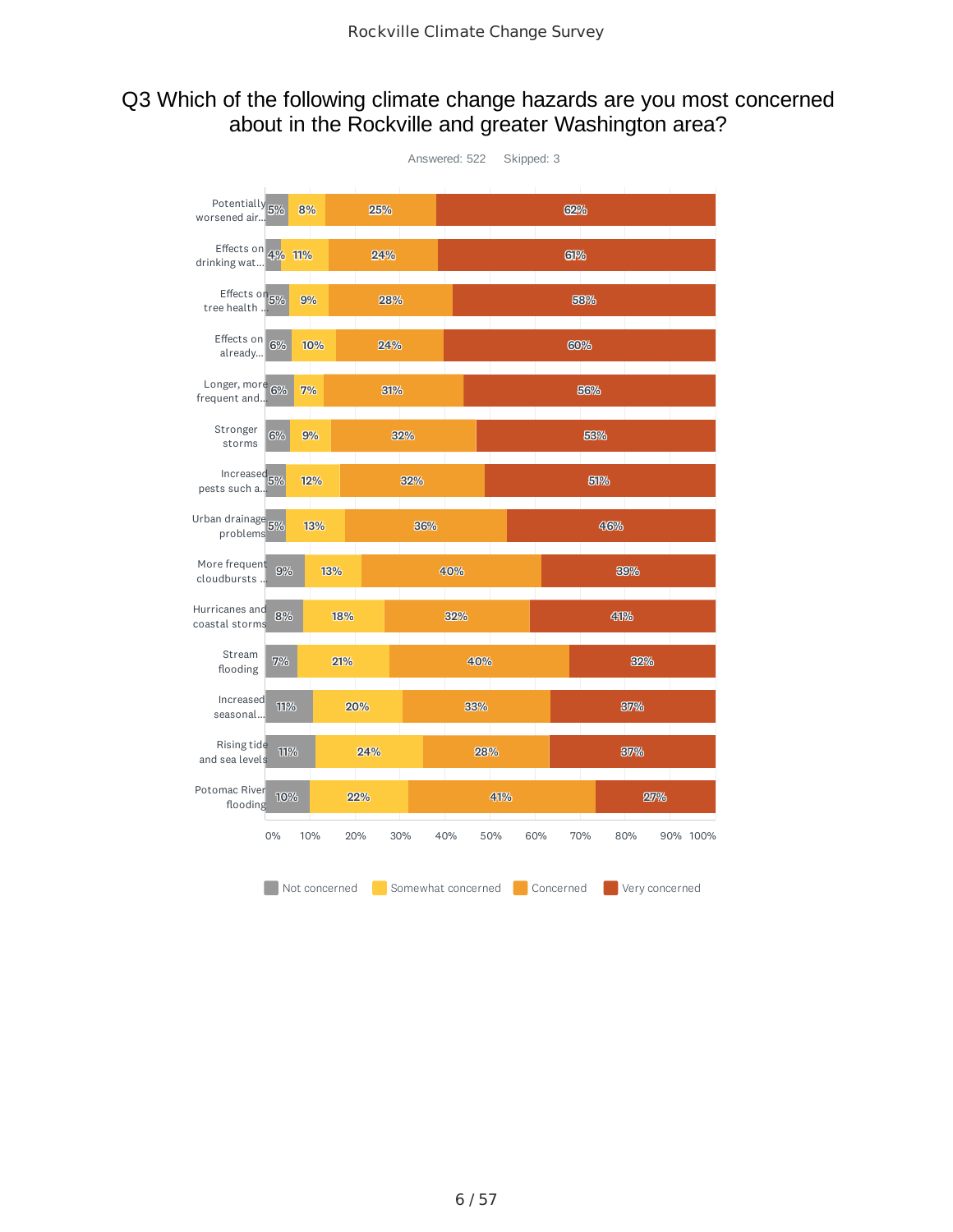## Q3 Which of the following climate change hazards are you most concerned about in the Rockville and greater Washington area?

Answered: 522 Skipped: 3

| | Not concerned | Somewhat concerned | Concerned | Very concerned |
|---|---|---|---|---|
| Potentially worsened air... | 5% | 8% | 25% | 62% |
| Effects on drinking wat... | 4% | 11% | 24% | 61% |
| Effects on tree health ... | 5% | 9% | 28% | 58% |
| Effects on already... | 6% | 10% | 24% | 60% |
| Longer, more frequent and... | 6% | 7% | 31% | 56% |
| Stronger storms | 6% | 9% | 32% | 53% |
| Increased pests such a... | 5% | 12% | 32% | 51% |
| Urban drainage problems | 5% | 13% | 36% | 46% |
| More frequent cloudbursts ... | 9% | 13% | 40% | 39% |
| Hurricanes and coastal storms | 8% | 18% | 32% | 41% |
| Stream flooding | 7% | 21% | 40% | 32% |
| Increased seasonal... | 11% | 20% | 33% | 37% |
| Rising tide and sea levels | 11% | 24% | 28% | 37% |
| Potomac River flooding | 10% | 22% | 41% | 27% |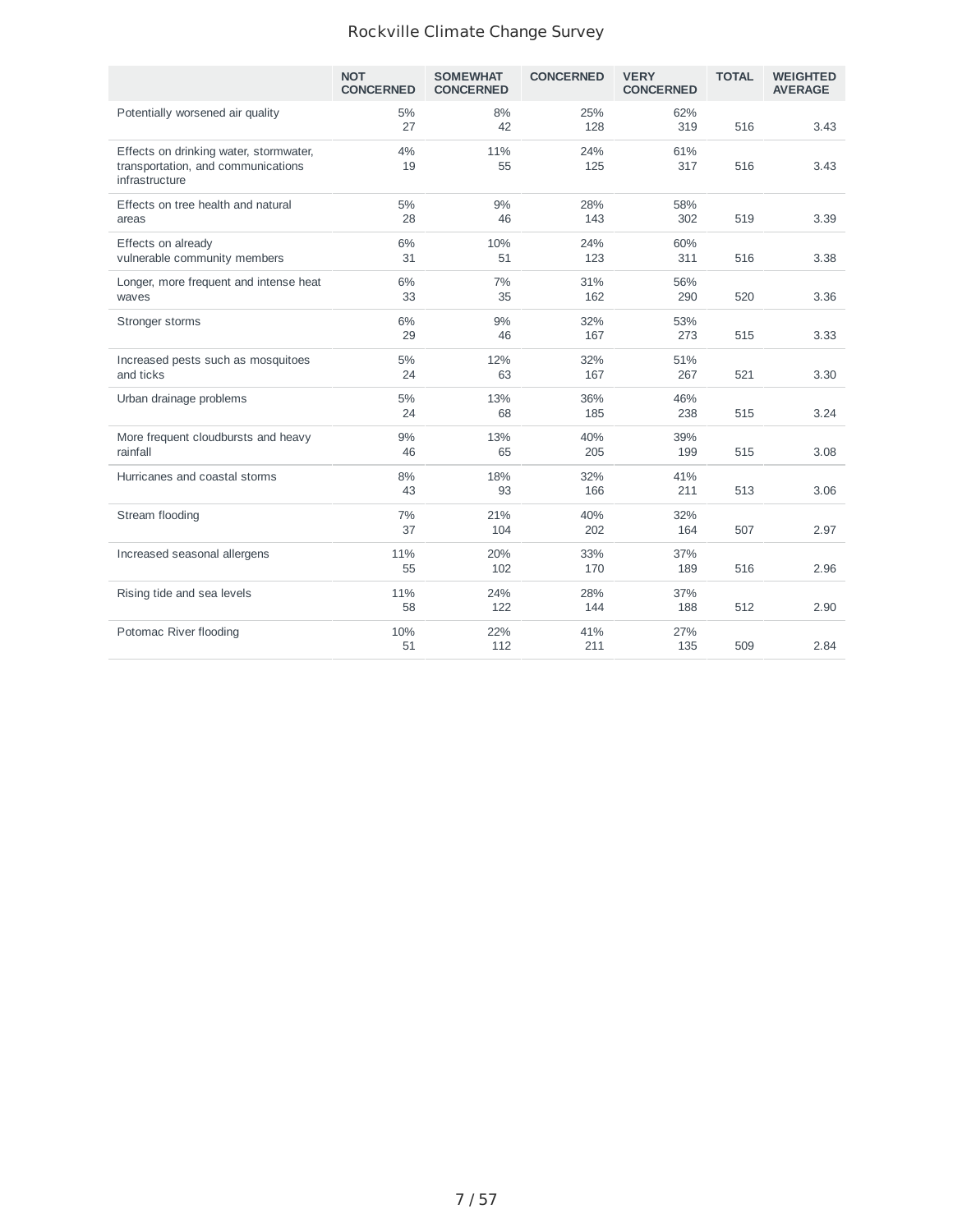# Rockville Climate Change Survey

| | NOT CONCERNED | SOMEWHAT CONCERNED | CONCERNED | VERY CONCERNED | TOTAL | WEIGHTED AVERAGE |
|---|---|---|---|---|---|---|
| Potentially worsened air quality | 5%<br>27 | 8%<br>42 | 25%<br>128 | 62%<br>319 | 516 | 3.43 |
| Effects on drinking water, stormwater, transportation, and communications infrastructure | 4%<br>19 | 11%<br>55 | 24%<br>125 | 61%<br>317 | 516 | 3.43 |
| Effects on tree health and natural areas | 5%<br>28 | 9%<br>46 | 28%<br>143 | 58%<br>302 | 519 | 3.39 |
| Effects on already vulnerable community members | 6%<br>31 | 10%<br>51 | 24%<br>123 | 60%<br>311 | 516 | 3.38 |
| Longer, more frequent and intense heat waves | 6%<br>33 | 7%<br>35 | 31%<br>162 | 56%<br>290 | 520 | 3.36 |
| Stronger storms | 6%<br>29 | 9%<br>46 | 32%<br>167 | 53%<br>273 | 515 | 3.33 |
| Increased pests such as mosquitoes and ticks | 5%<br>24 | 12%<br>63 | 32%<br>167 | 51%<br>267 | 521 | 3.30 |
| Urban drainage problems | 5%<br>24 | 13%<br>68 | 36%<br>185 | 46%<br>238 | 515 | 3.24 |
| More frequent cloudbursts and heavy rainfall | 9%<br>46 | 13%<br>65 | 40%<br>205 | 39%<br>199 | 515 | 3.08 |
| Hurricanes and coastal storms | 8%<br>43 | 18%<br>93 | 32%<br>166 | 41%<br>211 | 513 | 3.06 |
| Stream flooding | 7%<br>37 | 21%<br>104 | 40%<br>202 | 32%<br>164 | 507 | 2.97 |
| Increased seasonal allergens | 11%<br>55 | 20%<br>102 | 33%<br>170 | 37%<br>189 | 516 | 2.96 |
| Rising tide and sea levels | 11%<br>58 | 24%<br>122 | 28%<br>144 | 37%<br>188 | 512 | 2.90 |
| Potomac River flooding | 10%<br>51 | 22%<br>112 | 41%<br>211 | 27%<br>135 | 509 | 2.84 |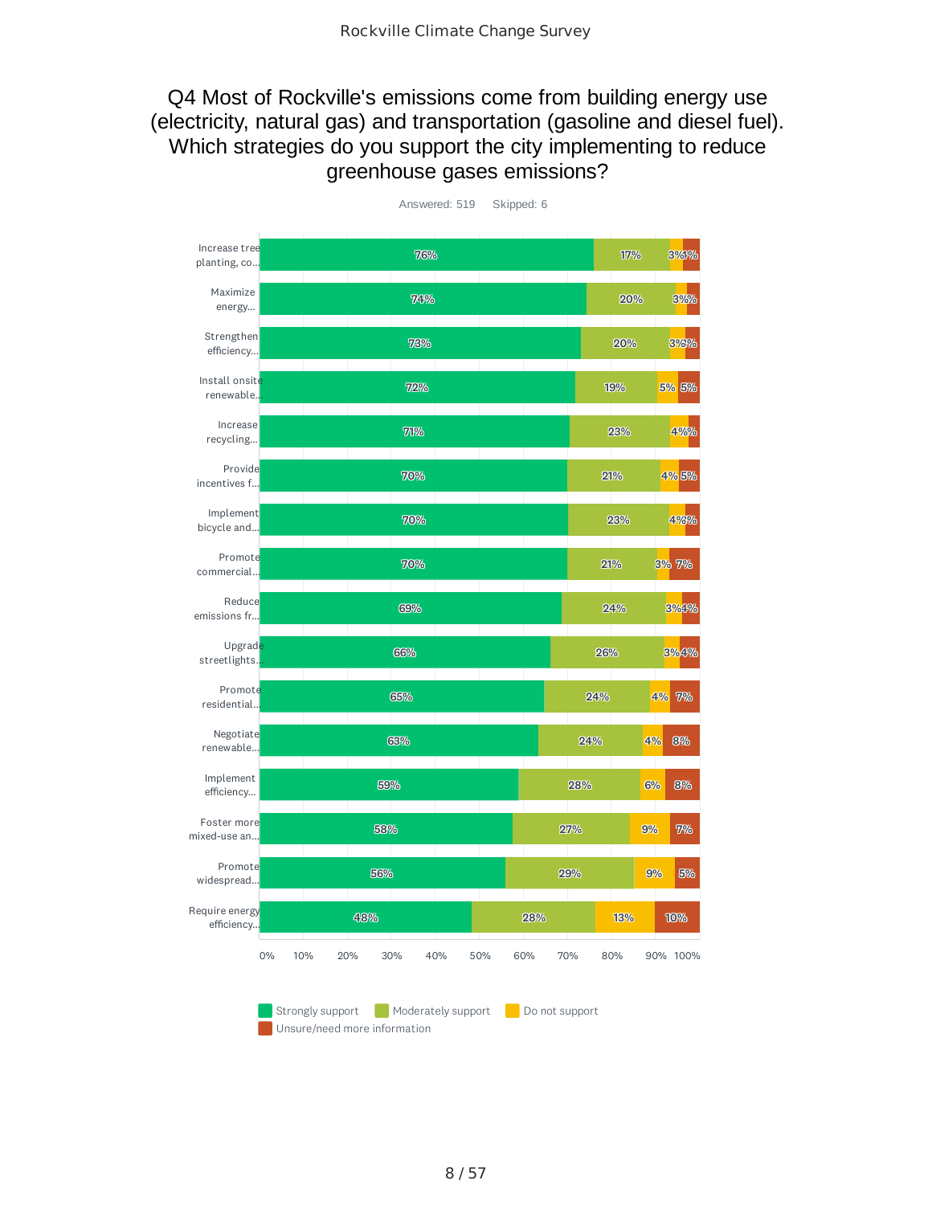# Q4 Most of Rockville's emissions come from building energy use (electricity, natural gas) and transportation (gasoline and diesel fuel). Which strategies do you support the city implementing to reduce greenhouse gases emissions?

Answered: 519    Skipped: 6

| Strategy | Strongly support | Moderately support | Do not support | Unsure/need more information |
|---|---|---|---|---|
| Increase tree planting, co... | 76% | 17% | 3% | 4% |
| Maximize energy... | 74% | 20% | 3% | 3% |
| Strengthen efficiency... | 73% | 20% | 3% | 3% |
| Install onsite renewable... | 72% | 19% | 5% | 5% |
| Increase recycling... | 71% | 23% | 4% | 2% |
| Provide incentives f... | 70% | 21% | 4% | 5% |
| Implement bicycle and... | 70% | 23% | 4% | 3% |
| Promote commercial... | 70% | 21% | 3% | 7% |
| Reduce emissions fr... | 69% | 24% | 3% | 4% |
| Upgrade streetlights... | 66% | 26% | 3% | 4% |
| Promote residential... | 65% | 24% | 4% | 7% |
| Negotiate renewable... | 63% | 24% | 4% | 8% |
| Implement efficiency... | 59% | 28% | 6% | 8% |
| Foster more mixed-use an... | 58% | 27% | 9% | 7% |
| Promote widespread... | 56% | 29% | 9% | 5% |
| Require energy efficiency... | 48% | 28% | 13% | 10% |

Legend: Strongly support, Moderately support, Do not support, Unsure/need more information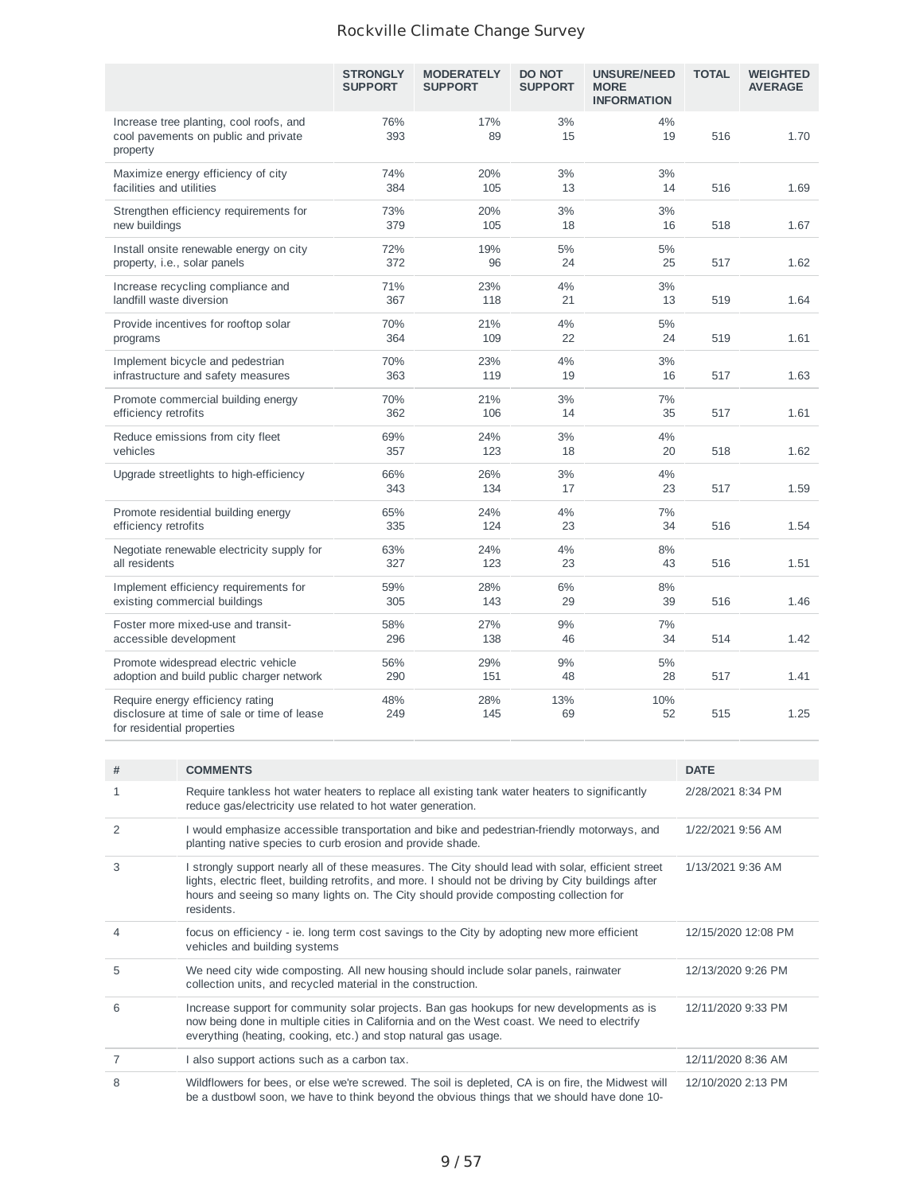| | STRONGLY SUPPORT | MODERATELY SUPPORT | DO NOT SUPPORT | UNSURE/NEED MORE INFORMATION | TOTAL | WEIGHTED AVERAGE |
|---|---|---|---|---|---|---|
| Increase tree planting, cool roofs, and cool pavements on public and private property | 76% 393 | 17% 89 | 3% 15 | 4% 19 | 516 | 1.70 |
| Maximize energy efficiency of city facilities and utilities | 74% 384 | 20% 105 | 3% 13 | 3% 14 | 516 | 1.69 |
| Strengthen efficiency requirements for new buildings | 73% 379 | 20% 105 | 3% 18 | 3% 16 | 518 | 1.67 |
| Install onsite renewable energy on city property, i.e., solar panels | 72% 372 | 19% 96 | 5% 24 | 5% 25 | 517 | 1.62 |
| Increase recycling compliance and landfill waste diversion | 71% 367 | 23% 118 | 4% 21 | 3% 13 | 519 | 1.64 |
| Provide incentives for rooftop solar programs | 70% 364 | 21% 109 | 4% 22 | 5% 24 | 519 | 1.61 |
| Implement bicycle and pedestrian infrastructure and safety measures | 70% 363 | 23% 119 | 4% 19 | 3% 16 | 517 | 1.63 |
| Promote commercial building energy efficiency retrofits | 70% 362 | 21% 106 | 3% 14 | 7% 35 | 517 | 1.61 |
| Reduce emissions from city fleet vehicles | 69% 357 | 24% 123 | 3% 18 | 4% 20 | 518 | 1.62 |
| Upgrade streetlights to high-efficiency | 66% 343 | 26% 134 | 3% 17 | 4% 23 | 517 | 1.59 |
| Promote residential building energy efficiency retrofits | 65% 335 | 24% 124 | 4% 23 | 7% 34 | 516 | 1.54 |
| Negotiate renewable electricity supply for all residents | 63% 327 | 24% 123 | 4% 23 | 8% 43 | 516 | 1.51 |
| Implement efficiency requirements for existing commercial buildings | 59% 305 | 28% 143 | 6% 29 | 8% 39 | 516 | 1.46 |
| Foster more mixed-use and transit-accessible development | 58% 296 | 27% 138 | 9% 46 | 7% 34 | 514 | 1.42 |
| Promote widespread electric vehicle adoption and build public charger network | 56% 290 | 29% 151 | 9% 48 | 5% 28 | 517 | 1.41 |
| Require energy efficiency rating disclosure at time of sale or time of lease for residential properties | 48% 249 | 28% 145 | 13% 69 | 10% 52 | 515 | 1.25 |

| # | COMMENTS | DATE |
|---|---|---|
| 1 | Require tankless hot water heaters to replace all existing tank water heaters to significantly reduce gas/electricity use related to hot water generation. | 2/28/2021 8:34 PM |
| 2 | I would emphasize accessible transportation and bike and pedestrian-friendly motorways, and planting native species to curb erosion and provide shade. | 1/22/2021 9:56 AM |
| 3 | I strongly support nearly all of these measures. The City should lead with solar, efficient street lights, electric fleet, building retrofits, and more. I should not be driving by City buildings after hours and seeing so many lights on. The City should provide composting collection for residents. | 1/13/2021 9:36 AM |
| 4 | focus on efficiency - ie. long term cost savings to the City by adopting new more efficient vehicles and building systems | 12/15/2020 12:08 PM |
| 5 | We need city wide composting. All new housing should include solar panels, rainwater collection units, and recycled material in the construction. | 12/13/2020 9:26 PM |
| 6 | Increase support for community solar projects. Ban gas hookups for new developments as is now being done in multiple cities in California and on the West coast. We need to electrify everything (heating, cooking, etc.) and stop natural gas usage. | 12/11/2020 9:33 PM |
| 7 | I also support actions such as a carbon tax. | 12/11/2020 8:36 AM |
| 8 | Wildflowers for bees, or else we're screwed. The soil is depleted, CA is on fire, the Midwest will be a dustbowl soon, we have to think beyond the obvious things that we should have done 10- | 12/10/2020 2:13 PM |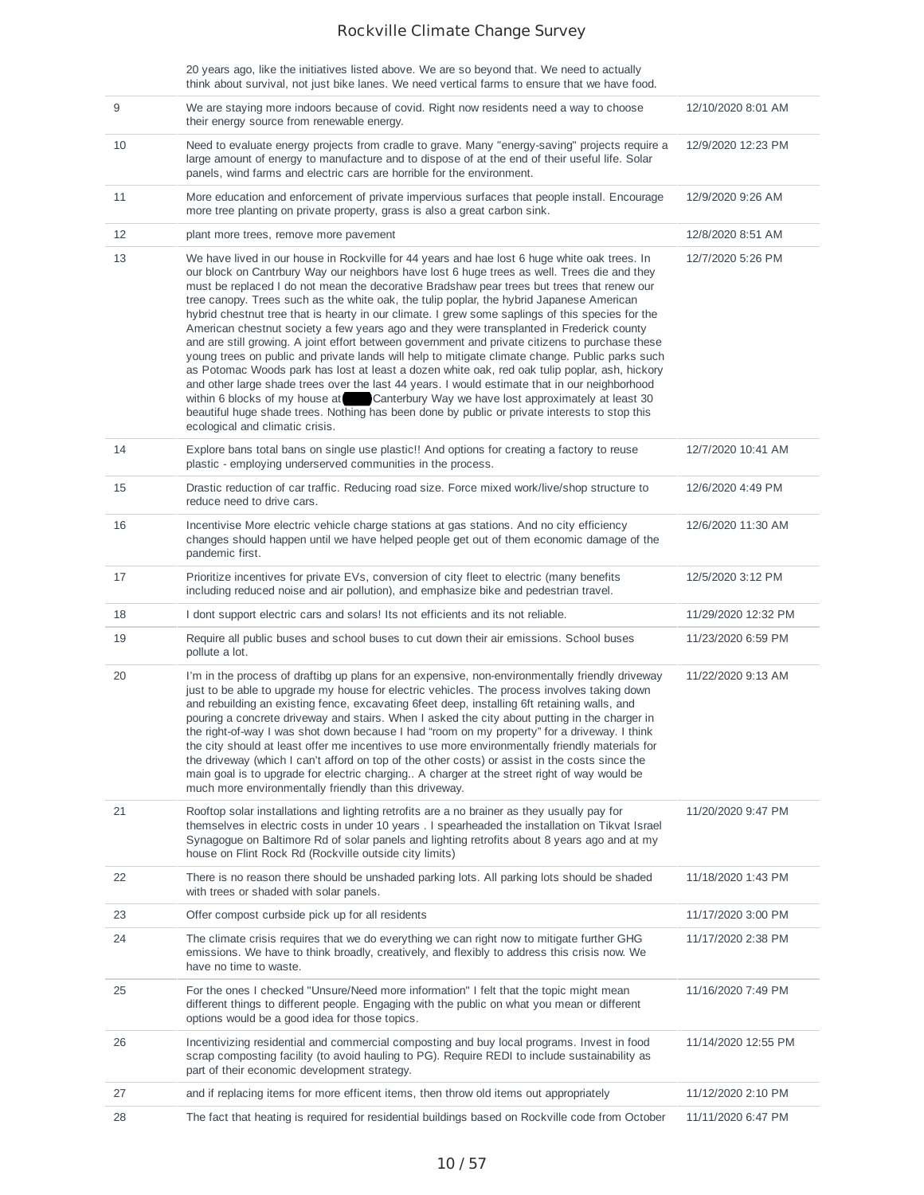| | | |
|---|---|---|
| | 20 years ago, like the initiatives listed above. We are so beyond that. We need to actually think about survival, not just bike lanes. We need vertical farms to ensure that we have food. | |
| 9 | We are staying more indoors because of covid. Right now residents need a way to choose their energy source from renewable energy. | 12/10/2020 8:01 AM |
| 10 | Need to evaluate energy projects from cradle to grave. Many "energy-saving" projects require a large amount of energy to manufacture and to dispose of at the end of their useful life. Solar panels, wind farms and electric cars are horrible for the environment. | 12/9/2020 12:23 PM |
| 11 | More education and enforcement of private impervious surfaces that people install. Encourage more tree planting on private property, grass is also a great carbon sink. | 12/9/2020 9:26 AM |
| 12 | plant more trees, remove more pavement | 12/8/2020 8:51 AM |
| 13 | We have lived in our house in Rockville for 44 years and hae lost 6 huge white oak trees. In our block on Cantrbury Way our neighbors have lost 6 huge trees as well. Trees die and they must be replaced I do not mean the decorative Bradshaw pear trees but trees that renew our tree canopy. Trees such as the white oak, the tulip poplar, the hybrid Japanese American hybrid chestnut tree that is hearty in our climate. I grew some saplings of this species for the American chestnut society a few years ago and they were transplanted in Frederick county and are still growing. A joint effort between government and private citizens to purchase these young trees on public and private lands will help to mitigate climate change. Public parks such as Potomac Woods park has lost at least a dozen white oak, red oak tulip poplar, ash, hickory and other large shade trees over the last 44 years. I would estimate that in our neighborhood within 6 blocks of my house at ████ Canterbury Way we have lost approximately at least 30 beautiful huge shade trees. Nothing has been done by public or private interests to stop this ecological and climatic crisis. | 12/7/2020 5:26 PM |
| 14 | Explore bans total bans on single use plastic!! And options for creating a factory to reuse plastic - employing underserved communities in the process. | 12/7/2020 10:41 AM |
| 15 | Drastic reduction of car traffic. Reducing road size. Force mixed work/live/shop structure to reduce need to drive cars. | 12/6/2020 4:49 PM |
| 16 | Incentivise More electric vehicle charge stations at gas stations. And no city efficiency changes should happen until we have helped people get out of them economic damage of the pandemic first. | 12/6/2020 11:30 AM |
| 17 | Prioritize incentives for private EVs, conversion of city fleet to electric (many benefits including reduced noise and air pollution), and emphasize bike and pedestrian travel. | 12/5/2020 3:12 PM |
| 18 | I dont support electric cars and solars! Its not efficients and its not reliable. | 11/29/2020 12:32 PM |
| 19 | Require all public buses and school buses to cut down their air emissions. School buses pollute a lot. | 11/23/2020 6:59 PM |
| 20 | I'm in the process of draftibg up plans for an expensive, non-environmentally friendly driveway just to be able to upgrade my house for electric vehicles. The process involves taking down and rebuilding an existing fence, excavating 6feet deep, installing 6ft retaining walls, and pouring a concrete driveway and stairs. When I asked the city about putting in the charger in the right-of-way I was shot down because I had "room on my property" for a driveway. I think the city should at least offer me incentives to use more environmentally friendly materials for the driveway (which I can't afford on top of the other costs) or assist in the costs since the main goal is to upgrade for electric charging.. A charger at the street right of way would be much more environmentally friendly than this driveway. | 11/22/2020 9:13 AM |
| 21 | Rooftop solar installations and lighting retrofits are a no brainer as they usually pay for themselves in electric costs in under 10 years . I spearheaded the installation on Tikvat Israel Synagogue on Baltimore Rd of solar panels and lighting retrofits about 8 years ago and at my house on Flint Rock Rd (Rockville outside city limits) | 11/20/2020 9:47 PM |
| 22 | There is no reason there should be unshaded parking lots. All parking lots should be shaded with trees or shaded with solar panels. | 11/18/2020 1:43 PM |
| 23 | Offer compost curbside pick up for all residents | 11/17/2020 3:00 PM |
| 24 | The climate crisis requires that we do everything we can right now to mitigate further GHG emissions. We have to think broadly, creatively, and flexibly to address this crisis now. We have no time to waste. | 11/17/2020 2:38 PM |
| 25 | For the ones I checked "Unsure/Need more information" I felt that the topic might mean different things to different people. Engaging with the public on what you mean or different options would be a good idea for those topics. | 11/16/2020 7:49 PM |
| 26 | Incentivizing residential and commercial composting and buy local programs. Invest in food scrap composting facility (to avoid hauling to PG). Require REDI to include sustainability as part of their economic development strategy. | 11/14/2020 12:55 PM |
| 27 | and if replacing items for more efficent items, then throw old items out appropriately | 11/12/2020 2:10 PM |
| 28 | The fact that heating is required for residential buildings based on Rockville code from October | 11/11/2020 6:47 PM |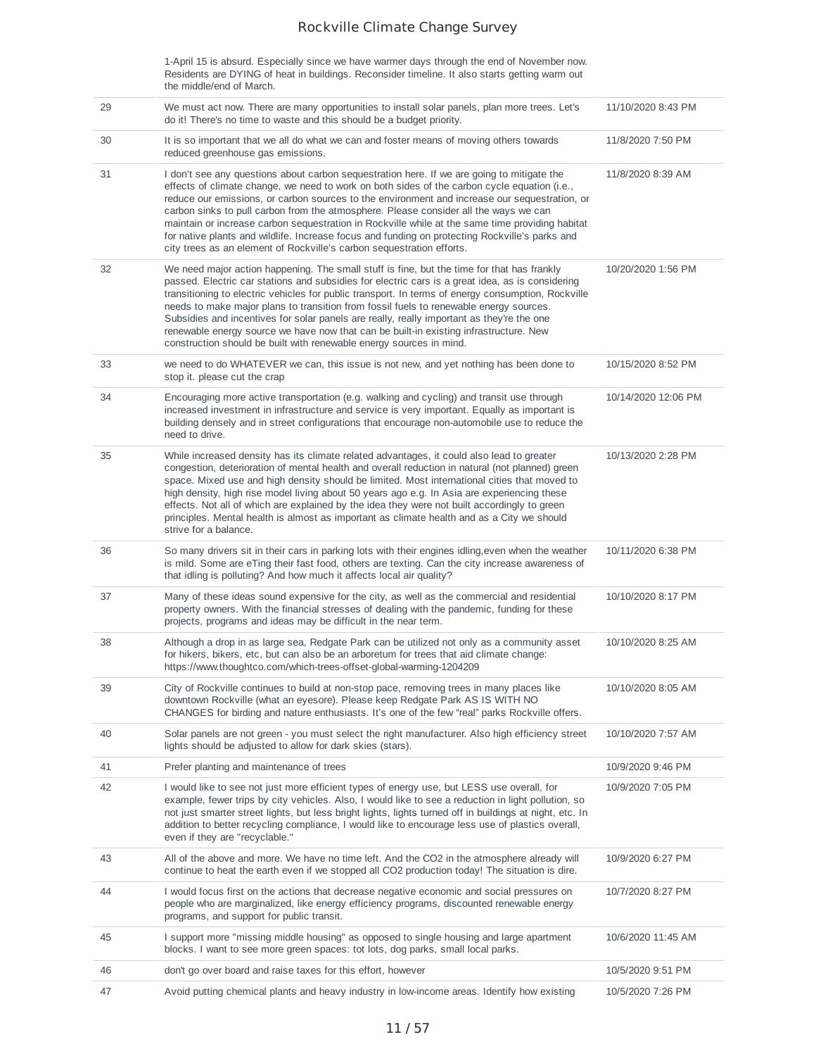| | | |
|---|---|---|
| | 1-April 15 is absurd. Especially since we have warmer days through the end of November now. Residents are DYING of heat in buildings. Reconsider timeline. It also starts getting warm out the middle/end of March. | |
| 29 | We must act now. There are many opportunities to install solar panels, plan more trees. Let's do it! There's no time to waste and this should be a budget priority. | 11/10/2020 8:43 PM |
| 30 | It is so important that we all do what we can and foster means of moving others towards reduced greenhouse gas emissions. | 11/8/2020 7:50 PM |
| 31 | I don't see any questions about carbon sequestration here. If we are going to mitigate the effects of climate change, we need to work on both sides of the carbon cycle equation (i.e., reduce our emissions, or carbon sources to the environment and increase our sequestration, or carbon sinks to pull carbon from the atmosphere. Please consider all the ways we can maintain or increase carbon sequestration in Rockville while at the same time providing habitat for native plants and wildlife. Increase focus and funding on protecting Rockville's parks and city trees as an element of Rockville's carbon sequestration efforts. | 11/8/2020 8:39 AM |
| 32 | We need major action happening. The small stuff is fine, but the time for that has frankly passed. Electric car stations and subsidies for electric cars is a great idea, as is considering transitioning to electric vehicles for public transport. In terms of energy consumption, Rockville needs to make major plans to transition from fossil fuels to renewable energy sources. Subsidies and incentives for solar panels are really, really important as they're the one renewable energy source we have now that can be built-in existing infrastructure. New construction should be built with renewable energy sources in mind. | 10/20/2020 1:56 PM |
| 33 | we need to do WHATEVER we can, this issue is not new, and yet nothing has been done to stop it. please cut the crap | 10/15/2020 8:52 PM |
| 34 | Encouraging more active transportation (e.g. walking and cycling) and transit use through increased investment in infrastructure and service is very important. Equally as important is building densely and in street configurations that encourage non-automobile use to reduce the need to drive. | 10/14/2020 12:06 PM |
| 35 | While increased density has its climate related advantages, it could also lead to greater congestion, deterioration of mental health and overall reduction in natural (not planned) green space. Mixed use and high density should be limited. Most international cities that moved to high density, high rise model living about 50 years ago e.g. In Asia are experiencing these effects. Not all of which are explained by the idea they were not built accordingly to green principles. Mental health is almost as important as climate health and as a City we should strive for a balance. | 10/13/2020 2:28 PM |
| 36 | So many drivers sit in their cars in parking lots with their engines idling,even when the weather is mild. Some are eTing their fast food, others are texting. Can the city increase awareness of that idling is polluting? And how much it affects local air quality? | 10/11/2020 6:38 PM |
| 37 | Many of these ideas sound expensive for the city, as well as the commercial and residential property owners. With the financial stresses of dealing with the pandemic, funding for these projects, programs and ideas may be difficult in the near term. | 10/10/2020 8:17 PM |
| 38 | Although a drop in as large sea, Redgate Park can be utilized not only as a community asset for hikers, bikers, etc, but can also be an arboretum for trees that aid climate change: https://www.thoughtco.com/which-trees-offset-global-warming-1204209 | 10/10/2020 8:25 AM |
| 39 | City of Rockville continues to build at non-stop pace, removing trees in many places like downtown Rockville (what an eyesore). Please keep Redgate Park AS IS WITH NO CHANGES for birding and nature enthusiasts. It's one of the few "real" parks Rockville offers. | 10/10/2020 8:05 AM |
| 40 | Solar panels are not green - you must select the right manufacturer. Also high efficiency street lights should be adjusted to allow for dark skies (stars). | 10/10/2020 7:57 AM |
| 41 | Prefer planting and maintenance of trees | 10/9/2020 9:46 PM |
| 42 | I would like to see not just more efficient types of energy use, but LESS use overall, for example, fewer trips by city vehicles. Also, I would like to see a reduction in light pollution, so not just smarter street lights, but less bright lights, lights turned off in buildings at night, etc. In addition to better recycling compliance, I would like to encourage less use of plastics overall, even if they are "recyclable." | 10/9/2020 7:05 PM |
| 43 | All of the above and more. We have no time left. And the CO2 in the atmosphere already will continue to heat the earth even if we stopped all CO2 production today! The situation is dire. | 10/9/2020 6:27 PM |
| 44 | I would focus first on the actions that decrease negative economic and social pressures on people who are marginalized, like energy efficiency programs, discounted renewable energy programs, and support for public transit. | 10/7/2020 8:27 PM |
| 45 | I support more "missing middle housing" as opposed to single housing and large apartment blocks. I want to see more green spaces: tot lots, dog parks, small local parks. | 10/6/2020 11:45 AM |
| 46 | don't go over board and raise taxes for this effort, however | 10/5/2020 9:51 PM |
| 47 | Avoid putting chemical plants and heavy industry in low-income areas. Identify how existing | 10/5/2020 7:26 PM |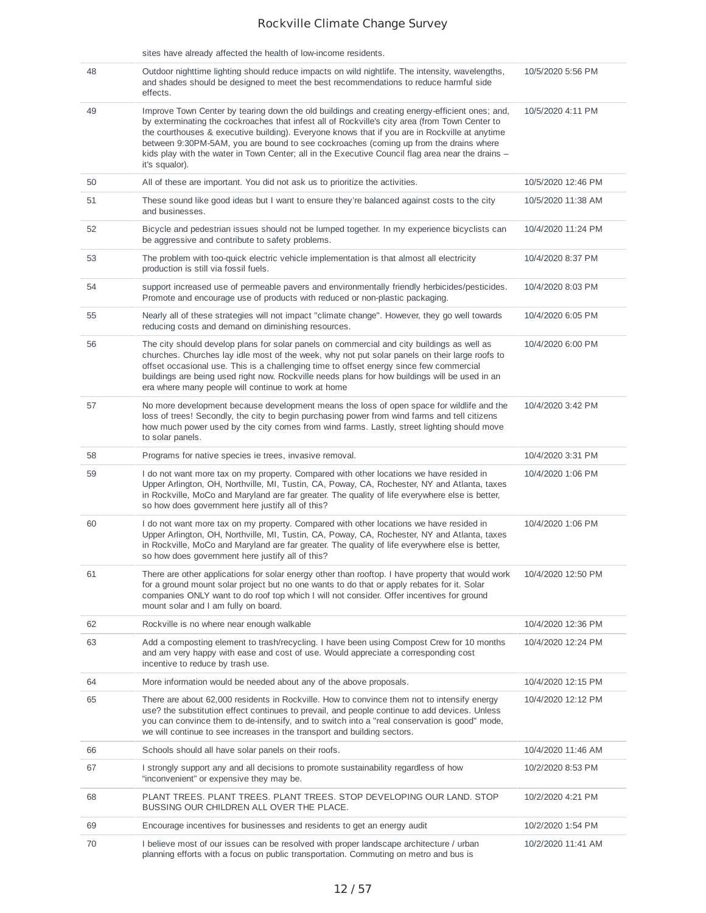| | | |
|---|---|---|
| | sites have already affected the health of low-income residents. | |
| 48 | Outdoor nighttime lighting should reduce impacts on wild nightlife. The intensity, wavelengths, and shades should be designed to meet the best recommendations to reduce harmful side effects. | 10/5/2020 5:56 PM |
| 49 | Improve Town Center by tearing down the old buildings and creating energy-efficient ones; and, by exterminating the cockroaches that infest all of Rockville's city area (from Town Center to the courthouses & executive building). Everyone knows that if you are in Rockville at anytime between 9:30PM-5AM, you are bound to see cockroaches (coming up from the drains where kids play with the water in Town Center; all in the Executive Council flag area near the drains – it's squalor). | 10/5/2020 4:11 PM |
| 50 | All of these are important. You did not ask us to prioritize the activities. | 10/5/2020 12:46 PM |
| 51 | These sound like good ideas but I want to ensure they're balanced against costs to the city and businesses. | 10/5/2020 11:38 AM |
| 52 | Bicycle and pedestrian issues should not be lumped together. In my experience bicyclists can be aggressive and contribute to safety problems. | 10/4/2020 11:24 PM |
| 53 | The problem with too-quick electric vehicle implementation is that almost all electricity production is still via fossil fuels. | 10/4/2020 8:37 PM |
| 54 | support increased use of permeable pavers and environmentally friendly herbicides/pesticides. Promote and encourage use of products with reduced or non-plastic packaging. | 10/4/2020 8:03 PM |
| 55 | Nearly all of these strategies will not impact "climate change". However, they go well towards reducing costs and demand on diminishing resources. | 10/4/2020 6:05 PM |
| 56 | The city should develop plans for solar panels on commercial and city buildings as well as churches. Churches lay idle most of the week, why not put solar panels on their large roofs to offset occasional use. This is a challenging time to offset energy since few commercial buildings are being used right now. Rockville needs plans for how buildings will be used in an era where many people will continue to work at home | 10/4/2020 6:00 PM |
| 57 | No more development because development means the loss of open space for wildlife and the loss of trees! Secondly, the city to begin purchasing power from wind farms and tell citizens how much power used by the city comes from wind farms. Lastly, street lighting should move to solar panels. | 10/4/2020 3:42 PM |
| 58 | Programs for native species ie trees, invasive removal. | 10/4/2020 3:31 PM |
| 59 | I do not want more tax on my property. Compared with other locations we have resided in Upper Arlington, OH, Northville, MI, Tustin, CA, Poway, CA, Rochester, NY and Atlanta, taxes in Rockville, MoCo and Maryland are far greater. The quality of life everywhere else is better, so how does government here justify all of this? | 10/4/2020 1:06 PM |
| 60 | I do not want more tax on my property. Compared with other locations we have resided in Upper Arlington, OH, Northville, MI, Tustin, CA, Poway, CA, Rochester, NY and Atlanta, taxes in Rockville, MoCo and Maryland are far greater. The quality of life everywhere else is better, so how does government here justify all of this? | 10/4/2020 1:06 PM |
| 61 | There are other applications for solar energy other than rooftop. I have property that would work for a ground mount solar project but no one wants to do that or apply rebates for it. Solar companies ONLY want to do roof top which I will not consider. Offer incentives for ground mount solar and I am fully on board. | 10/4/2020 12:50 PM |
| 62 | Rockville is no where near enough walkable | 10/4/2020 12:36 PM |
| 63 | Add a composting element to trash/recycling. I have been using Compost Crew for 10 months and am very happy with ease and cost of use. Would appreciate a corresponding cost incentive to reduce by trash use. | 10/4/2020 12:24 PM |
| 64 | More information would be needed about any of the above proposals. | 10/4/2020 12:15 PM |
| 65 | There are about 62,000 residents in Rockville. How to convince them not to intensify energy use? the substitution effect continues to prevail, and people continue to add devices. Unless you can convince them to de-intensify, and to switch into a "real conservation is good" mode, we will continue to see increases in the transport and building sectors. | 10/4/2020 12:12 PM |
| 66 | Schools should all have solar panels on their roofs. | 10/4/2020 11:46 AM |
| 67 | I strongly support any and all decisions to promote sustainability regardless of how "inconvenient" or expensive they may be. | 10/2/2020 8:53 PM |
| 68 | PLANT TREES. PLANT TREES. PLANT TREES. STOP DEVELOPING OUR LAND. STOP BUSSING OUR CHILDREN ALL OVER THE PLACE. | 10/2/2020 4:21 PM |
| 69 | Encourage incentives for businesses and residents to get an energy audit | 10/2/2020 1:54 PM |
| 70 | I believe most of our issues can be resolved with proper landscape architecture / urban planning efforts with a focus on public transportation. Commuting on metro and bus is | 10/2/2020 11:41 AM |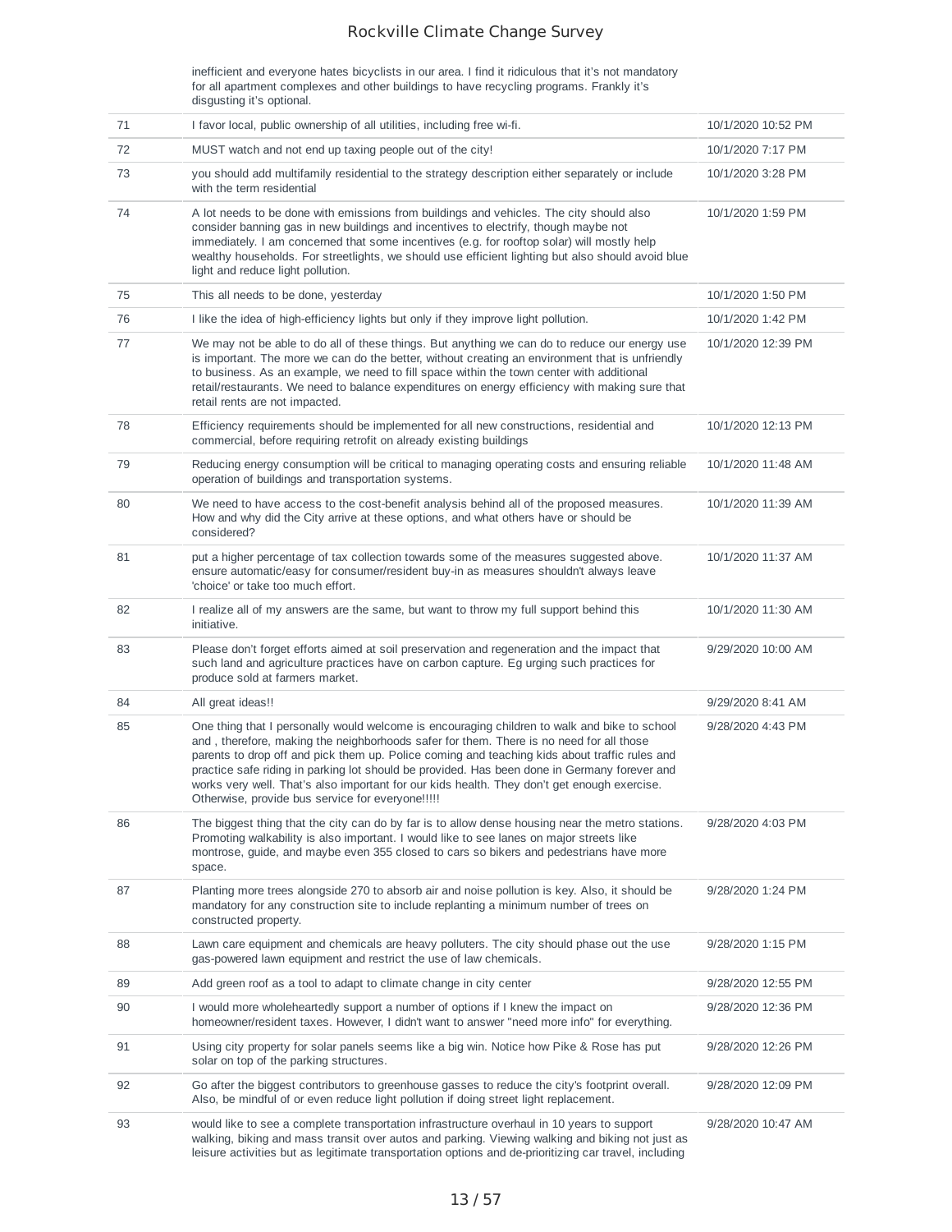| | | |
|---|---|---|
| | inefficient and everyone hates bicyclists in our area. I find it ridiculous that it's not mandatory for all apartment complexes and other buildings to have recycling programs. Frankly it's disgusting it's optional. | |
| 71 | I favor local, public ownership of all utilities, including free wi-fi. | 10/1/2020 10:52 PM |
| 72 | MUST watch and not end up taxing people out of the city! | 10/1/2020 7:17 PM |
| 73 | you should add multifamily residential to the strategy description either separately or include with the term residential | 10/1/2020 3:28 PM |
| 74 | A lot needs to be done with emissions from buildings and vehicles. The city should also consider banning gas in new buildings and incentives to electrify, though maybe not immediately. I am concerned that some incentives (e.g. for rooftop solar) will mostly help wealthy households. For streetlights, we should use efficient lighting but also should avoid blue light and reduce light pollution. | 10/1/2020 1:59 PM |
| 75 | This all needs to be done, yesterday | 10/1/2020 1:50 PM |
| 76 | I like the idea of high-efficiency lights but only if they improve light pollution. | 10/1/2020 1:42 PM |
| 77 | We may not be able to do all of these things. But anything we can do to reduce our energy use is important. The more we can do the better, without creating an environment that is unfriendly to business. As an example, we need to fill space within the town center with additional retail/restaurants. We need to balance expenditures on energy efficiency with making sure that retail rents are not impacted. | 10/1/2020 12:39 PM |
| 78 | Efficiency requirements should be implemented for all new constructions, residential and commercial, before requiring retrofit on already existing buildings | 10/1/2020 12:13 PM |
| 79 | Reducing energy consumption will be critical to managing operating costs and ensuring reliable operation of buildings and transportation systems. | 10/1/2020 11:48 AM |
| 80 | We need to have access to the cost-benefit analysis behind all of the proposed measures. How and why did the City arrive at these options, and what others have or should be considered? | 10/1/2020 11:39 AM |
| 81 | put a higher percentage of tax collection towards some of the measures suggested above. ensure automatic/easy for consumer/resident buy-in as measures shouldn't always leave 'choice' or take too much effort. | 10/1/2020 11:37 AM |
| 82 | I realize all of my answers are the same, but want to throw my full support behind this initiative. | 10/1/2020 11:30 AM |
| 83 | Please don't forget efforts aimed at soil preservation and regeneration and the impact that such land and agriculture practices have on carbon capture. Eg urging such practices for produce sold at farmers market. | 9/29/2020 10:00 AM |
| 84 | All great ideas!! | 9/29/2020 8:41 AM |
| 85 | One thing that I personally would welcome is encouraging children to walk and bike to school and , therefore, making the neighborhoods safer for them. There is no need for all those parents to drop off and pick them up. Police coming and teaching kids about traffic rules and practice safe riding in parking lot should be provided. Has been done in Germany forever and works very well. That's also important for our kids health. They don't get enough exercise. Otherwise, provide bus service for everyone!!!!! | 9/28/2020 4:43 PM |
| 86 | The biggest thing that the city can do by far is to allow dense housing near the metro stations. Promoting walkability is also important. I would like to see lanes on major streets like montrose, guide, and maybe even 355 closed to cars so bikers and pedestrians have more space. | 9/28/2020 4:03 PM |
| 87 | Planting more trees alongside 270 to absorb air and noise pollution is key. Also, it should be mandatory for any construction site to include replanting a minimum number of trees on constructed property. | 9/28/2020 1:24 PM |
| 88 | Lawn care equipment and chemicals are heavy polluters. The city should phase out the use gas-powered lawn equipment and restrict the use of law chemicals. | 9/28/2020 1:15 PM |
| 89 | Add green roof as a tool to adapt to climate change in city center | 9/28/2020 12:55 PM |
| 90 | I would more wholeheartedly support a number of options if I knew the impact on homeowner/resident taxes. However, I didn't want to answer "need more info" for everything. | 9/28/2020 12:36 PM |
| 91 | Using city property for solar panels seems like a big win. Notice how Pike & Rose has put solar on top of the parking structures. | 9/28/2020 12:26 PM |
| 92 | Go after the biggest contributors to greenhouse gasses to reduce the city's footprint overall. Also, be mindful of or even reduce light pollution if doing street light replacement. | 9/28/2020 12:09 PM |
| 93 | would like to see a complete transportation infrastructure overhaul in 10 years to support walking, biking and mass transit over autos and parking. Viewing walking and biking not just as leisure activities but as legitimate transportation options and de-prioritizing car travel, including | 9/28/2020 10:47 AM |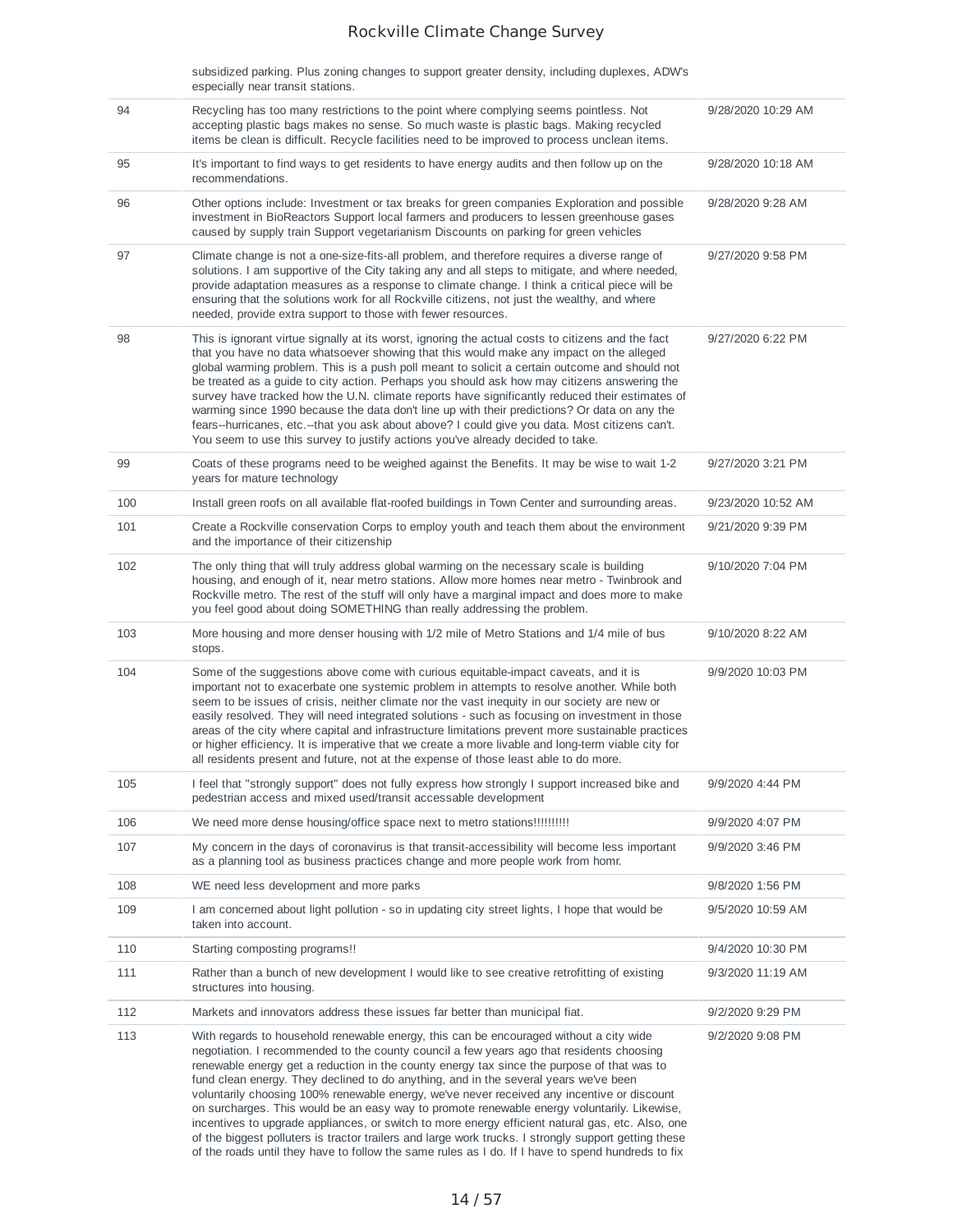| | | |
|---|---|---|
| | subsidized parking. Plus zoning changes to support greater density, including duplexes, ADW's especially near transit stations. | |
| 94 | Recycling has too many restrictions to the point where complying seems pointless. Not accepting plastic bags makes no sense. So much waste is plastic bags. Making recycled items be clean is difficult. Recycle facilities need to be improved to process unclean items. | 9/28/2020 10:29 AM |
| 95 | It's important to find ways to get residents to have energy audits and then follow up on the recommendations. | 9/28/2020 10:18 AM |
| 96 | Other options include: Investment or tax breaks for green companies Exploration and possible investment in BioReactors Support local farmers and producers to lessen greenhouse gases caused by supply train Support vegetarianism Discounts on parking for green vehicles | 9/28/2020 9:28 AM |
| 97 | Climate change is not a one-size-fits-all problem, and therefore requires a diverse range of solutions. I am supportive of the City taking any and all steps to mitigate, and where needed, provide adaptation measures as a response to climate change. I think a critical piece will be ensuring that the solutions work for all Rockville citizens, not just the wealthy, and where needed, provide extra support to those with fewer resources. | 9/27/2020 9:58 PM |
| 98 | This is ignorant virtue signally at its worst, ignoring the actual costs to citizens and the fact that you have no data whatsoever showing that this would make any impact on the alleged global warming problem. This is a push poll meant to solicit a certain outcome and should not be treated as a guide to city action. Perhaps you should ask how may citizens answering the survey have tracked how the U.N. climate reports have significantly reduced their estimates of warming since 1990 because the data don't line up with their predictions? Or data on any the fears--hurricanes, etc.--that you ask about above? I could give you data. Most citizens can't. You seem to use this survey to justify actions you've already decided to take. | 9/27/2020 6:22 PM |
| 99 | Coats of these programs need to be weighed against the Benefits. It may be wise to wait 1-2 years for mature technology | 9/27/2020 3:21 PM |
| 100 | Install green roofs on all available flat-roofed buildings in Town Center and surrounding areas. | 9/23/2020 10:52 AM |
| 101 | Create a Rockville conservation Corps to employ youth and teach them about the environment and the importance of their citizenship | 9/21/2020 9:39 PM |
| 102 | The only thing that will truly address global warming on the necessary scale is building housing, and enough of it, near metro stations. Allow more homes near metro - Twinbrook and Rockville metro. The rest of the stuff will only have a marginal impact and does more to make you feel good about doing SOMETHING than really addressing the problem. | 9/10/2020 7:04 PM |
| 103 | More housing and more denser housing with 1/2 mile of Metro Stations and 1/4 mile of bus stops. | 9/10/2020 8:22 AM |
| 104 | Some of the suggestions above come with curious equitable-impact caveats, and it is important not to exacerbate one systemic problem in attempts to resolve another. While both seem to be issues of crisis, neither climate nor the vast inequity in our society are new or easily resolved. They will need integrated solutions - such as focusing on investment in those areas of the city where capital and infrastructure limitations prevent more sustainable practices or higher efficiency. It is imperative that we create a more livable and long-term viable city for all residents present and future, not at the expense of those least able to do more. | 9/9/2020 10:03 PM |
| 105 | I feel that "strongly support" does not fully express how strongly I support increased bike and pedestrian access and mixed used/transit accessable development | 9/9/2020 4:44 PM |
| 106 | We need more dense housing/office space next to metro stations!!!!!!!!!! | 9/9/2020 4:07 PM |
| 107 | My concern in the days of coronavirus is that transit-accessibility will become less important as a planning tool as business practices change and more people work from homr. | 9/9/2020 3:46 PM |
| 108 | WE need less development and more parks | 9/8/2020 1:56 PM |
| 109 | I am concerned about light pollution - so in updating city street lights, I hope that would be taken into account. | 9/5/2020 10:59 AM |
| 110 | Starting composting programs!! | 9/4/2020 10:30 PM |
| 111 | Rather than a bunch of new development I would like to see creative retrofitting of existing structures into housing. | 9/3/2020 11:19 AM |
| 112 | Markets and innovators address these issues far better than municipal fiat. | 9/2/2020 9:29 PM |
| 113 | With regards to household renewable energy, this can be encouraged without a city wide negotiation. I recommended to the county council a few years ago that residents choosing renewable energy get a reduction in the county energy tax since the purpose of that was to fund clean energy. They declined to do anything, and in the several years we've been voluntarily choosing 100% renewable energy, we've never received any incentive or discount on surcharges. This would be an easy way to promote renewable energy voluntarily. Likewise, incentives to upgrade appliances, or switch to more energy efficient natural gas, etc. Also, one of the biggest polluters is tractor trailers and large work trucks. I strongly support getting these of the roads until they have to follow the same rules as I do. If I have to spend hundreds to fix | 9/2/2020 9:08 PM |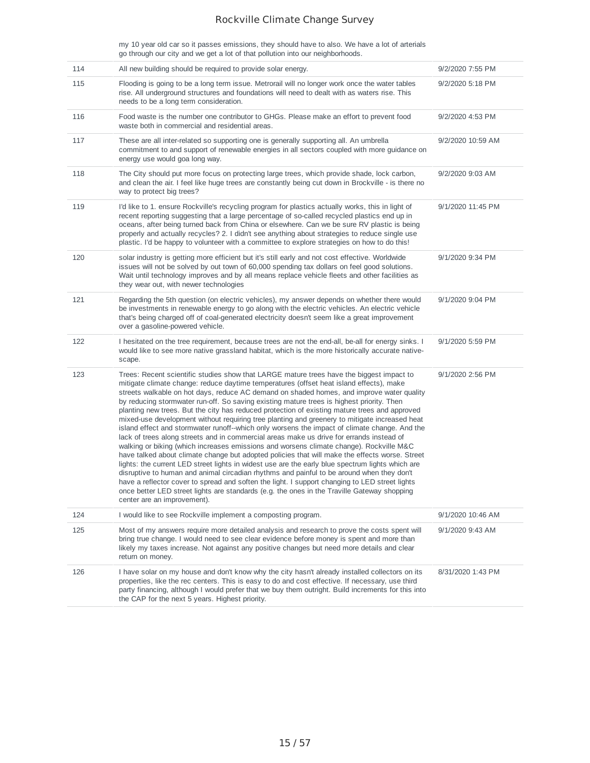| | my 10 year old car so it passes emissions, they should have to also. We have a lot of arterials go through our city and we get a lot of that pollution into our neighborhoods. | |
|---|---|---|
| 114 | All new building should be required to provide solar energy. | 9/2/2020 7:55 PM |
| 115 | Flooding is going to be a long term issue. Metrorail will no longer work once the water tables rise. All underground structures and foundations will need to dealt with as waters rise. This needs to be a long term consideration. | 9/2/2020 5:18 PM |
| 116 | Food waste is the number one contributor to GHGs. Please make an effort to prevent food waste both in commercial and residential areas. | 9/2/2020 4:53 PM |
| 117 | These are all inter-related so supporting one is generally supporting all. An umbrella commitment to and support of renewable energies in all sectors coupled with more guidance on energy use would goa long way. | 9/2/2020 10:59 AM |
| 118 | The City should put more focus on protecting large trees, which provide shade, lock carbon, and clean the air. I feel like huge trees are constantly being cut down in Brockville - is there no way to protect big trees? | 9/2/2020 9:03 AM |
| 119 | I'd like to 1. ensure Rockville's recycling program for plastics actually works, this in light of recent reporting suggesting that a large percentage of so-called recycled plastics end up in oceans, after being turned back from China or elsewhere. Can we be sure RV plastic is being properly and actually recycles? 2. I didn't see anything about strategies to reduce single use plastic. I'd be happy to volunteer with a committee to explore strategies on how to do this! | 9/1/2020 11:45 PM |
| 120 | solar industry is getting more efficient but it's still early and not cost effective. Worldwide issues will not be solved by out town of 60,000 spending tax dollars on feel good solutions. Wait until technology improves and by all means replace vehicle fleets and other facilities as they wear out, with newer technologies | 9/1/2020 9:34 PM |
| 121 | Regarding the 5th question (on electric vehicles), my answer depends on whether there would be investments in renewable energy to go along with the electric vehicles. An electric vehicle that's being charged off of coal-generated electricity doesn't seem like a great improvement over a gasoline-powered vehicle. | 9/1/2020 9:04 PM |
| 122 | I hesitated on the tree requirement, because trees are not the end-all, be-all for energy sinks. I would like to see more native grassland habitat, which is the more historically accurate native-scape. | 9/1/2020 5:59 PM |
| 123 | Trees: Recent scientific studies show that LARGE mature trees have the biggest impact to mitigate climate change: reduce daytime temperatures (offset heat island effects), make streets walkable on hot days, reduce AC demand on shaded homes, and improve water quality by reducing stormwater run-off. So saving existing mature trees is highest priority. Then planting new trees. But the city has reduced protection of existing mature trees and approved mixed-use development without requiring tree planting and greenery to mitigate increased heat island effect and stormwater runoff--which only worsens the impact of climate change. And the lack of trees along streets and in commercial areas make us drive for errands instead of walking or biking (which increases emissions and worsens climate change). Rockville M&C have talked about climate change but adopted policies that will make the effects worse. Street lights: the current LED street lights in widest use are the early blue spectrum lights which are disruptive to human and animal circadian rhythms and painful to be around when they don't have a reflector cover to spread and soften the light. I support changing to LED street lights once better LED street lights are standards (e.g. the ones in the Traville Gateway shopping center are an improvement). | 9/1/2020 2:56 PM |
| 124 | I would like to see Rockville implement a composting program. | 9/1/2020 10:46 AM |
| 125 | Most of my answers require more detailed analysis and research to prove the costs spent will bring true change. I would need to see clear evidence before money is spent and more than likely my taxes increase. Not against any positive changes but need more details and clear return on money. | 9/1/2020 9:43 AM |
| 126 | I have solar on my house and don't know why the city hasn't already installed collectors on its properties, like the rec centers. This is easy to do and cost effective. If necessary, use third party financing, although I would prefer that we buy them outright. Build increments for this into the CAP for the next 5 years. Highest priority. | 8/31/2020 1:43 PM |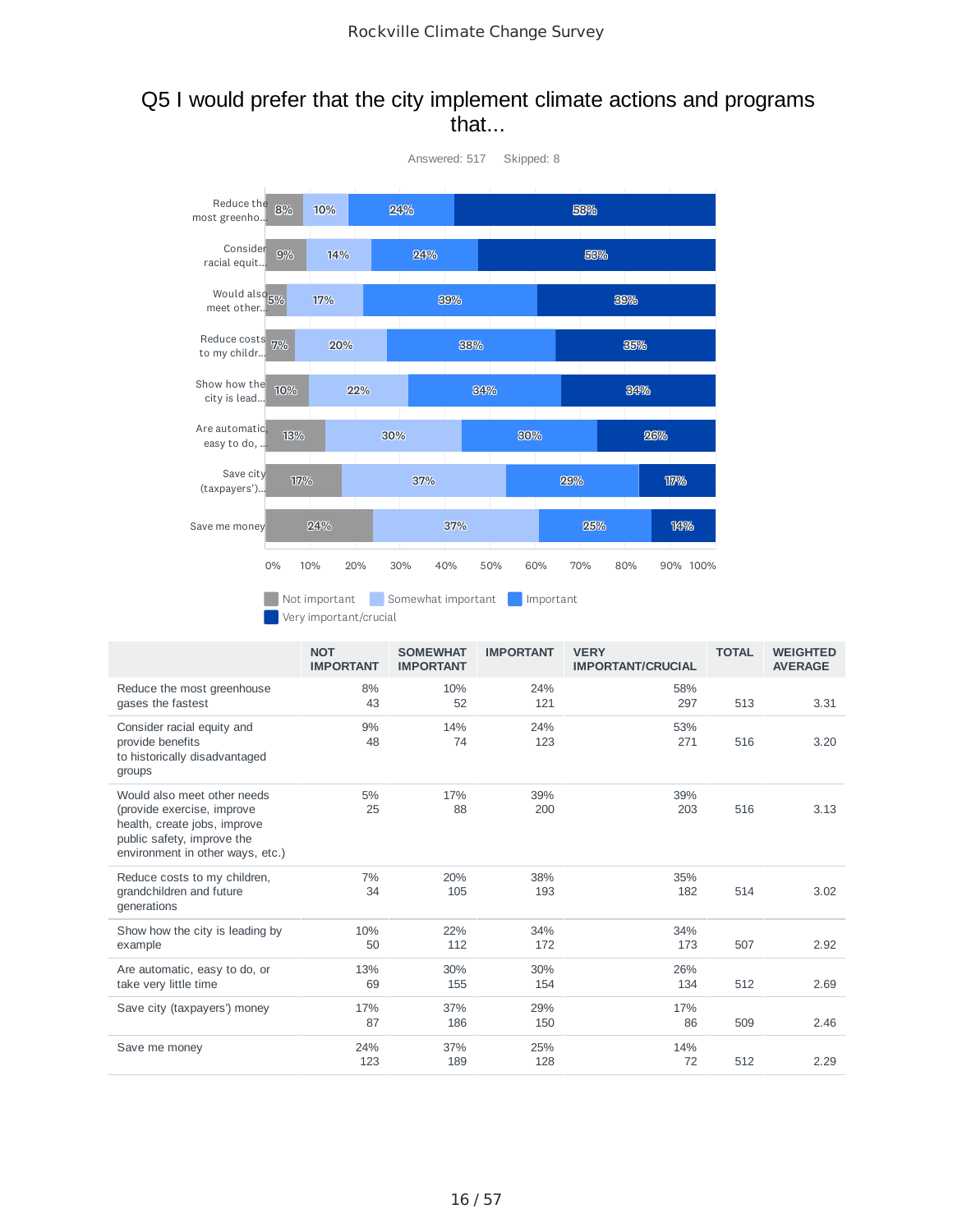## Q5 I would prefer that the city implement climate actions and programs that...

Answered: 517 Skipped: 8

|  | NOT IMPORTANT | SOMEWHAT IMPORTANT | IMPORTANT | VERY IMPORTANT/CRUCIAL | TOTAL | WEIGHTED AVERAGE |
|---|---|---|---|---|---|---|
| Reduce the most greenhouse gases the fastest | 8%<br>43 | 10%<br>52 | 24%<br>121 | 58%<br>297 | 513 | 3.31 |
| Consider racial equity and provide benefits to historically disadvantaged groups | 9%<br>48 | 14%<br>74 | 24%<br>123 | 53%<br>271 | 516 | 3.20 |
| Would also meet other needs (provide exercise, improve health, create jobs, improve public safety, improve the environment in other ways, etc.) | 5%<br>25 | 17%<br>88 | 39%<br>200 | 39%<br>203 | 516 | 3.13 |
| Reduce costs to my children, grandchildren and future generations | 7%<br>34 | 20%<br>105 | 38%<br>193 | 35%<br>182 | 514 | 3.02 |
| Show how the city is leading by example | 10%<br>50 | 22%<br>112 | 34%<br>172 | 34%<br>173 | 507 | 2.92 |
| Are automatic, easy to do, or take very little time | 13%<br>69 | 30%<br>155 | 30%<br>154 | 26%<br>134 | 512 | 2.69 |
| Save city (taxpayers') money | 17%<br>87 | 37%<br>186 | 29%<br>150 | 17%<br>86 | 509 | 2.46 |
| Save me money | 24%<br>123 | 37%<br>189 | 25%<br>128 | 14%<br>72 | 512 | 2.29 |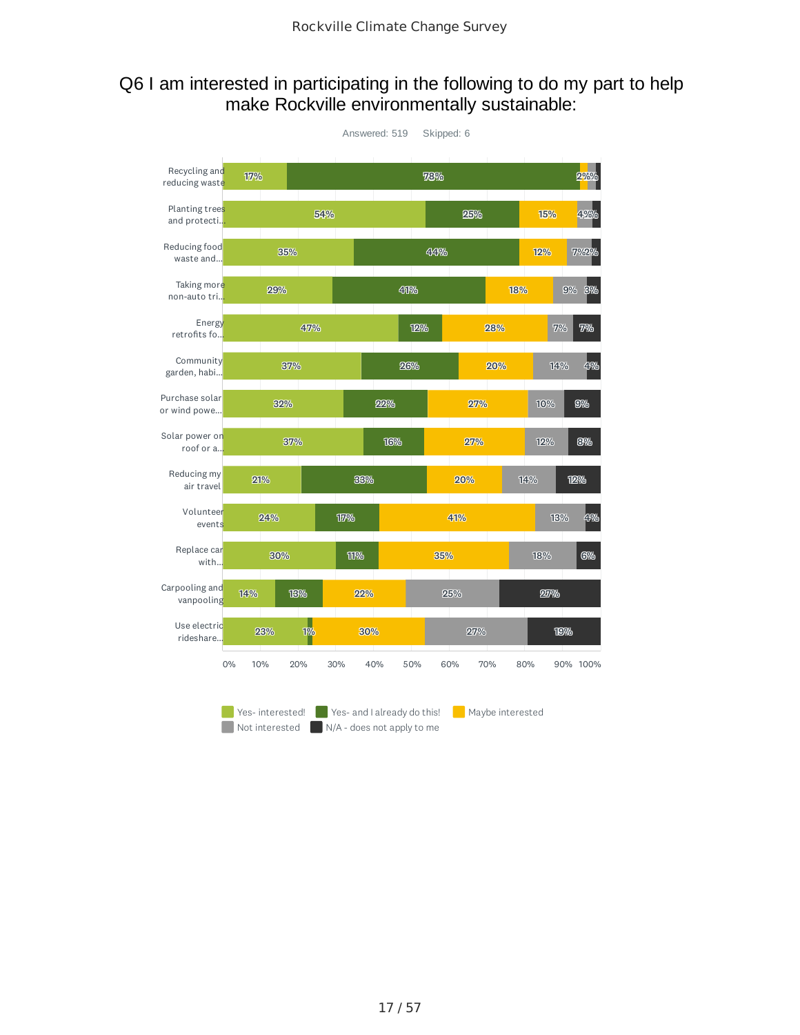# Q6 I am interested in participating in the following to do my part to help make Rockville environmentally sustainable:

Answered: 519  Skipped: 6

| | Yes- interested! | Yes- and I already do this! | Maybe interested | Not interested | N/A - does not apply to me |
|---|---|---|---|---|---|
| Recycling and reducing waste | 17% | 78% | 2% | 2% | % |
| Planting trees and protecti... | 54% | 25% | 15% | 4% | % |
| Reducing food waste and... | 35% | 44% | 12% | 7% | 2% |
| Taking more non-auto tri... | 29% | 41% | 18% | 9% | 3% |
| Energy retrofits fo... | 47% | 12% | 28% | 7% | 7% |
| Community garden, habi... | 37% | 26% | 20% | 14% | 4% |
| Purchase solar or wind powe... | 32% | 22% | 27% | 10% | 9% |
| Solar power on roof or a... | 37% | 16% | 27% | 12% | 8% |
| Reducing my air travel | 21% | 33% | 20% | 14% | 12% |
| Volunteer events | 24% | 17% | 41% | 13% | 4% |
| Replace car with... | 30% | 11% | 35% | 18% | 6% |
| Carpooling and vanpooling | 14% | 13% | 22% | 25% | 27% |
| Use electric rideshare... | 23% | 1% | 30% | 27% | 19% |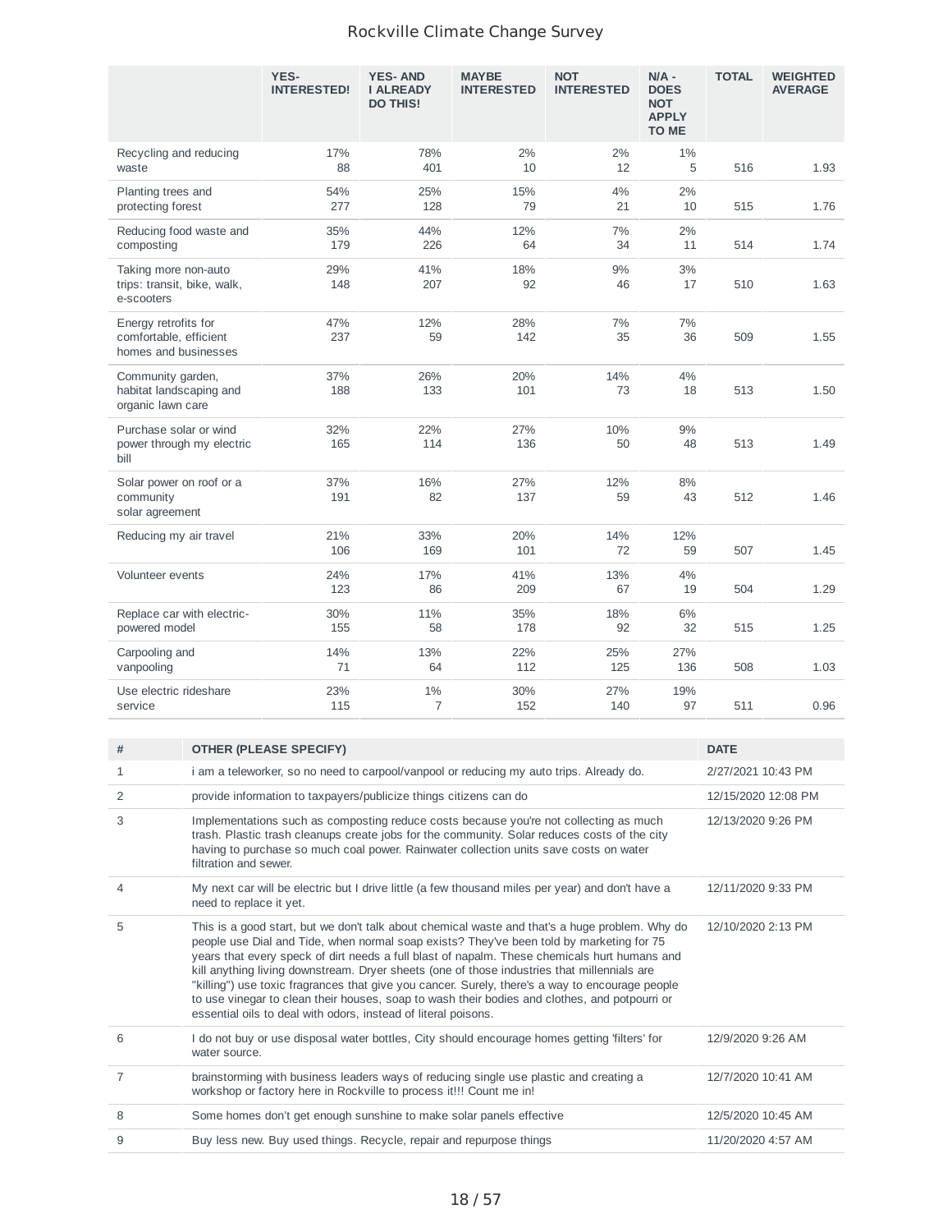| | YES- INTERESTED! | YES- AND I ALREADY DO THIS! | MAYBE INTERESTED | NOT INTERESTED | N/A - DOES NOT APPLY TO ME | TOTAL | WEIGHTED AVERAGE |
|---|---|---|---|---|---|---|---|
| Recycling and reducing waste | 17% 88 | 78% 401 | 2% 10 | 2% 12 | 1% 5 | 516 | 1.93 |
| Planting trees and protecting forest | 54% 277 | 25% 128 | 15% 79 | 4% 21 | 2% 10 | 515 | 1.76 |
| Reducing food waste and composting | 35% 179 | 44% 226 | 12% 64 | 7% 34 | 2% 11 | 514 | 1.74 |
| Taking more non-auto trips: transit, bike, walk, e-scooters | 29% 148 | 41% 207 | 18% 92 | 9% 46 | 3% 17 | 510 | 1.63 |
| Energy retrofits for comfortable, efficient homes and businesses | 47% 237 | 12% 59 | 28% 142 | 7% 35 | 7% 36 | 509 | 1.55 |
| Community garden, habitat landscaping and organic lawn care | 37% 188 | 26% 133 | 20% 101 | 14% 73 | 4% 18 | 513 | 1.50 |
| Purchase solar or wind power through my electric bill | 32% 165 | 22% 114 | 27% 136 | 10% 50 | 9% 48 | 513 | 1.49 |
| Solar power on roof or a community solar agreement | 37% 191 | 16% 82 | 27% 137 | 12% 59 | 8% 43 | 512 | 1.46 |
| Reducing my air travel | 21% 106 | 33% 169 | 20% 101 | 14% 72 | 12% 59 | 507 | 1.45 |
| Volunteer events | 24% 123 | 17% 86 | 41% 209 | 13% 67 | 4% 19 | 504 | 1.29 |
| Replace car with electric-powered model | 30% 155 | 11% 58 | 35% 178 | 18% 92 | 6% 32 | 515 | 1.25 |
| Carpooling and vanpooling | 14% 71 | 13% 64 | 22% 112 | 25% 125 | 27% 136 | 508 | 1.03 |
| Use electric rideshare service | 23% 115 | 1% 7 | 30% 152 | 27% 140 | 19% 97 | 511 | 0.96 |

| # | OTHER (PLEASE SPECIFY) | DATE |
|---|---|---|
| 1 | i am a teleworker, so no need to carpool/vanpool or reducing my auto trips. Already do. | 2/27/2021 10:43 PM |
| 2 | provide information to taxpayers/publicize things citizens can do | 12/15/2020 12:08 PM |
| 3 | Implementations such as composting reduce costs because you're not collecting as much trash. Plastic trash cleanups create jobs for the community. Solar reduces costs of the city having to purchase so much coal power. Rainwater collection units save costs on water filtration and sewer. | 12/13/2020 9:26 PM |
| 4 | My next car will be electric but I drive little (a few thousand miles per year) and don't have a need to replace it yet. | 12/11/2020 9:33 PM |
| 5 | This is a good start, but we don't talk about chemical waste and that's a huge problem. Why do people use Dial and Tide, when normal soap exists? They've been told by marketing for 75 years that every speck of dirt needs a full blast of napalm. These chemicals hurt humans and kill anything living downstream. Dryer sheets (one of those industries that millennials are "killing") use toxic fragrances that give you cancer. Surely, there's a way to encourage people to use vinegar to clean their houses, soap to wash their bodies and clothes, and potpourri or essential oils to deal with odors, instead of literal poisons. | 12/10/2020 2:13 PM |
| 6 | I do not buy or use disposal water bottles, City should encourage homes getting 'filters' for water source. | 12/9/2020 9:26 AM |
| 7 | brainstorming with business leaders ways of reducing single use plastic and creating a workshop or factory here in Rockville to process it!!! Count me in! | 12/7/2020 10:41 AM |
| 8 | Some homes don't get enough sunshine to make solar panels effective | 12/5/2020 10:45 AM |
| 9 | Buy less new. Buy used things. Recycle, repair and repurpose things | 11/20/2020 4:57 AM |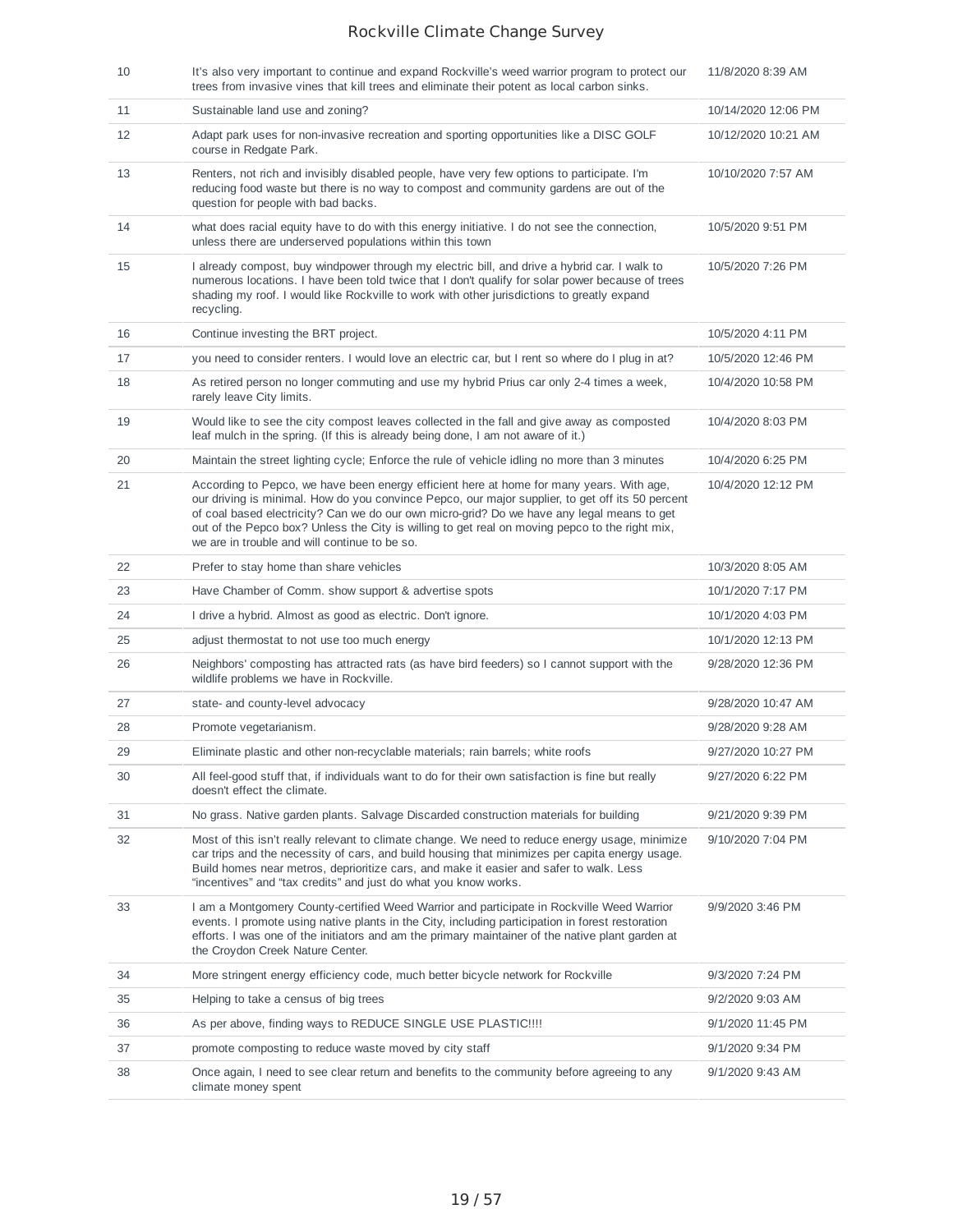| | | |
|---|---|---|
| 10 | It's also very important to continue and expand Rockville's weed warrior program to protect our trees from invasive vines that kill trees and eliminate their potent as local carbon sinks. | 11/8/2020 8:39 AM |
| 11 | Sustainable land use and zoning? | 10/14/2020 12:06 PM |
| 12 | Adapt park uses for non-invasive recreation and sporting opportunities like a DISC GOLF course in Redgate Park. | 10/12/2020 10:21 AM |
| 13 | Renters, not rich and invisibly disabled people, have very few options to participate. I'm reducing food waste but there is no way to compost and community gardens are out of the question for people with bad backs. | 10/10/2020 7:57 AM |
| 14 | what does racial equity have to do with this energy initiative. I do not see the connection, unless there are underserved populations within this town | 10/5/2020 9:51 PM |
| 15 | I already compost, buy windpower through my electric bill, and drive a hybrid car. I walk to numerous locations. I have been told twice that I don't qualify for solar power because of trees shading my roof. I would like Rockville to work with other jurisdictions to greatly expand recycling. | 10/5/2020 7:26 PM |
| 16 | Continue investing the BRT project. | 10/5/2020 4:11 PM |
| 17 | you need to consider renters. I would love an electric car, but I rent so where do I plug in at? | 10/5/2020 12:46 PM |
| 18 | As retired person no longer commuting and use my hybrid Prius car only 2-4 times a week, rarely leave City limits. | 10/4/2020 10:58 PM |
| 19 | Would like to see the city compost leaves collected in the fall and give away as composted leaf mulch in the spring. (If this is already being done, I am not aware of it.) | 10/4/2020 8:03 PM |
| 20 | Maintain the street lighting cycle; Enforce the rule of vehicle idling no more than 3 minutes | 10/4/2020 6:25 PM |
| 21 | According to Pepco, we have been energy efficient here at home for many years. With age, our driving is minimal. How do you convince Pepco, our major supplier, to get off its 50 percent of coal based electricity? Can we do our own micro-grid? Do we have any legal means to get out of the Pepco box? Unless the City is willing to get real on moving pepco to the right mix, we are in trouble and will continue to be so. | 10/4/2020 12:12 PM |
| 22 | Prefer to stay home than share vehicles | 10/3/2020 8:05 AM |
| 23 | Have Chamber of Comm. show support & advertise spots | 10/1/2020 7:17 PM |
| 24 | I drive a hybrid. Almost as good as electric. Don't ignore. | 10/1/2020 4:03 PM |
| 25 | adjust thermostat to not use too much energy | 10/1/2020 12:13 PM |
| 26 | Neighbors' composting has attracted rats (as have bird feeders) so I cannot support with the wildlife problems we have in Rockville. | 9/28/2020 12:36 PM |
| 27 | state- and county-level advocacy | 9/28/2020 10:47 AM |
| 28 | Promote vegetarianism. | 9/28/2020 9:28 AM |
| 29 | Eliminate plastic and other non-recyclable materials; rain barrels; white roofs | 9/27/2020 10:27 PM |
| 30 | All feel-good stuff that, if individuals want to do for their own satisfaction is fine but really doesn't effect the climate. | 9/27/2020 6:22 PM |
| 31 | No grass. Native garden plants. Salvage Discarded construction materials for building | 9/21/2020 9:39 PM |
| 32 | Most of this isn't really relevant to climate change. We need to reduce energy usage, minimize car trips and the necessity of cars, and build housing that minimizes per capita energy usage. Build homes near metros, deprioritize cars, and make it easier and safer to walk. Less "incentives" and "tax credits" and just do what you know works. | 9/10/2020 7:04 PM |
| 33 | I am a Montgomery County-certified Weed Warrior and participate in Rockville Weed Warrior events. I promote using native plants in the City, including participation in forest restoration efforts. I was one of the initiators and am the primary maintainer of the native plant garden at the Croydon Creek Nature Center. | 9/9/2020 3:46 PM |
| 34 | More stringent energy efficiency code, much better bicycle network for Rockville | 9/3/2020 7:24 PM |
| 35 | Helping to take a census of big trees | 9/2/2020 9:03 AM |
| 36 | As per above, finding ways to REDUCE SINGLE USE PLASTIC!!!! | 9/1/2020 11:45 PM |
| 37 | promote composting to reduce waste moved by city staff | 9/1/2020 9:34 PM |
| 38 | Once again, I need to see clear return and benefits to the community before agreeing to any climate money spent | 9/1/2020 9:43 AM |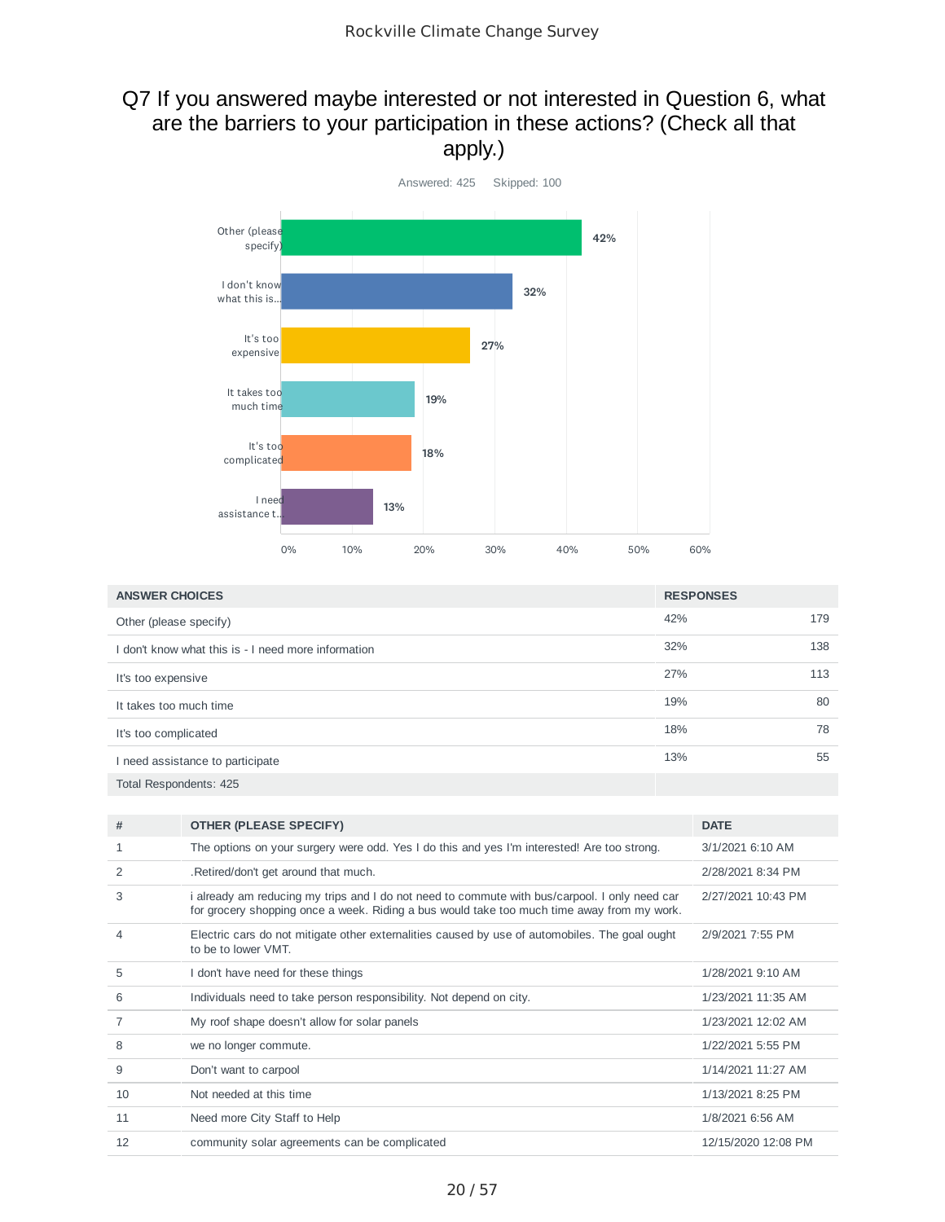## Q7 If you answered maybe interested or not interested in Question 6, what are the barriers to your participation in these actions? (Check all that apply.)

Answered: 425 Skipped: 100

| ANSWER CHOICES | RESPONSES | |
|---|---|---|
| Other (please specify) | 42% | 179 |
| I don't know what this is - I need more information | 32% | 138 |
| It's too expensive | 27% | 113 |
| It takes too much time | 19% | 80 |
| It's too complicated | 18% | 78 |
| I need assistance to participate | 13% | 55 |
| Total Respondents: 425 | | |

| # | OTHER (PLEASE SPECIFY) | DATE |
|---|---|---|
| 1 | The options on your surgery were odd. Yes I do this and yes I'm interested! Are too strong. | 3/1/2021 6:10 AM |
| 2 | .Retired/don't get around that much. | 2/28/2021 8:34 PM |
| 3 | i already am reducing my trips and I do not need to commute with bus/carpool. I only need car for grocery shopping once a week. Riding a bus would take too much time away from my work. | 2/27/2021 10:43 PM |
| 4 | Electric cars do not mitigate other externalities caused by use of automobiles. The goal ought to be to lower VMT. | 2/9/2021 7:55 PM |
| 5 | I don't have need for these things | 1/28/2021 9:10 AM |
| 6 | Individuals need to take person responsibility. Not depend on city. | 1/23/2021 11:35 AM |
| 7 | My roof shape doesn't allow for solar panels | 1/23/2021 12:02 AM |
| 8 | we no longer commute. | 1/22/2021 5:55 PM |
| 9 | Don't want to carpool | 1/14/2021 11:27 AM |
| 10 | Not needed at this time | 1/13/2021 8:25 PM |
| 11 | Need more City Staff to Help | 1/8/2021 6:56 AM |
| 12 | community solar agreements can be complicated | 12/15/2020 12:08 PM |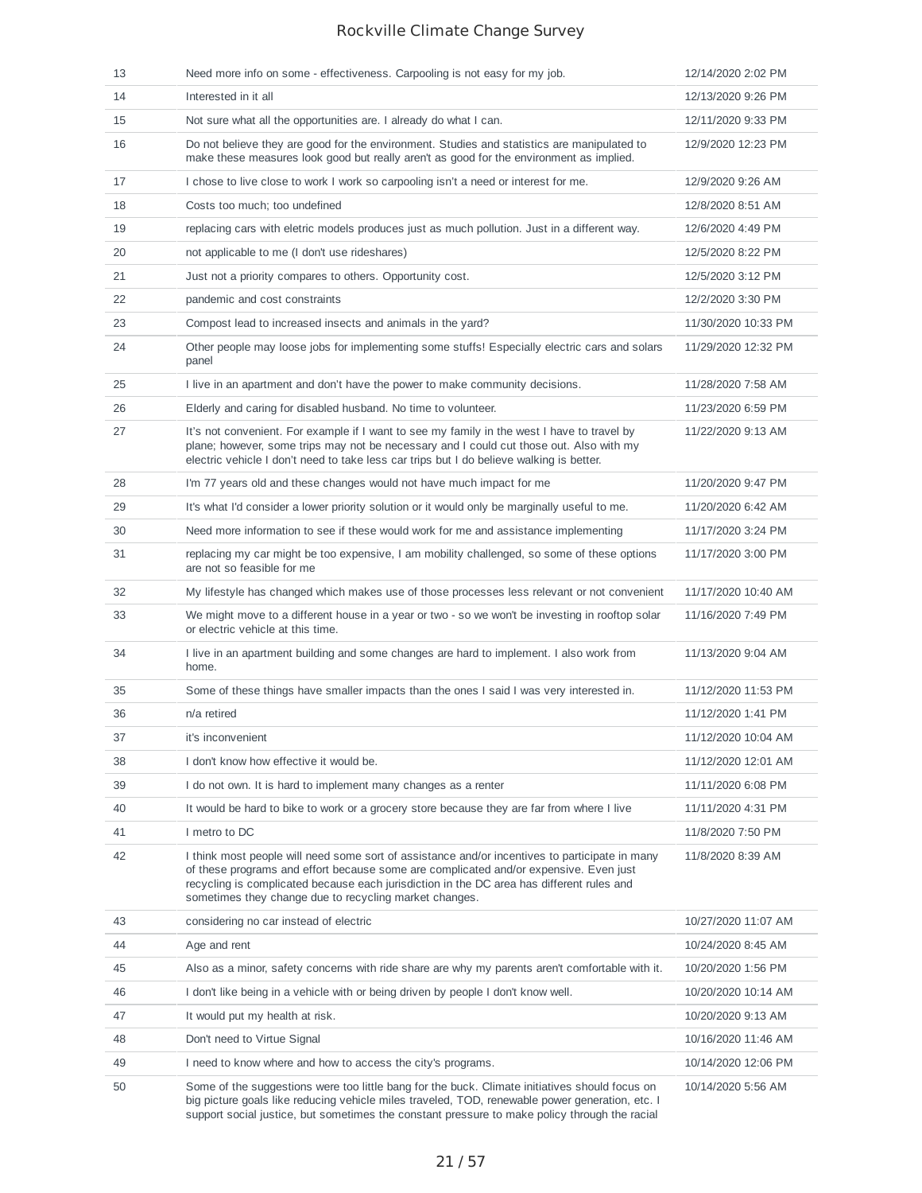| | | |
|---|---|---|
| 13 | Need more info on some - effectiveness. Carpooling is not easy for my job. | 12/14/2020 2:02 PM |
| 14 | Interested in it all | 12/13/2020 9:26 PM |
| 15 | Not sure what all the opportunities are. I already do what I can. | 12/11/2020 9:33 PM |
| 16 | Do not believe they are good for the environment. Studies and statistics are manipulated to make these measures look good but really aren't as good for the environment as implied. | 12/9/2020 12:23 PM |
| 17 | I chose to live close to work I work so carpooling isn't a need or interest for me. | 12/9/2020 9:26 AM |
| 18 | Costs too much; too undefined | 12/8/2020 8:51 AM |
| 19 | replacing cars with eletric models produces just as much pollution. Just in a different way. | 12/6/2020 4:49 PM |
| 20 | not applicable to me (I don't use rideshares) | 12/5/2020 8:22 PM |
| 21 | Just not a priority compares to others. Opportunity cost. | 12/5/2020 3:12 PM |
| 22 | pandemic and cost constraints | 12/2/2020 3:30 PM |
| 23 | Compost lead to increased insects and animals in the yard? | 11/30/2020 10:33 PM |
| 24 | Other people may loose jobs for implementing some stuffs! Especially electric cars and solars panel | 11/29/2020 12:32 PM |
| 25 | I live in an apartment and don't have the power to make community decisions. | 11/28/2020 7:58 AM |
| 26 | Elderly and caring for disabled husband. No time to volunteer. | 11/23/2020 6:59 PM |
| 27 | It's not convenient. For example if I want to see my family in the west I have to travel by plane; however, some trips may not be necessary and I could cut those out. Also with my electric vehicle I don't need to take less car trips but I do believe walking is better. | 11/22/2020 9:13 AM |
| 28 | I'm 77 years old and these changes would not have much impact for me | 11/20/2020 9:47 PM |
| 29 | It's what I'd consider a lower priority solution or it would only be marginally useful to me. | 11/20/2020 6:42 AM |
| 30 | Need more information to see if these would work for me and assistance implementing | 11/17/2020 3:24 PM |
| 31 | replacing my car might be too expensive, I am mobility challenged, so some of these options are not so feasible for me | 11/17/2020 3:00 PM |
| 32 | My lifestyle has changed which makes use of those processes less relevant or not convenient | 11/17/2020 10:40 AM |
| 33 | We might move to a different house in a year or two - so we won't be investing in rooftop solar or electric vehicle at this time. | 11/16/2020 7:49 PM |
| 34 | I live in an apartment building and some changes are hard to implement. I also work from home. | 11/13/2020 9:04 AM |
| 35 | Some of these things have smaller impacts than the ones I said I was very interested in. | 11/12/2020 11:53 PM |
| 36 | n/a retired | 11/12/2020 1:41 PM |
| 37 | it's inconvenient | 11/12/2020 10:04 AM |
| 38 | I don't know how effective it would be. | 11/12/2020 12:01 AM |
| 39 | I do not own. It is hard to implement many changes as a renter | 11/11/2020 6:08 PM |
| 40 | It would be hard to bike to work or a grocery store because they are far from where I live | 11/11/2020 4:31 PM |
| 41 | I metro to DC | 11/8/2020 7:50 PM |
| 42 | I think most people will need some sort of assistance and/or incentives to participate in many of these programs and effort because some are complicated and/or expensive. Even just recycling is complicated because each jurisdiction in the DC area has different rules and sometimes they change due to recycling market changes. | 11/8/2020 8:39 AM |
| 43 | considering no car instead of electric | 10/27/2020 11:07 AM |
| 44 | Age and rent | 10/24/2020 8:45 AM |
| 45 | Also as a minor, safety concerns with ride share are why my parents aren't comfortable with it. | 10/20/2020 1:56 PM |
| 46 | I don't like being in a vehicle with or being driven by people I don't know well. | 10/20/2020 10:14 AM |
| 47 | It would put my health at risk. | 10/20/2020 9:13 AM |
| 48 | Don't need to Virtue Signal | 10/16/2020 11:46 AM |
| 49 | I need to know where and how to access the city's programs. | 10/14/2020 12:06 PM |
| 50 | Some of the suggestions were too little bang for the buck. Climate initiatives should focus on big picture goals like reducing vehicle miles traveled, TOD, renewable power generation, etc. I support social justice, but sometimes the constant pressure to make policy through the racial | 10/14/2020 5:56 AM |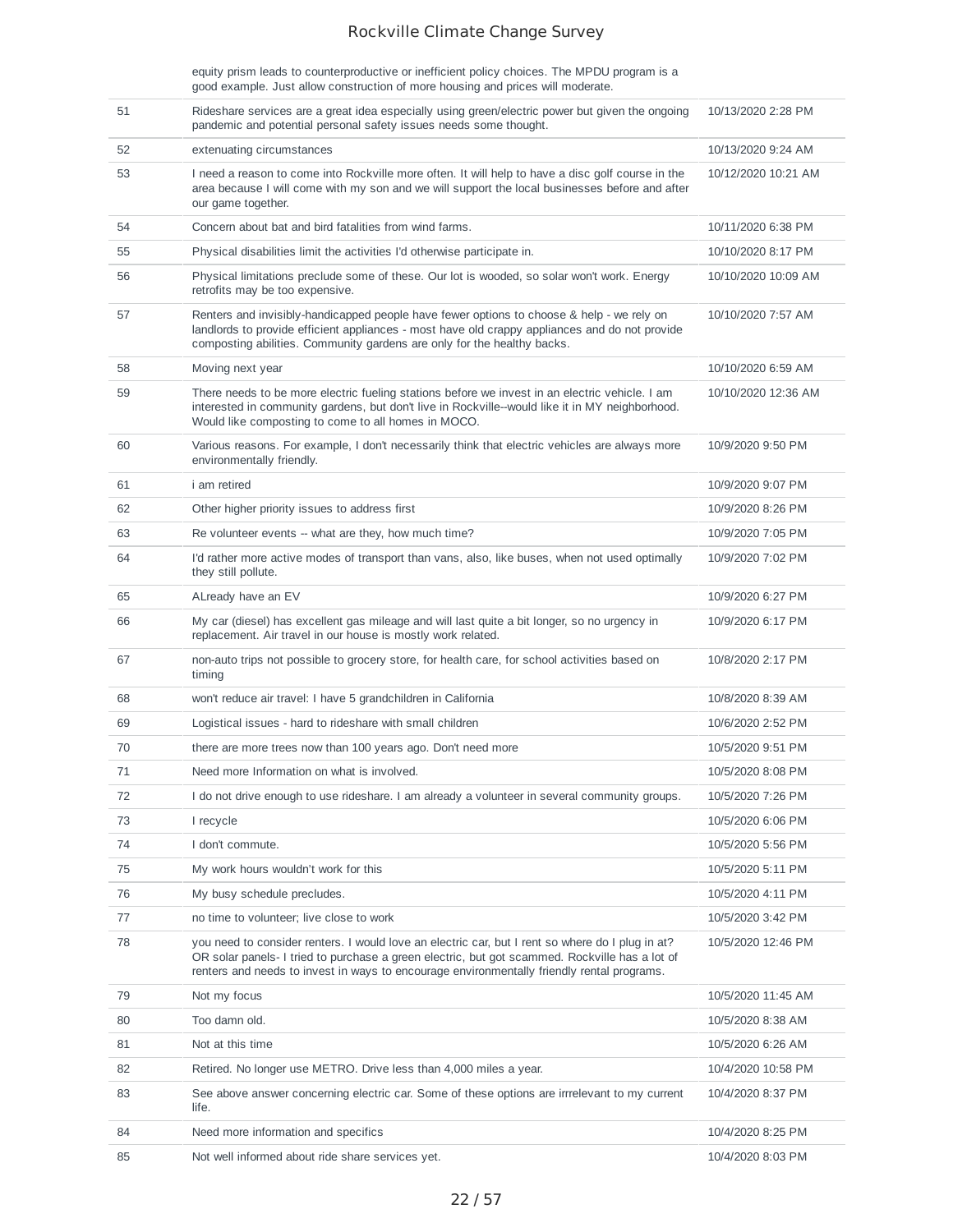| | | |
|---|---|---|
| | equity prism leads to counterproductive or inefficient policy choices. The MPDU program is a good example. Just allow construction of more housing and prices will moderate. | |
| 51 | Rideshare services are a great idea especially using green/electric power but given the ongoing pandemic and potential personal safety issues needs some thought. | 10/13/2020 2:28 PM |
| 52 | extenuating circumstances | 10/13/2020 9:24 AM |
| 53 | I need a reason to come into Rockville more often. It will help to have a disc golf course in the area because I will come with my son and we will support the local businesses before and after our game together. | 10/12/2020 10:21 AM |
| 54 | Concern about bat and bird fatalities from wind farms. | 10/11/2020 6:38 PM |
| 55 | Physical disabilities limit the activities I'd otherwise participate in. | 10/10/2020 8:17 PM |
| 56 | Physical limitations preclude some of these. Our lot is wooded, so solar won't work. Energy retrofits may be too expensive. | 10/10/2020 10:09 AM |
| 57 | Renters and invisibly-handicapped people have fewer options to choose & help - we rely on landlords to provide efficient appliances - most have old crappy appliances and do not provide composting abilities. Community gardens are only for the healthy backs. | 10/10/2020 7:57 AM |
| 58 | Moving next year | 10/10/2020 6:59 AM |
| 59 | There needs to be more electric fueling stations before we invest in an electric vehicle. I am interested in community gardens, but don't live in Rockville--would like it in MY neighborhood. Would like composting to come to all homes in MOCO. | 10/10/2020 12:36 AM |
| 60 | Various reasons. For example, I don't necessarily think that electric vehicles are always more environmentally friendly. | 10/9/2020 9:50 PM |
| 61 | i am retired | 10/9/2020 9:07 PM |
| 62 | Other higher priority issues to address first | 10/9/2020 8:26 PM |
| 63 | Re volunteer events -- what are they, how much time? | 10/9/2020 7:05 PM |
| 64 | I'd rather more active modes of transport than vans, also, like buses, when not used optimally they still pollute. | 10/9/2020 7:02 PM |
| 65 | ALready have an EV | 10/9/2020 6:27 PM |
| 66 | My car (diesel) has excellent gas mileage and will last quite a bit longer, so no urgency in replacement. Air travel in our house is mostly work related. | 10/9/2020 6:17 PM |
| 67 | non-auto trips not possible to grocery store, for health care, for school activities based on timing | 10/8/2020 2:17 PM |
| 68 | won't reduce air travel: I have 5 grandchildren in California | 10/8/2020 8:39 AM |
| 69 | Logistical issues - hard to rideshare with small children | 10/6/2020 2:52 PM |
| 70 | there are more trees now than 100 years ago. Don't need more | 10/5/2020 9:51 PM |
| 71 | Need more Information on what is involved. | 10/5/2020 8:08 PM |
| 72 | I do not drive enough to use rideshare. I am already a volunteer in several community groups. | 10/5/2020 7:26 PM |
| 73 | I recycle | 10/5/2020 6:06 PM |
| 74 | I don't commute. | 10/5/2020 5:56 PM |
| 75 | My work hours wouldn't work for this | 10/5/2020 5:11 PM |
| 76 | My busy schedule precludes. | 10/5/2020 4:11 PM |
| 77 | no time to volunteer; live close to work | 10/5/2020 3:42 PM |
| 78 | you need to consider renters. I would love an electric car, but I rent so where do I plug in at? OR solar panels- I tried to purchase a green electric, but got scammed. Rockville has a lot of renters and needs to invest in ways to encourage environmentally friendly rental programs. | 10/5/2020 12:46 PM |
| 79 | Not my focus | 10/5/2020 11:45 AM |
| 80 | Too damn old. | 10/5/2020 8:38 AM |
| 81 | Not at this time | 10/5/2020 6:26 AM |
| 82 | Retired. No longer use METRO. Drive less than 4,000 miles a year. | 10/4/2020 10:58 PM |
| 83 | See above answer concerning electric car. Some of these options are irrrelevant to my current life. | 10/4/2020 8:37 PM |
| 84 | Need more information and specifics | 10/4/2020 8:25 PM |
| 85 | Not well informed about ride share services yet. | 10/4/2020 8:03 PM |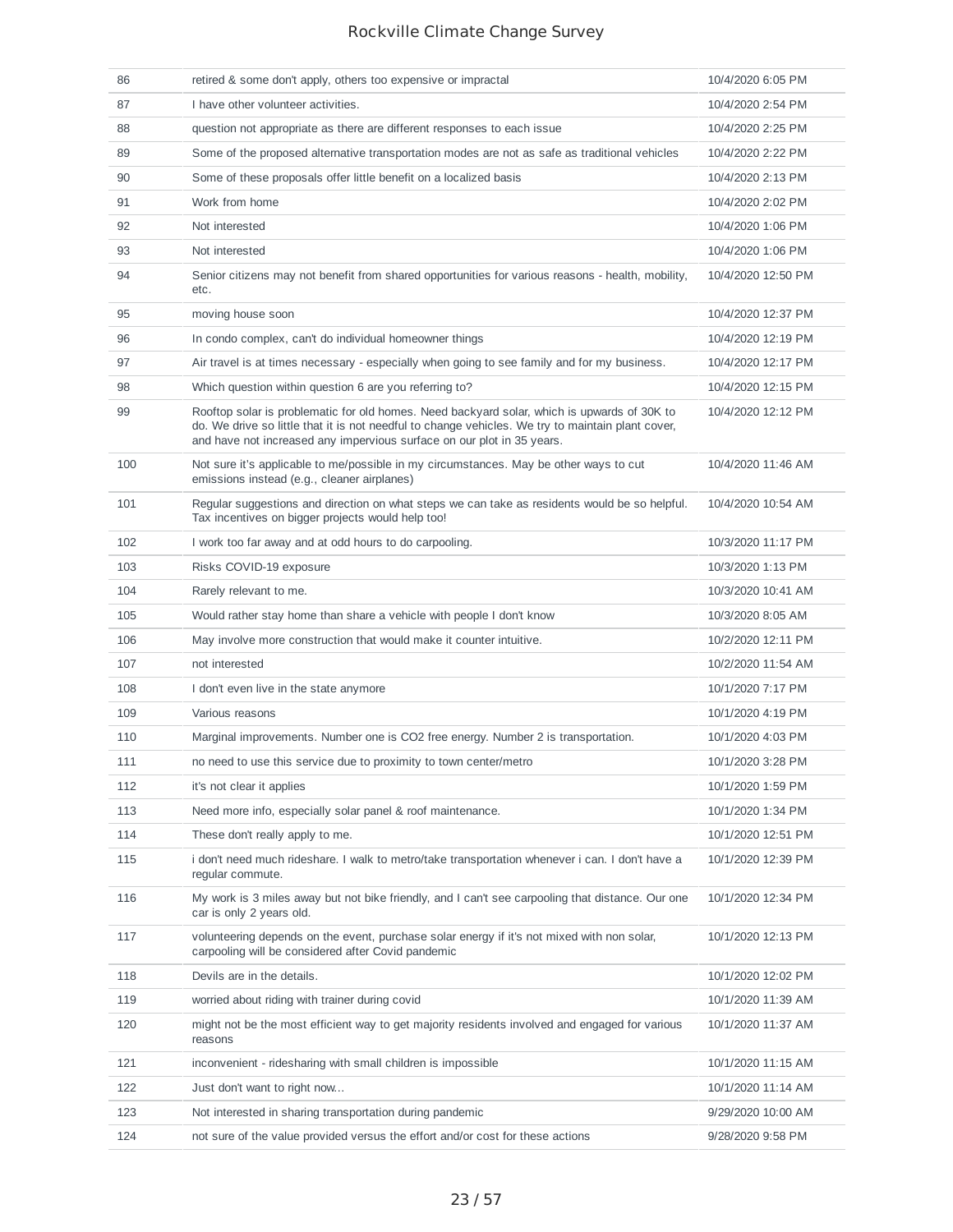| | | |
|---|---|---|
| 86 | retired & some don't apply, others too expensive or impractal | 10/4/2020 6:05 PM |
| 87 | I have other volunteer activities. | 10/4/2020 2:54 PM |
| 88 | question not appropriate as there are different responses to each issue | 10/4/2020 2:25 PM |
| 89 | Some of the proposed alternative transportation modes are not as safe as traditional vehicles | 10/4/2020 2:22 PM |
| 90 | Some of these proposals offer little benefit on a localized basis | 10/4/2020 2:13 PM |
| 91 | Work from home | 10/4/2020 2:02 PM |
| 92 | Not interested | 10/4/2020 1:06 PM |
| 93 | Not interested | 10/4/2020 1:06 PM |
| 94 | Senior citizens may not benefit from shared opportunities for various reasons - health, mobility, etc. | 10/4/2020 12:50 PM |
| 95 | moving house soon | 10/4/2020 12:37 PM |
| 96 | In condo complex, can't do individual homeowner things | 10/4/2020 12:19 PM |
| 97 | Air travel is at times necessary - especially when going to see family and for my business. | 10/4/2020 12:17 PM |
| 98 | Which question within question 6 are you referring to? | 10/4/2020 12:15 PM |
| 99 | Rooftop solar is problematic for old homes. Need backyard solar, which is upwards of 30K to do. We drive so little that it is not needful to change vehicles. We try to maintain plant cover, and have not increased any impervious surface on our plot in 35 years. | 10/4/2020 12:12 PM |
| 100 | Not sure it's applicable to me/possible in my circumstances. May be other ways to cut emissions instead (e.g., cleaner airplanes) | 10/4/2020 11:46 AM |
| 101 | Regular suggestions and direction on what steps we can take as residents would be so helpful. Tax incentives on bigger projects would help too! | 10/4/2020 10:54 AM |
| 102 | I work too far away and at odd hours to do carpooling. | 10/3/2020 11:17 PM |
| 103 | Risks COVID-19 exposure | 10/3/2020 1:13 PM |
| 104 | Rarely relevant to me. | 10/3/2020 10:41 AM |
| 105 | Would rather stay home than share a vehicle with people I don't know | 10/3/2020 8:05 AM |
| 106 | May involve more construction that would make it counter intuitive. | 10/2/2020 12:11 PM |
| 107 | not interested | 10/2/2020 11:54 AM |
| 108 | I don't even live in the state anymore | 10/1/2020 7:17 PM |
| 109 | Various reasons | 10/1/2020 4:19 PM |
| 110 | Marginal improvements. Number one is CO2 free energy. Number 2 is transportation. | 10/1/2020 4:03 PM |
| 111 | no need to use this service due to proximity to town center/metro | 10/1/2020 3:28 PM |
| 112 | it's not clear it applies | 10/1/2020 1:59 PM |
| 113 | Need more info, especially solar panel & roof maintenance. | 10/1/2020 1:34 PM |
| 114 | These don't really apply to me. | 10/1/2020 12:51 PM |
| 115 | i don't need much rideshare. I walk to metro/take transportation whenever i can. I don't have a regular commute. | 10/1/2020 12:39 PM |
| 116 | My work is 3 miles away but not bike friendly, and I can't see carpooling that distance. Our one car is only 2 years old. | 10/1/2020 12:34 PM |
| 117 | volunteering depends on the event, purchase solar energy if it's not mixed with non solar, carpooling will be considered after Covid pandemic | 10/1/2020 12:13 PM |
| 118 | Devils are in the details. | 10/1/2020 12:02 PM |
| 119 | worried about riding with trainer during covid | 10/1/2020 11:39 AM |
| 120 | might not be the most efficient way to get majority residents involved and engaged for various reasons | 10/1/2020 11:37 AM |
| 121 | inconvenient - ridesharing with small children is impossible | 10/1/2020 11:15 AM |
| 122 | Just don't want to right now... | 10/1/2020 11:14 AM |
| 123 | Not interested in sharing transportation during pandemic | 9/29/2020 10:00 AM |
| 124 | not sure of the value provided versus the effort and/or cost for these actions | 9/28/2020 9:58 PM |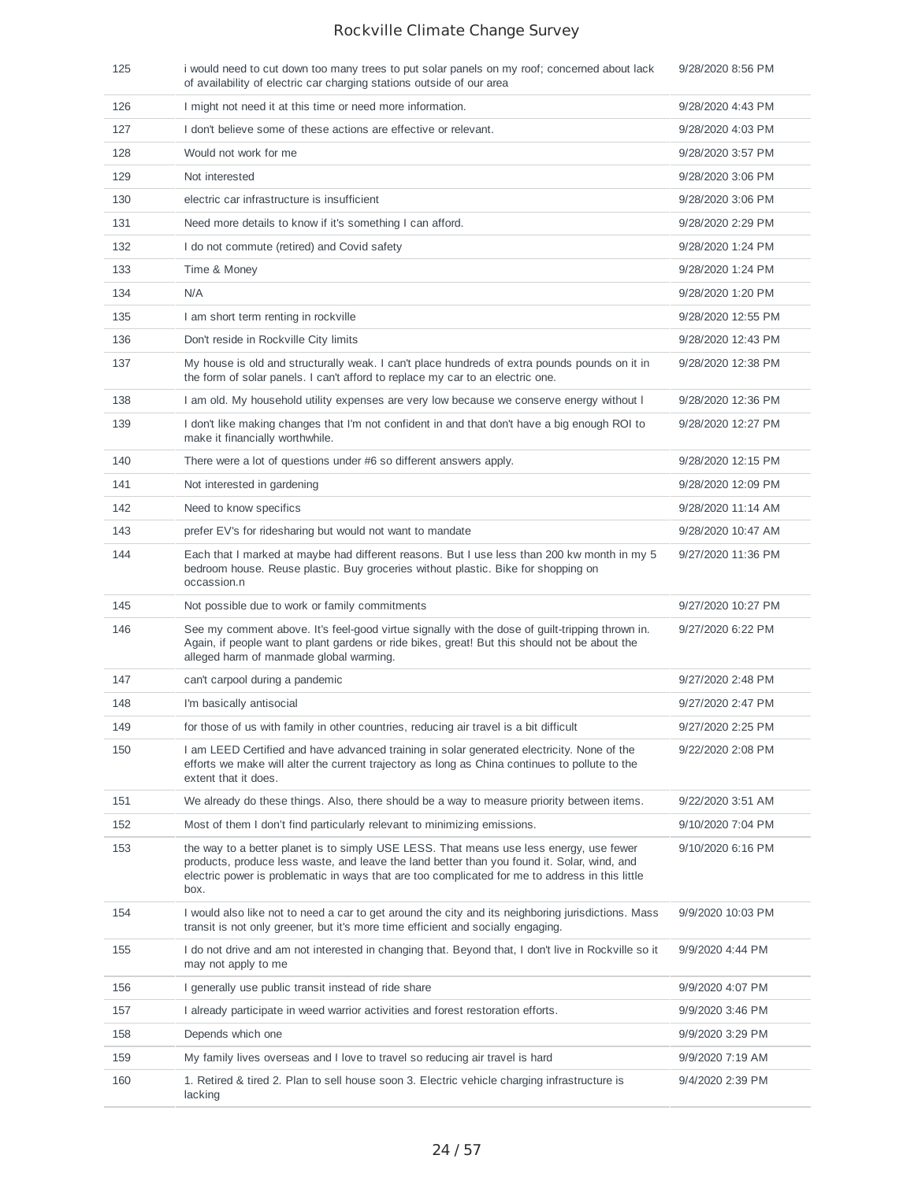| | | |
|---|---|---|
| 125 | i would need to cut down too many trees to put solar panels on my roof; concerned about lack of availability of electric car charging stations outside of our area | 9/28/2020 8:56 PM |
| 126 | I might not need it at this time or need more information. | 9/28/2020 4:43 PM |
| 127 | I don't believe some of these actions are effective or relevant. | 9/28/2020 4:03 PM |
| 128 | Would not work for me | 9/28/2020 3:57 PM |
| 129 | Not interested | 9/28/2020 3:06 PM |
| 130 | electric car infrastructure is insufficient | 9/28/2020 3:06 PM |
| 131 | Need more details to know if it's something I can afford. | 9/28/2020 2:29 PM |
| 132 | I do not commute (retired) and Covid safety | 9/28/2020 1:24 PM |
| 133 | Time & Money | 9/28/2020 1:24 PM |
| 134 | N/A | 9/28/2020 1:20 PM |
| 135 | I am short term renting in rockville | 9/28/2020 12:55 PM |
| 136 | Don't reside in Rockville City limits | 9/28/2020 12:43 PM |
| 137 | My house is old and structurally weak. I can't place hundreds of extra pounds pounds on it in the form of solar panels. I can't afford to replace my car to an electric one. | 9/28/2020 12:38 PM |
| 138 | I am old. My household utility expenses are very low because we conserve energy without l | 9/28/2020 12:36 PM |
| 139 | I don't like making changes that I'm not confident in and that don't have a big enough ROI to make it financially worthwhile. | 9/28/2020 12:27 PM |
| 140 | There were a lot of questions under #6 so different answers apply. | 9/28/2020 12:15 PM |
| 141 | Not interested in gardening | 9/28/2020 12:09 PM |
| 142 | Need to know specifics | 9/28/2020 11:14 AM |
| 143 | prefer EV's for ridesharing but would not want to mandate | 9/28/2020 10:47 AM |
| 144 | Each that I marked at maybe had different reasons. But I use less than 200 kw month in my 5 bedroom house. Reuse plastic. Buy groceries without plastic. Bike for shopping on occassion.n | 9/27/2020 11:36 PM |
| 145 | Not possible due to work or family commitments | 9/27/2020 10:27 PM |
| 146 | See my comment above. It's feel-good virtue signally with the dose of guilt-tripping thrown in. Again, if people want to plant gardens or ride bikes, great! But this should not be about the alleged harm of manmade global warming. | 9/27/2020 6:22 PM |
| 147 | can't carpool during a pandemic | 9/27/2020 2:48 PM |
| 148 | I'm basically antisocial | 9/27/2020 2:47 PM |
| 149 | for those of us with family in other countries, reducing air travel is a bit difficult | 9/27/2020 2:25 PM |
| 150 | I am LEED Certified and have advanced training in solar generated electricity. None of the efforts we make will alter the current trajectory as long as China continues to pollute to the extent that it does. | 9/22/2020 2:08 PM |
| 151 | We already do these things. Also, there should be a way to measure priority between items. | 9/22/2020 3:51 AM |
| 152 | Most of them I don't find particularly relevant to minimizing emissions. | 9/10/2020 7:04 PM |
| 153 | the way to a better planet is to simply USE LESS. That means use less energy, use fewer products, produce less waste, and leave the land better than you found it. Solar, wind, and electric power is problematic in ways that are too complicated for me to address in this little box. | 9/10/2020 6:16 PM |
| 154 | I would also like not to need a car to get around the city and its neighboring jurisdictions. Mass transit is not only greener, but it's more time efficient and socially engaging. | 9/9/2020 10:03 PM |
| 155 | I do not drive and am not interested in changing that. Beyond that, I don't live in Rockville so it may not apply to me | 9/9/2020 4:44 PM |
| 156 | I generally use public transit instead of ride share | 9/9/2020 4:07 PM |
| 157 | I already participate in weed warrior activities and forest restoration efforts. | 9/9/2020 3:46 PM |
| 158 | Depends which one | 9/9/2020 3:29 PM |
| 159 | My family lives overseas and I love to travel so reducing air travel is hard | 9/9/2020 7:19 AM |
| 160 | 1. Retired & tired 2. Plan to sell house soon 3. Electric vehicle charging infrastructure is lacking | 9/4/2020 2:39 PM |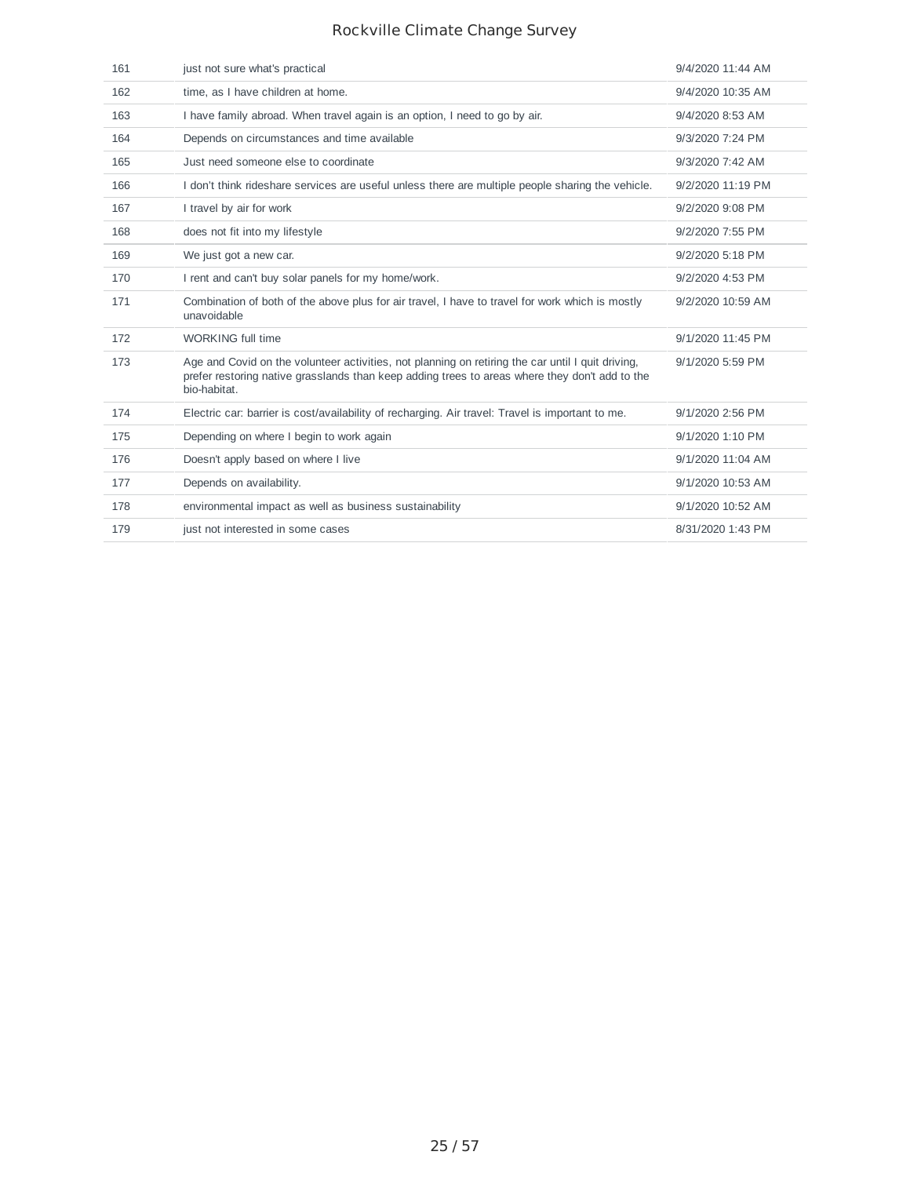| | | |
|---|---|---|
| 161 | just not sure what's practical | 9/4/2020 11:44 AM |
| 162 | time, as I have children at home. | 9/4/2020 10:35 AM |
| 163 | I have family abroad. When travel again is an option, I need to go by air. | 9/4/2020 8:53 AM |
| 164 | Depends on circumstances and time available | 9/3/2020 7:24 PM |
| 165 | Just need someone else to coordinate | 9/3/2020 7:42 AM |
| 166 | I don't think rideshare services are useful unless there are multiple people sharing the vehicle. | 9/2/2020 11:19 PM |
| 167 | I travel by air for work | 9/2/2020 9:08 PM |
| 168 | does not fit into my lifestyle | 9/2/2020 7:55 PM |
| 169 | We just got a new car. | 9/2/2020 5:18 PM |
| 170 | I rent and can't buy solar panels for my home/work. | 9/2/2020 4:53 PM |
| 171 | Combination of both of the above plus for air travel, I have to travel for work which is mostly unavoidable | 9/2/2020 10:59 AM |
| 172 | WORKING full time | 9/1/2020 11:45 PM |
| 173 | Age and Covid on the volunteer activities, not planning on retiring the car until I quit driving, prefer restoring native grasslands than keep adding trees to areas where they don't add to the bio-habitat. | 9/1/2020 5:59 PM |
| 174 | Electric car: barrier is cost/availability of recharging. Air travel: Travel is important to me. | 9/1/2020 2:56 PM |
| 175 | Depending on where I begin to work again | 9/1/2020 1:10 PM |
| 176 | Doesn't apply based on where I live | 9/1/2020 11:04 AM |
| 177 | Depends on availability. | 9/1/2020 10:53 AM |
| 178 | environmental impact as well as business sustainability | 9/1/2020 10:52 AM |
| 179 | just not interested in some cases | 8/31/2020 1:43 PM |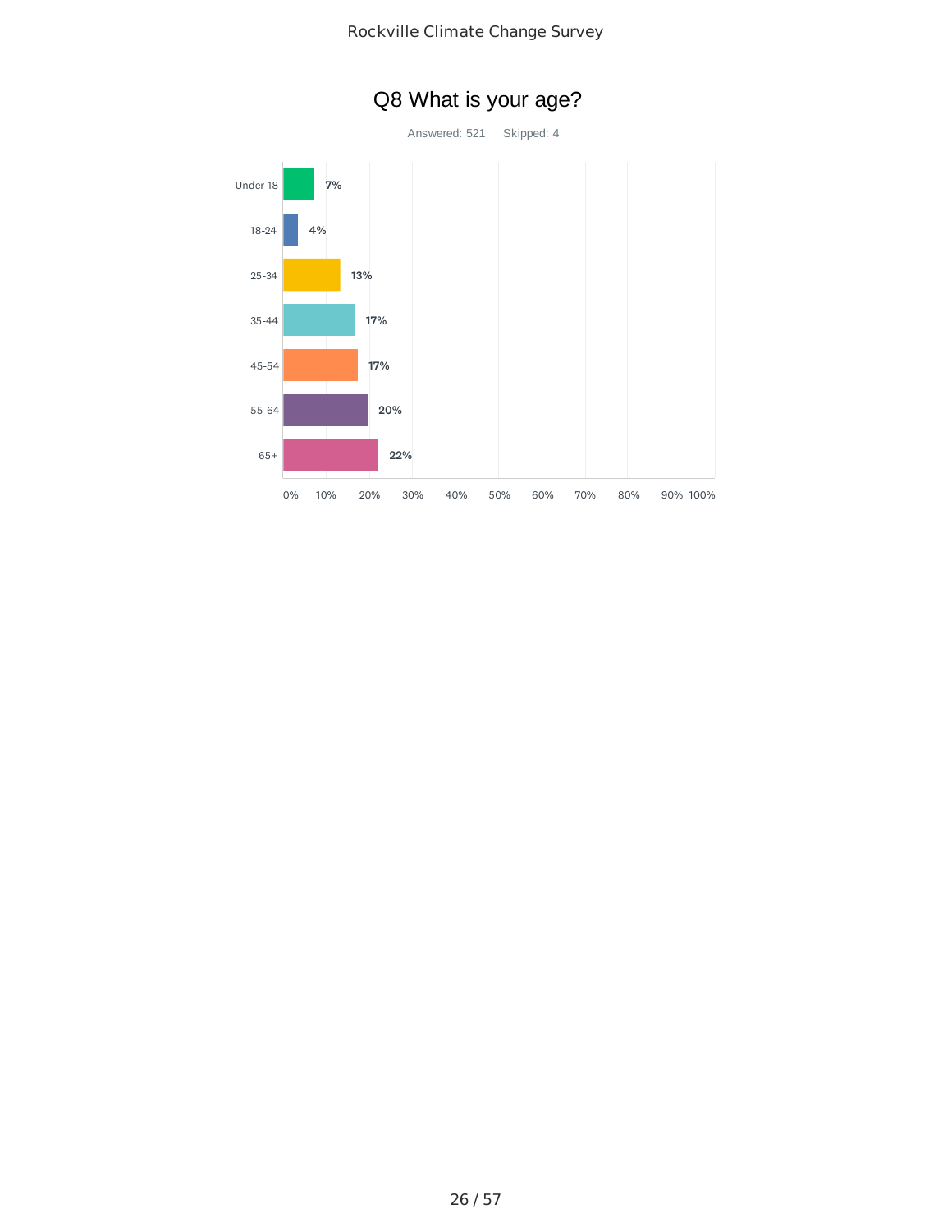# Q8 What is your age?

Answered: 521 Skipped: 4

| Age | Percentage |
| --- | --- |
| Under 18 | 7% |
| 18-24 | 4% |
| 25-34 | 13% |
| 35-44 | 17% |
| 45-54 | 17% |
| 55-64 | 20% |
| 65+ | 22% |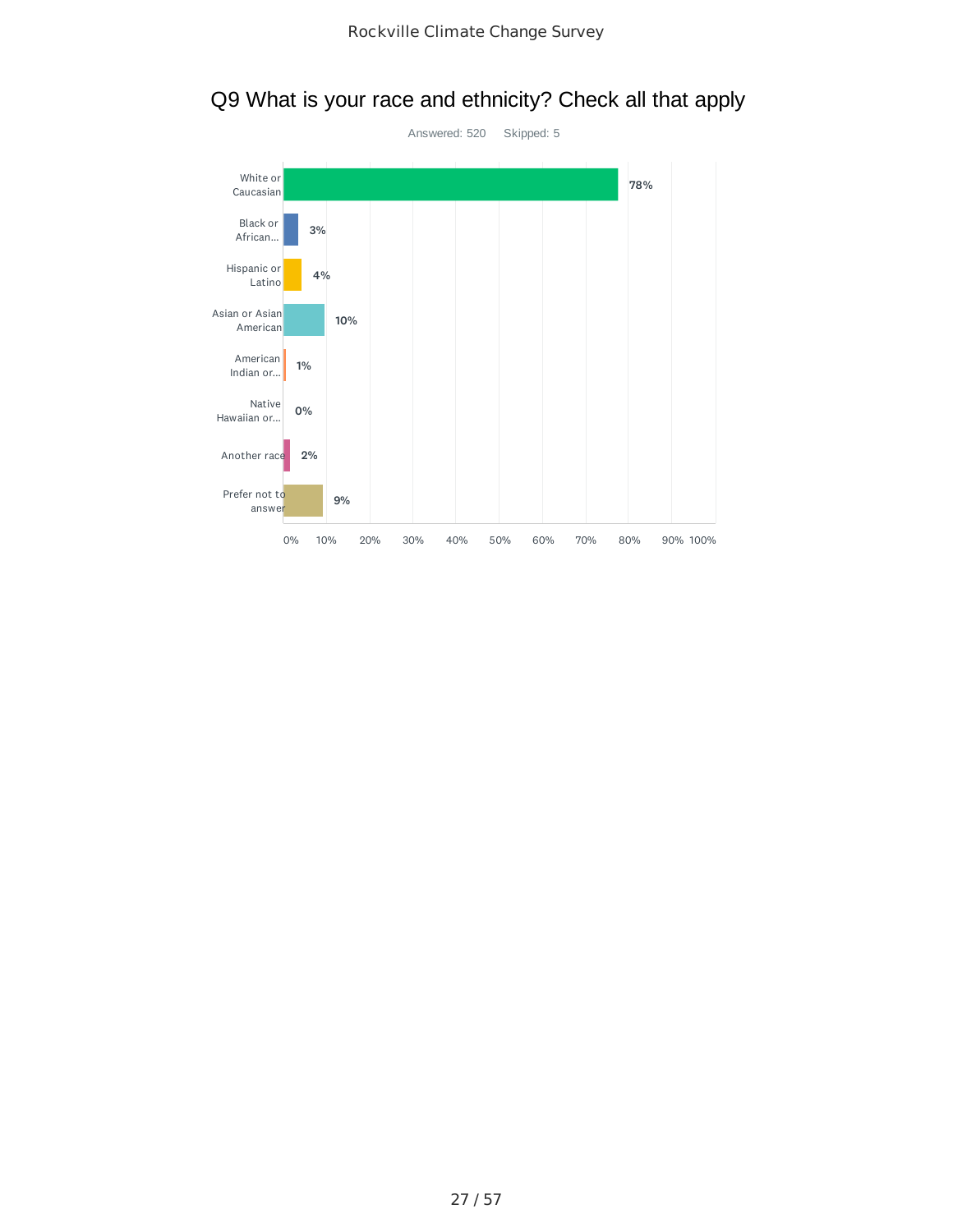## Q9 What is your race and ethnicity? Check all that apply

Answered: 520 Skipped: 5

| Answer | Percentage |
| --- | --- |
| White or Caucasian | 78% |
| Black or African... | 3% |
| Hispanic or Latino | 4% |
| Asian or Asian American | 10% |
| American Indian or... | 1% |
| Native Hawaiian or... | 0% |
| Another race | 2% |
| Prefer not to answer | 9% |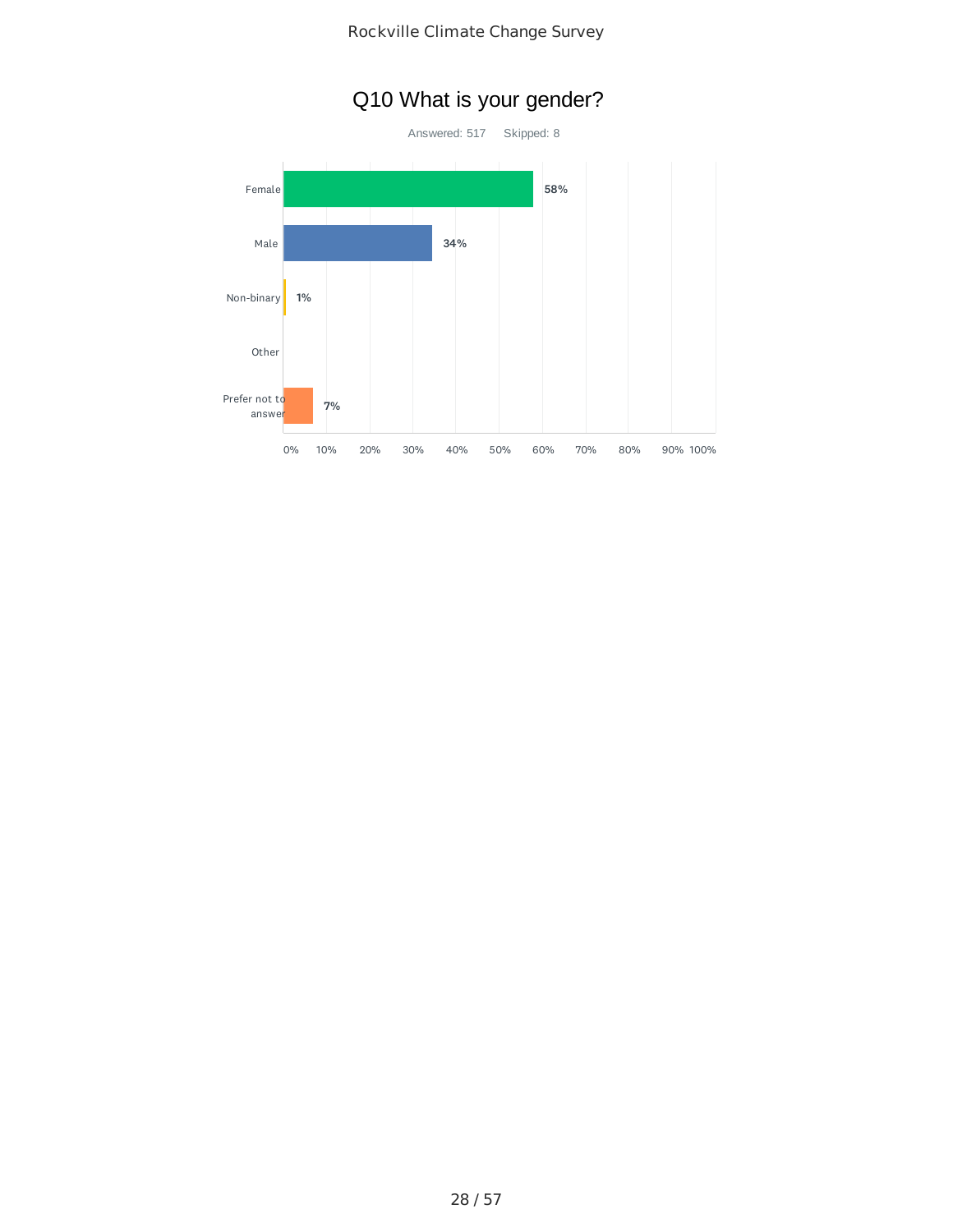# Q10 What is your gender?

Answered: 517 Skipped: 8

| Answer | Percentage |
|---|---|
| Female | 58% |
| Male | 34% |
| Non-binary | 1% |
| Other | |
| Prefer not to answer | 7% |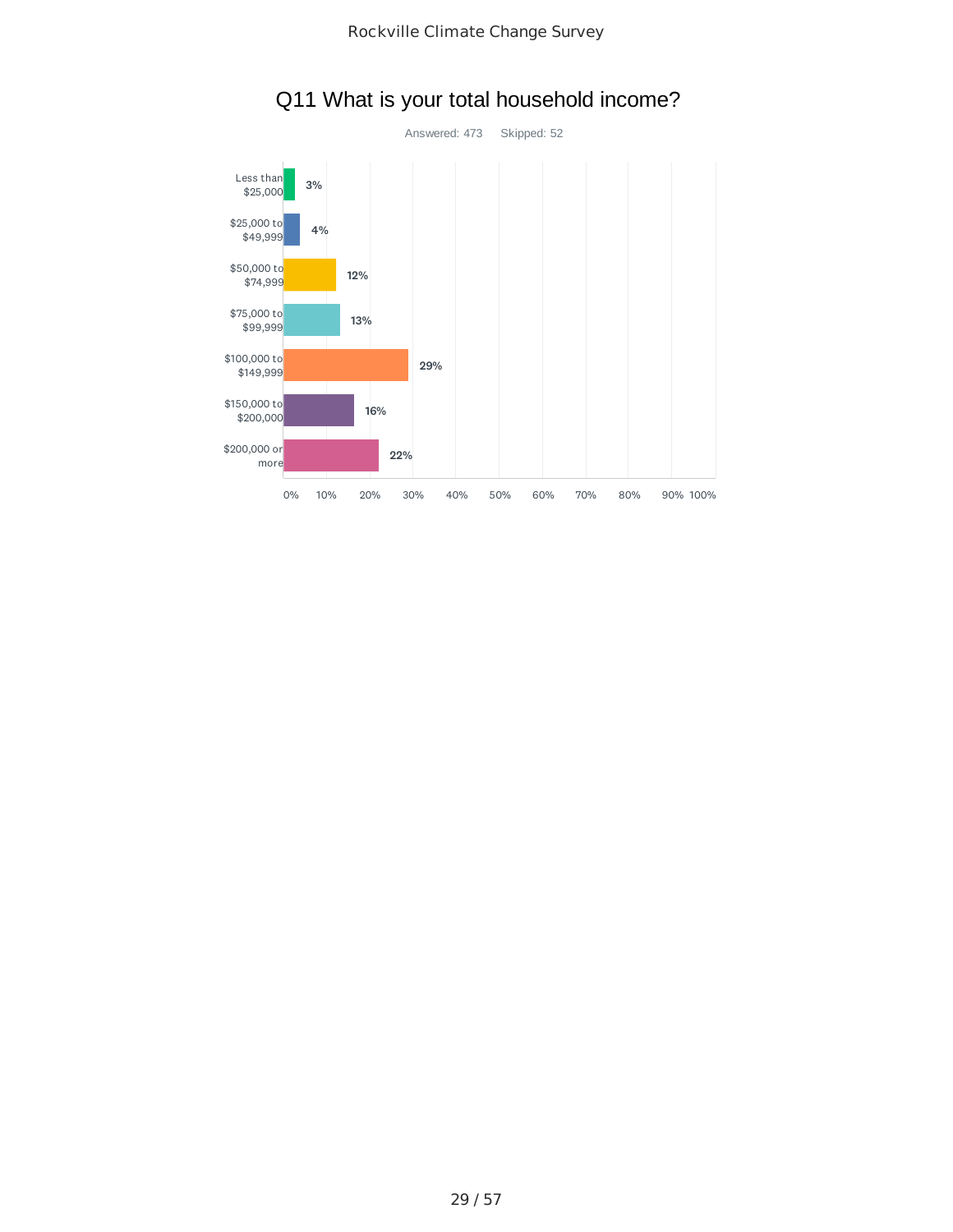## Q11 What is your total household income?

Answered: 473 Skipped: 52

| Answer | Percentage |
|---|---|
| Less than $25,000 | 3% |
| $25,000 to $49,999 | 4% |
| $50,000 to $74,999 | 12% |
| $75,000 to $99,999 | 13% |
| $100,000 to $149,999 | 29% |
| $150,000 to $200,000 | 16% |
| $200,000 or more | 22% |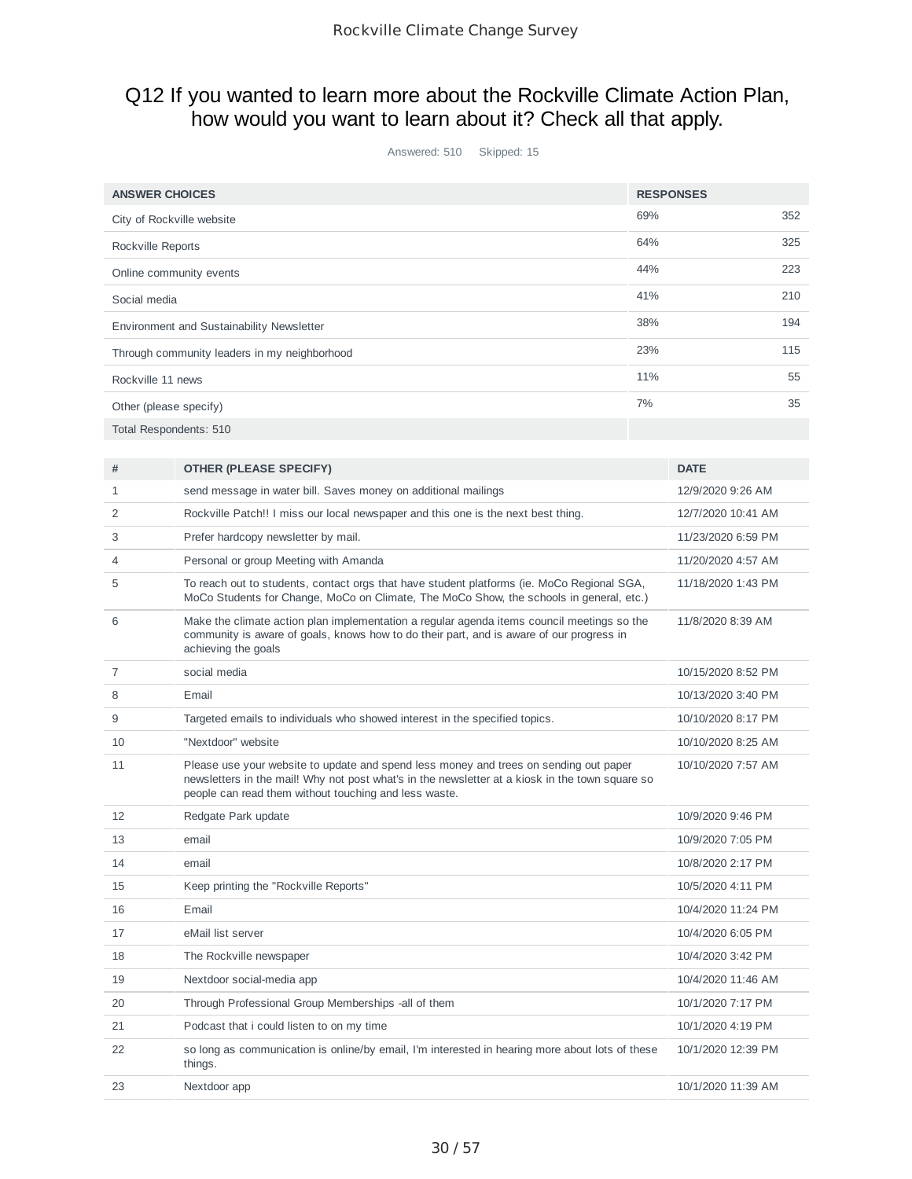## Q12 If you wanted to learn more about the Rockville Climate Action Plan, how would you want to learn about it? Check all that apply.

Answered: 510 Skipped: 15

| ANSWER CHOICES | RESPONSES | |
|---|---|---|
| City of Rockville website | 69% | 352 |
| Rockville Reports | 64% | 325 |
| Online community events | 44% | 223 |
| Social media | 41% | 210 |
| Environment and Sustainability Newsletter | 38% | 194 |
| Through community leaders in my neighborhood | 23% | 115 |
| Rockville 11 news | 11% | 55 |
| Other (please specify) | 7% | 35 |
| Total Respondents: 510 | | |

| # | OTHER (PLEASE SPECIFY) | DATE |
|---|---|---|
| 1 | send message in water bill. Saves money on additional mailings | 12/9/2020 9:26 AM |
| 2 | Rockville Patch!! I miss our local newspaper and this one is the next best thing. | 12/7/2020 10:41 AM |
| 3 | Prefer hardcopy newsletter by mail. | 11/23/2020 6:59 PM |
| 4 | Personal or group Meeting with Amanda | 11/20/2020 4:57 AM |
| 5 | To reach out to students, contact orgs that have student platforms (ie. MoCo Regional SGA, MoCo Students for Change, MoCo on Climate, The MoCo Show, the schools in general, etc.) | 11/18/2020 1:43 PM |
| 6 | Make the climate action plan implementation a regular agenda items council meetings so the community is aware of goals, knows how to do their part, and is aware of our progress in achieving the goals | 11/8/2020 8:39 AM |
| 7 | social media | 10/15/2020 8:52 PM |
| 8 | Email | 10/13/2020 3:40 PM |
| 9 | Targeted emails to individuals who showed interest in the specified topics. | 10/10/2020 8:17 PM |
| 10 | "Nextdoor" website | 10/10/2020 8:25 AM |
| 11 | Please use your website to update and spend less money and trees on sending out paper newsletters in the mail! Why not post what's in the newsletter at a kiosk in the town square so people can read them without touching and less waste. | 10/10/2020 7:57 AM |
| 12 | Redgate Park update | 10/9/2020 9:46 PM |
| 13 | email | 10/9/2020 7:05 PM |
| 14 | email | 10/8/2020 2:17 PM |
| 15 | Keep printing the "Rockville Reports" | 10/5/2020 4:11 PM |
| 16 | Email | 10/4/2020 11:24 PM |
| 17 | eMail list server | 10/4/2020 6:05 PM |
| 18 | The Rockville newspaper | 10/4/2020 3:42 PM |
| 19 | Nextdoor social-media app | 10/4/2020 11:46 AM |
| 20 | Through Professional Group Memberships -all of them | 10/1/2020 7:17 PM |
| 21 | Podcast that i could listen to on my time | 10/1/2020 4:19 PM |
| 22 | so long as communication is online/by email, I'm interested in hearing more about lots of these things. | 10/1/2020 12:39 PM |
| 23 | Nextdoor app | 10/1/2020 11:39 AM |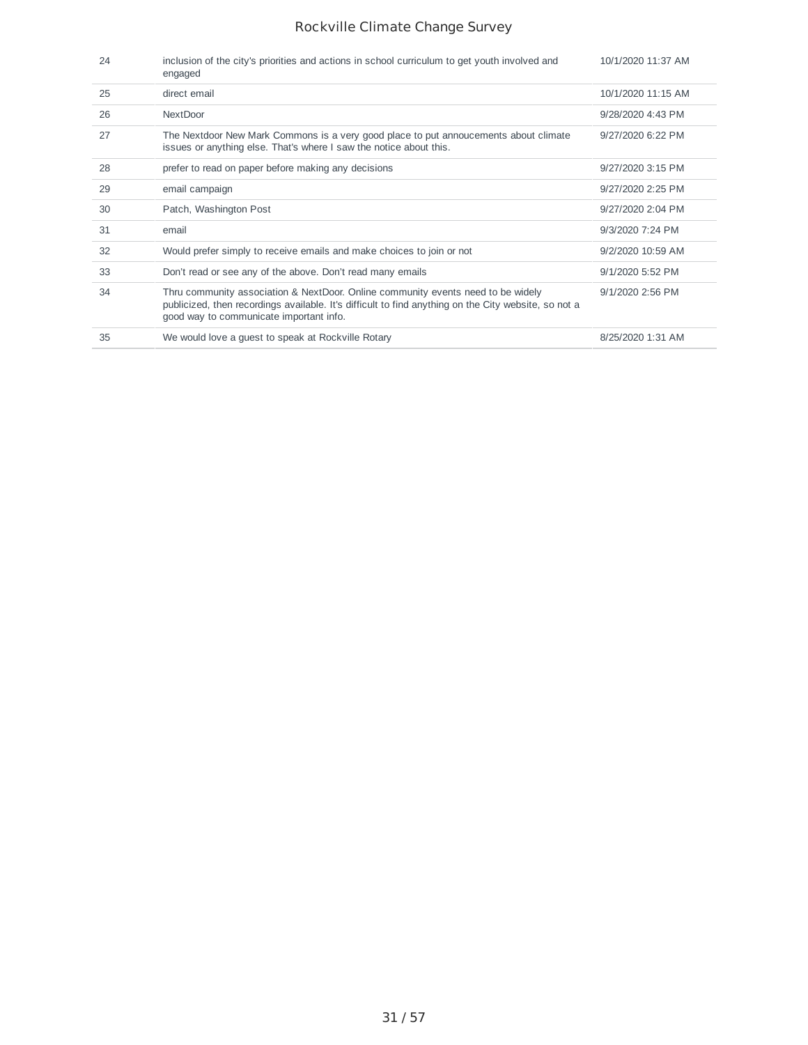| | | |
|---|---|---|
| 24 | inclusion of the city's priorities and actions in school curriculum to get youth involved and engaged | 10/1/2020 11:37 AM |
| 25 | direct email | 10/1/2020 11:15 AM |
| 26 | NextDoor | 9/28/2020 4:43 PM |
| 27 | The Nextdoor New Mark Commons is a very good place to put annoucements about climate issues or anything else. That's where I saw the notice about this. | 9/27/2020 6:22 PM |
| 28 | prefer to read on paper before making any decisions | 9/27/2020 3:15 PM |
| 29 | email campaign | 9/27/2020 2:25 PM |
| 30 | Patch, Washington Post | 9/27/2020 2:04 PM |
| 31 | email | 9/3/2020 7:24 PM |
| 32 | Would prefer simply to receive emails and make choices to join or not | 9/2/2020 10:59 AM |
| 33 | Don't read or see any of the above. Don't read many emails | 9/1/2020 5:52 PM |
| 34 | Thru community association & NextDoor. Online community events need to be widely publicized, then recordings available. It's difficult to find anything on the City website, so not a good way to communicate important info. | 9/1/2020 2:56 PM |
| 35 | We would love a guest to speak at Rockville Rotary | 8/25/2020 1:31 AM |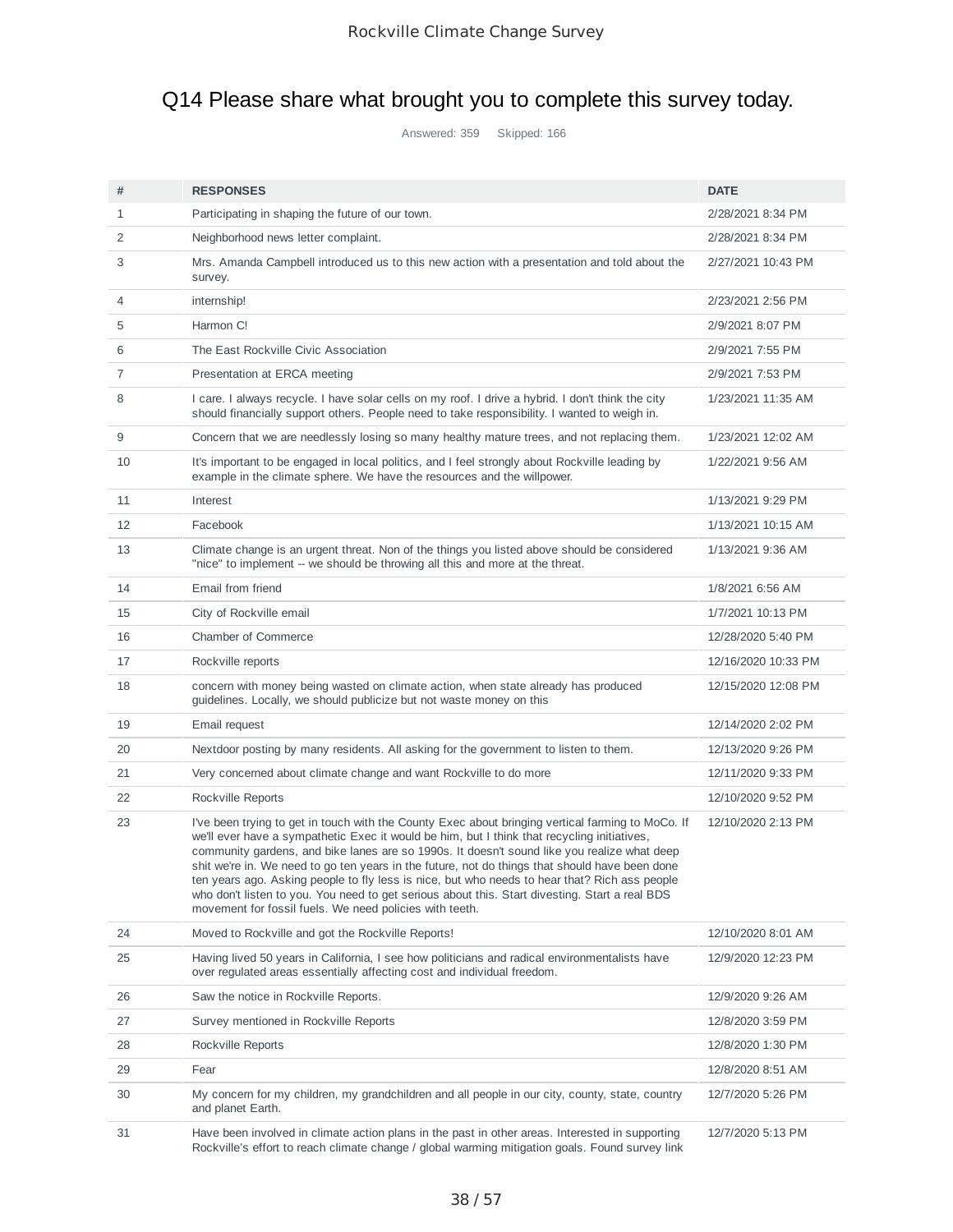# Q14 Please share what brought you to complete this survey today.

Answered: 359 Skipped: 166

| # | RESPONSES | DATE |
|---|---|---|
| 1 | Participating in shaping the future of our town. | 2/28/2021 8:34 PM |
| 2 | Neighborhood news letter complaint. | 2/28/2021 8:34 PM |
| 3 | Mrs. Amanda Campbell introduced us to this new action with a presentation and told about the survey. | 2/27/2021 10:43 PM |
| 4 | internship! | 2/23/2021 2:56 PM |
| 5 | Harmon C! | 2/9/2021 8:07 PM |
| 6 | The East Rockville Civic Association | 2/9/2021 7:55 PM |
| 7 | Presentation at ERCA meeting | 2/9/2021 7:53 PM |
| 8 | I care. I always recycle. I have solar cells on my roof. I drive a hybrid. I don't think the city should financially support others. People need to take responsibility. I wanted to weigh in. | 1/23/2021 11:35 AM |
| 9 | Concern that we are needlessly losing so many healthy mature trees, and not replacing them. | 1/23/2021 12:02 AM |
| 10 | It's important to be engaged in local politics, and I feel strongly about Rockville leading by example in the climate sphere. We have the resources and the willpower. | 1/22/2021 9:56 AM |
| 11 | Interest | 1/13/2021 9:29 PM |
| 12 | Facebook | 1/13/2021 10:15 AM |
| 13 | Climate change is an urgent threat. Non of the things you listed above should be considered "nice" to implement -- we should be throwing all this and more at the threat. | 1/13/2021 9:36 AM |
| 14 | Email from friend | 1/8/2021 6:56 AM |
| 15 | City of Rockville email | 1/7/2021 10:13 PM |
| 16 | Chamber of Commerce | 12/28/2020 5:40 PM |
| 17 | Rockville reports | 12/16/2020 10:33 PM |
| 18 | concern with money being wasted on climate action, when state already has produced guidelines. Locally, we should publicize but not waste money on this | 12/15/2020 12:08 PM |
| 19 | Email request | 12/14/2020 2:02 PM |
| 20 | Nextdoor posting by many residents. All asking for the government to listen to them. | 12/13/2020 9:26 PM |
| 21 | Very concerned about climate change and want Rockville to do more | 12/11/2020 9:33 PM |
| 22 | Rockville Reports | 12/10/2020 9:52 PM |
| 23 | I've been trying to get in touch with the County Exec about bringing vertical farming to MoCo. If we'll ever have a sympathetic Exec it would be him, but I think that recycling initiatives, community gardens, and bike lanes are so 1990s. It doesn't sound like you realize what deep shit we're in. We need to go ten years in the future, not do things that should have been done ten years ago. Asking people to fly less is nice, but who needs to hear that? Rich ass people who don't listen to you. You need to get serious about this. Start divesting. Start a real BDS movement for fossil fuels. We need policies with teeth. | 12/10/2020 2:13 PM |
| 24 | Moved to Rockville and got the Rockville Reports! | 12/10/2020 8:01 AM |
| 25 | Having lived 50 years in California, I see how politicians and radical environmentalists have over regulated areas essentially affecting cost and individual freedom. | 12/9/2020 12:23 PM |
| 26 | Saw the notice in Rockville Reports. | 12/9/2020 9:26 AM |
| 27 | Survey mentioned in Rockville Reports | 12/8/2020 3:59 PM |
| 28 | Rockville Reports | 12/8/2020 1:30 PM |
| 29 | Fear | 12/8/2020 8:51 AM |
| 30 | My concern for my children, my grandchildren and all people in our city, county, state, country and planet Earth. | 12/7/2020 5:26 PM |
| 31 | Have been involved in climate action plans in the past in other areas. Interested in supporting Rockville's effort to reach climate change / global warming mitigation goals. Found survey link | 12/7/2020 5:13 PM |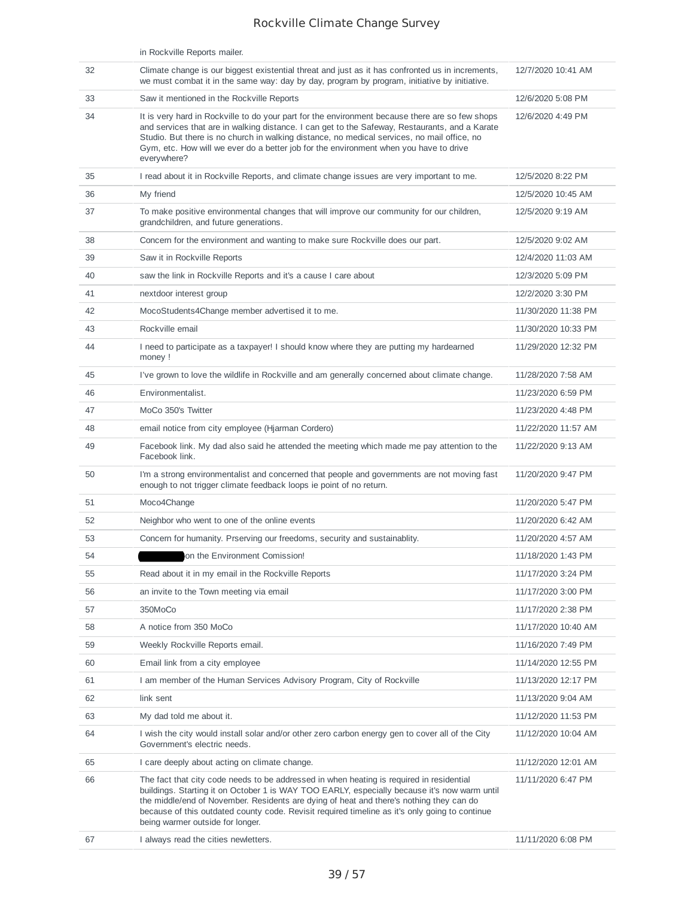| | in Rockville Reports mailer. | |
|---|---|---|
| 32 | Climate change is our biggest existential threat and just as it has confronted us in increments, we must combat it in the same way: day by day, program by program, initiative by initiative. | 12/7/2020 10:41 AM |
| 33 | Saw it mentioned in the Rockville Reports | 12/6/2020 5:08 PM |
| 34 | It is very hard in Rockville to do your part for the environment because there are so few shops and services that are in walking distance. I can get to the Safeway, Restaurants, and a Karate Studio. But there is no church in walking distance, no medical services, no mail office, no Gym, etc. How will we ever do a better job for the environment when you have to drive everywhere? | 12/6/2020 4:49 PM |
| 35 | I read about it in Rockville Reports, and climate change issues are very important to me. | 12/5/2020 8:22 PM |
| 36 | My friend | 12/5/2020 10:45 AM |
| 37 | To make positive environmental changes that will improve our community for our children, grandchildren, and future generations. | 12/5/2020 9:19 AM |
| 38 | Concern for the environment and wanting to make sure Rockville does our part. | 12/5/2020 9:02 AM |
| 39 | Saw it in Rockville Reports | 12/4/2020 11:03 AM |
| 40 | saw the link in Rockville Reports and it's a cause I care about | 12/3/2020 5:09 PM |
| 41 | nextdoor interest group | 12/2/2020 3:30 PM |
| 42 | MocoStudents4Change member advertised it to me. | 11/30/2020 11:38 PM |
| 43 | Rockville email | 11/30/2020 10:33 PM |
| 44 | I need to participate as a taxpayer! I should know where they are putting my hardearned money ! | 11/29/2020 12:32 PM |
| 45 | I've grown to love the wildlife in Rockville and am generally concerned about climate change. | 11/28/2020 7:58 AM |
| 46 | Environmentalist. | 11/23/2020 6:59 PM |
| 47 | MoCo 350's Twitter | 11/23/2020 4:48 PM |
| 48 | email notice from city employee (Hjarman Cordero) | 11/22/2020 11:57 AM |
| 49 | Facebook link. My dad also said he attended the meeting which made me pay attention to the Facebook link. | 11/22/2020 9:13 AM |
| 50 | I'm a strong environmentalist and concerned that people and governments are not moving fast enough to not trigger climate feedback loops ie point of no return. | 11/20/2020 9:47 PM |
| 51 | Moco4Change | 11/20/2020 5:47 PM |
| 52 | Neighbor who went to one of the online events | 11/20/2020 6:42 AM |
| 53 | Concern for humanity. Prserving our freedoms, security and sustainablity. | 11/20/2020 4:57 AM |
| 54 | [redacted] on the Environment Comission! | 11/18/2020 1:43 PM |
| 55 | Read about it in my email in the Rockville Reports | 11/17/2020 3:24 PM |
| 56 | an invite to the Town meeting via email | 11/17/2020 3:00 PM |
| 57 | 350MoCo | 11/17/2020 2:38 PM |
| 58 | A notice from 350 MoCo | 11/17/2020 10:40 AM |
| 59 | Weekly Rockville Reports email. | 11/16/2020 7:49 PM |
| 60 | Email link from a city employee | 11/14/2020 12:55 PM |
| 61 | I am member of the Human Services Advisory Program, City of Rockville | 11/13/2020 12:17 PM |
| 62 | link sent | 11/13/2020 9:04 AM |
| 63 | My dad told me about it. | 11/12/2020 11:53 PM |
| 64 | I wish the city would install solar and/or other zero carbon energy gen to cover all of the City Government's electric needs. | 11/12/2020 10:04 AM |
| 65 | I care deeply about acting on climate change. | 11/12/2020 12:01 AM |
| 66 | The fact that city code needs to be addressed in when heating is required in residential buildings. Starting it on October 1 is WAY TOO EARLY, especially because it's now warm until the middle/end of November. Residents are dying of heat and there's nothing they can do because of this outdated county code. Revisit required timeline as it's only going to continue being warmer outside for longer. | 11/11/2020 6:47 PM |
| 67 | I always read the cities newletters. | 11/11/2020 6:08 PM |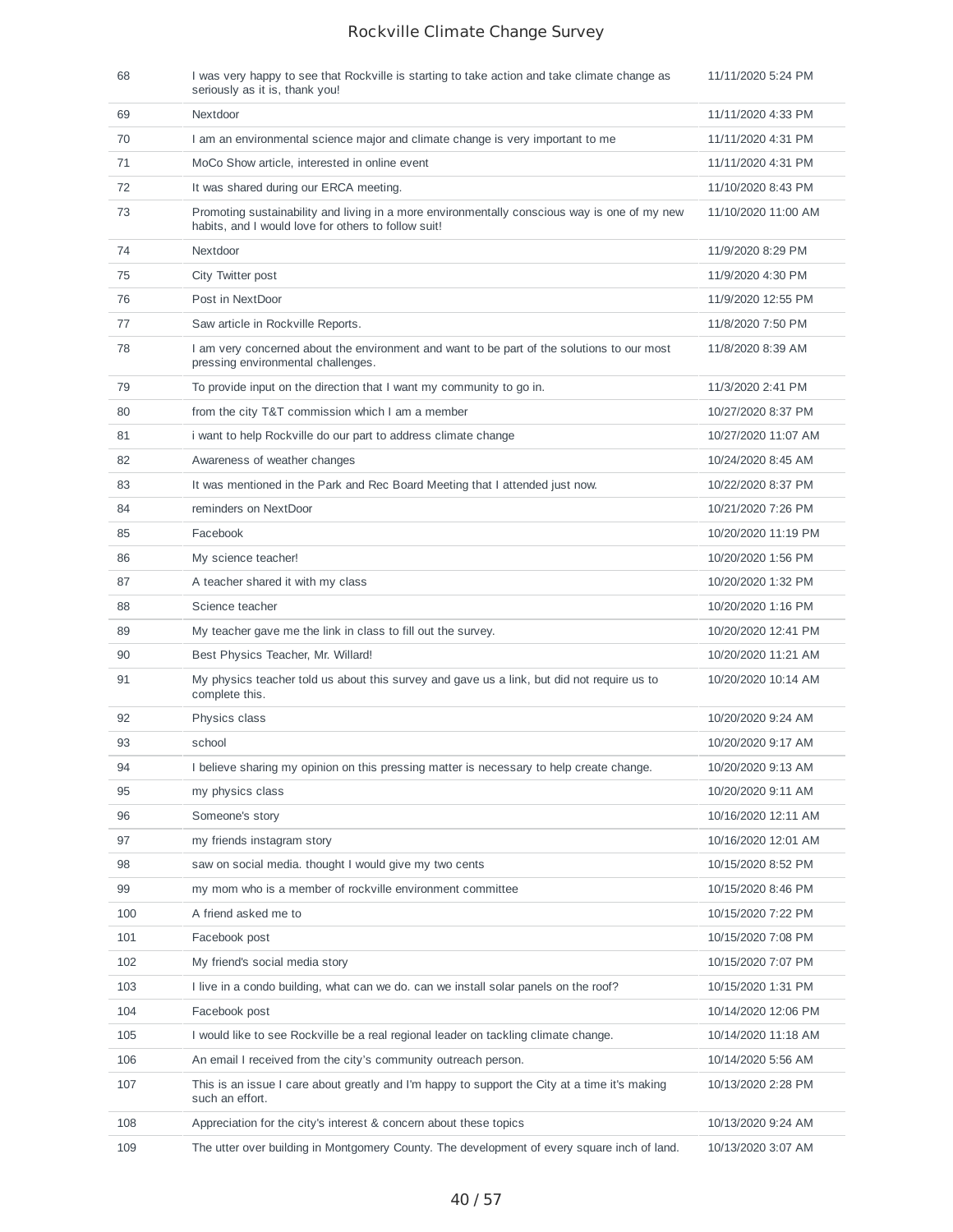| | | |
|---|---|---|
| 68 | I was very happy to see that Rockville is starting to take action and take climate change as seriously as it is, thank you! | 11/11/2020 5:24 PM |
| 69 | Nextdoor | 11/11/2020 4:33 PM |
| 70 | I am an environmental science major and climate change is very important to me | 11/11/2020 4:31 PM |
| 71 | MoCo Show article, interested in online event | 11/11/2020 4:31 PM |
| 72 | It was shared during our ERCA meeting. | 11/10/2020 8:43 PM |
| 73 | Promoting sustainability and living in a more environmentally conscious way is one of my new habits, and I would love for others to follow suit! | 11/10/2020 11:00 AM |
| 74 | Nextdoor | 11/9/2020 8:29 PM |
| 75 | City Twitter post | 11/9/2020 4:30 PM |
| 76 | Post in NextDoor | 11/9/2020 12:55 PM |
| 77 | Saw article in Rockville Reports. | 11/8/2020 7:50 PM |
| 78 | I am very concerned about the environment and want to be part of the solutions to our most pressing environmental challenges. | 11/8/2020 8:39 AM |
| 79 | To provide input on the direction that I want my community to go in. | 11/3/2020 2:41 PM |
| 80 | from the city T&T commission which I am a member | 10/27/2020 8:37 PM |
| 81 | i want to help Rockville do our part to address climate change | 10/27/2020 11:07 AM |
| 82 | Awareness of weather changes | 10/24/2020 8:45 AM |
| 83 | It was mentioned in the Park and Rec Board Meeting that I attended just now. | 10/22/2020 8:37 PM |
| 84 | reminders on NextDoor | 10/21/2020 7:26 PM |
| 85 | Facebook | 10/20/2020 11:19 PM |
| 86 | My science teacher! | 10/20/2020 1:56 PM |
| 87 | A teacher shared it with my class | 10/20/2020 1:32 PM |
| 88 | Science teacher | 10/20/2020 1:16 PM |
| 89 | My teacher gave me the link in class to fill out the survey. | 10/20/2020 12:41 PM |
| 90 | Best Physics Teacher, Mr. Willard! | 10/20/2020 11:21 AM |
| 91 | My physics teacher told us about this survey and gave us a link, but did not require us to complete this. | 10/20/2020 10:14 AM |
| 92 | Physics class | 10/20/2020 9:24 AM |
| 93 | school | 10/20/2020 9:17 AM |
| 94 | I believe sharing my opinion on this pressing matter is necessary to help create change. | 10/20/2020 9:13 AM |
| 95 | my physics class | 10/20/2020 9:11 AM |
| 96 | Someone's story | 10/16/2020 12:11 AM |
| 97 | my friends instagram story | 10/16/2020 12:01 AM |
| 98 | saw on social media. thought I would give my two cents | 10/15/2020 8:52 PM |
| 99 | my mom who is a member of rockville environment committee | 10/15/2020 8:46 PM |
| 100 | A friend asked me to | 10/15/2020 7:22 PM |
| 101 | Facebook post | 10/15/2020 7:08 PM |
| 102 | My friend's social media story | 10/15/2020 7:07 PM |
| 103 | I live in a condo building, what can we do. can we install solar panels on the roof? | 10/15/2020 1:31 PM |
| 104 | Facebook post | 10/14/2020 12:06 PM |
| 105 | I would like to see Rockville be a real regional leader on tackling climate change. | 10/14/2020 11:18 AM |
| 106 | An email I received from the city's community outreach person. | 10/14/2020 5:56 AM |
| 107 | This is an issue I care about greatly and I'm happy to support the City at a time it's making such an effort. | 10/13/2020 2:28 PM |
| 108 | Appreciation for the city's interest & concern about these topics | 10/13/2020 9:24 AM |
| 109 | The utter over building in Montgomery County. The development of every square inch of land. | 10/13/2020 3:07 AM |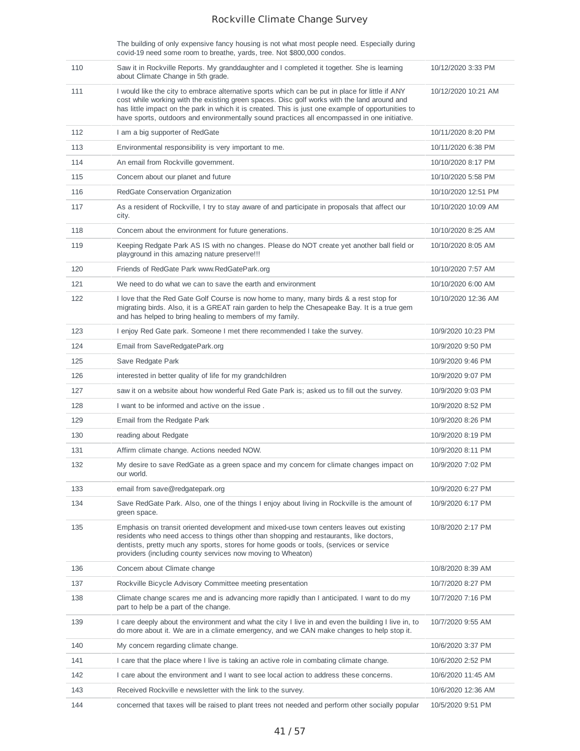| | The building of only expensive fancy housing is not what most people need. Especially during covid-19 need some room to breathe, yards, tree. Not $800,000 condos. | |
|---|---|---|
| 110 | Saw it in Rockville Reports. My granddaughter and I completed it together. She is learning about Climate Change in 5th grade. | 10/12/2020 3:33 PM |
| 111 | I would like the city to embrace alternative sports which can be put in place for little if ANY cost while working with the existing green spaces. Disc golf works with the land around and has little impact on the park in which it is created. This is just one example of opportunities to have sports, outdoors and environmentally sound practices all encompassed in one initiative. | 10/12/2020 10:21 AM |
| 112 | I am a big supporter of RedGate | 10/11/2020 8:20 PM |
| 113 | Environmental responsibility is very important to me. | 10/11/2020 6:38 PM |
| 114 | An email from Rockville government. | 10/10/2020 8:17 PM |
| 115 | Concern about our planet and future | 10/10/2020 5:58 PM |
| 116 | RedGate Conservation Organization | 10/10/2020 12:51 PM |
| 117 | As a resident of Rockville, I try to stay aware of and participate in proposals that affect our city. | 10/10/2020 10:09 AM |
| 118 | Concern about the environment for future generations. | 10/10/2020 8:25 AM |
| 119 | Keeping Redgate Park AS IS with no changes. Please do NOT create yet another ball field or playground in this amazing nature preserve!!! | 10/10/2020 8:05 AM |
| 120 | Friends of RedGate Park www.RedGatePark.org | 10/10/2020 7:57 AM |
| 121 | We need to do what we can to save the earth and environment | 10/10/2020 6:00 AM |
| 122 | I love that the Red Gate Golf Course is now home to many, many birds & a rest stop for migrating birds. Also, it is a GREAT rain garden to help the Chesapeake Bay. It is a true gem and has helped to bring healing to members of my family. | 10/10/2020 12:36 AM |
| 123 | I enjoy Red Gate park. Someone I met there recommended I take the survey. | 10/9/2020 10:23 PM |
| 124 | Email from SaveRedgatePark.org | 10/9/2020 9:50 PM |
| 125 | Save Redgate Park | 10/9/2020 9:46 PM |
| 126 | interested in better quality of life for my grandchildren | 10/9/2020 9:07 PM |
| 127 | saw it on a website about how wonderful Red Gate Park is; asked us to fill out the survey. | 10/9/2020 9:03 PM |
| 128 | I want to be informed and active on the issue . | 10/9/2020 8:52 PM |
| 129 | Email from the Redgate Park | 10/9/2020 8:26 PM |
| 130 | reading about Redgate | 10/9/2020 8:19 PM |
| 131 | Affirm climate change. Actions needed NOW. | 10/9/2020 8:11 PM |
| 132 | My desire to save RedGate as a green space and my concern for climate changes impact on our world. | 10/9/2020 7:02 PM |
| 133 | email from save@redgatepark.org | 10/9/2020 6:27 PM |
| 134 | Save RedGate Park. Also, one of the things I enjoy about living in Rockville is the amount of green space. | 10/9/2020 6:17 PM |
| 135 | Emphasis on transit oriented development and mixed-use town centers leaves out existing residents who need access to things other than shopping and restaurants, like doctors, dentists, pretty much any sports, stores for home goods or tools, (services or service providers (including county services now moving to Wheaton) | 10/8/2020 2:17 PM |
| 136 | Concern about Climate change | 10/8/2020 8:39 AM |
| 137 | Rockville Bicycle Advisory Committee meeting presentation | 10/7/2020 8:27 PM |
| 138 | Climate change scares me and is advancing more rapidly than I anticipated. I want to do my part to help be a part of the change. | 10/7/2020 7:16 PM |
| 139 | I care deeply about the environment and what the city I live in and even the building I live in, to do more about it. We are in a climate emergency, and we CAN make changes to help stop it. | 10/7/2020 9:55 AM |
| 140 | My concern regarding climate change. | 10/6/2020 3:37 PM |
| 141 | I care that the place where I live is taking an active role in combating climate change. | 10/6/2020 2:52 PM |
| 142 | I care about the environment and I want to see local action to address these concerns. | 10/6/2020 11:45 AM |
| 143 | Received Rockville e newsletter with the link to the survey. | 10/6/2020 12:36 AM |
| 144 | concerned that taxes will be raised to plant trees not needed and perform other socially popular | 10/5/2020 9:51 PM |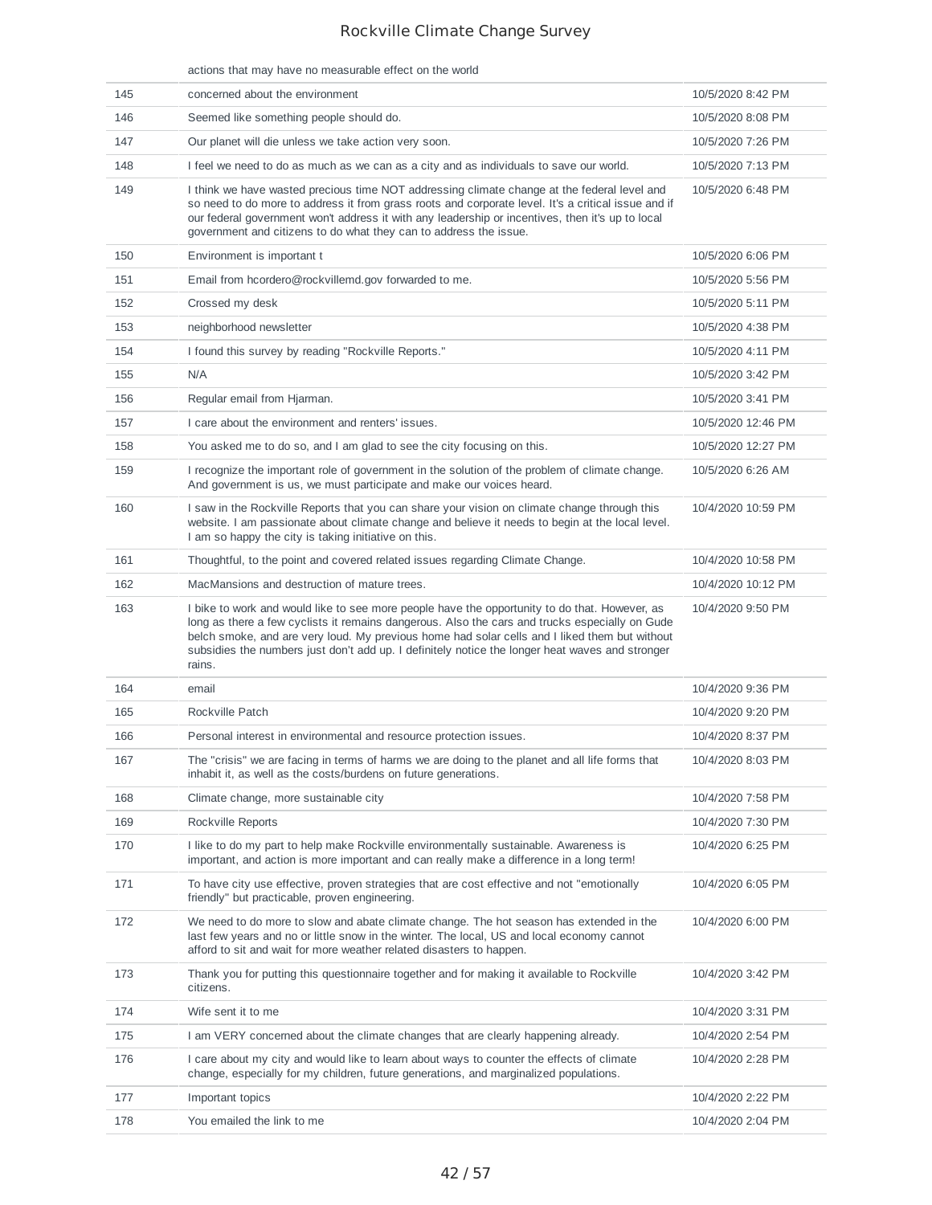| | actions that may have no measurable effect on the world | |
|---|---|---|
| 145 | concerned about the environment | 10/5/2020 8:42 PM |
| 146 | Seemed like something people should do. | 10/5/2020 8:08 PM |
| 147 | Our planet will die unless we take action very soon. | 10/5/2020 7:26 PM |
| 148 | I feel we need to do as much as we can as a city and as individuals to save our world. | 10/5/2020 7:13 PM |
| 149 | I think we have wasted precious time NOT addressing climate change at the federal level and so need to do more to address it from grass roots and corporate level. It's a critical issue and if our federal government won't address it with any leadership or incentives, then it's up to local government and citizens to do what they can to address the issue. | 10/5/2020 6:48 PM |
| 150 | Environment is important t | 10/5/2020 6:06 PM |
| 151 | Email from hcordero@rockvillemd.gov forwarded to me. | 10/5/2020 5:56 PM |
| 152 | Crossed my desk | 10/5/2020 5:11 PM |
| 153 | neighborhood newsletter | 10/5/2020 4:38 PM |
| 154 | I found this survey by reading "Rockville Reports." | 10/5/2020 4:11 PM |
| 155 | N/A | 10/5/2020 3:42 PM |
| 156 | Regular email from Hjarman. | 10/5/2020 3:41 PM |
| 157 | I care about the environment and renters' issues. | 10/5/2020 12:46 PM |
| 158 | You asked me to do so, and I am glad to see the city focusing on this. | 10/5/2020 12:27 PM |
| 159 | I recognize the important role of government in the solution of the problem of climate change. And government is us, we must participate and make our voices heard. | 10/5/2020 6:26 AM |
| 160 | I saw in the Rockville Reports that you can share your vision on climate change through this website. I am passionate about climate change and believe it needs to begin at the local level. I am so happy the city is taking initiative on this. | 10/4/2020 10:59 PM |
| 161 | Thoughtful, to the point and covered related issues regarding Climate Change. | 10/4/2020 10:58 PM |
| 162 | MacMansions and destruction of mature trees. | 10/4/2020 10:12 PM |
| 163 | I bike to work and would like to see more people have the opportunity to do that. However, as long as there a few cyclists it remains dangerous. Also the cars and trucks especially on Gude belch smoke, and are very loud. My previous home had solar cells and I liked them but without subsidies the numbers just don't add up. I definitely notice the longer heat waves and stronger rains. | 10/4/2020 9:50 PM |
| 164 | email | 10/4/2020 9:36 PM |
| 165 | Rockville Patch | 10/4/2020 9:20 PM |
| 166 | Personal interest in environmental and resource protection issues. | 10/4/2020 8:37 PM |
| 167 | The "crisis" we are facing in terms of harms we are doing to the planet and all life forms that inhabit it, as well as the costs/burdens on future generations. | 10/4/2020 8:03 PM |
| 168 | Climate change, more sustainable city | 10/4/2020 7:58 PM |
| 169 | Rockville Reports | 10/4/2020 7:30 PM |
| 170 | I like to do my part to help make Rockville environmentally sustainable. Awareness is important, and action is more important and can really make a difference in a long term! | 10/4/2020 6:25 PM |
| 171 | To have city use effective, proven strategies that are cost effective and not "emotionally friendly" but practicable, proven engineering. | 10/4/2020 6:05 PM |
| 172 | We need to do more to slow and abate climate change. The hot season has extended in the last few years and no or little snow in the winter. The local, US and local economy cannot afford to sit and wait for more weather related disasters to happen. | 10/4/2020 6:00 PM |
| 173 | Thank you for putting this questionnaire together and for making it available to Rockville citizens. | 10/4/2020 3:42 PM |
| 174 | Wife sent it to me | 10/4/2020 3:31 PM |
| 175 | I am VERY concerned about the climate changes that are clearly happening already. | 10/4/2020 2:54 PM |
| 176 | I care about my city and would like to learn about ways to counter the effects of climate change, especially for my children, future generations, and marginalized populations. | 10/4/2020 2:28 PM |
| 177 | Important topics | 10/4/2020 2:22 PM |
| 178 | You emailed the link to me | 10/4/2020 2:04 PM |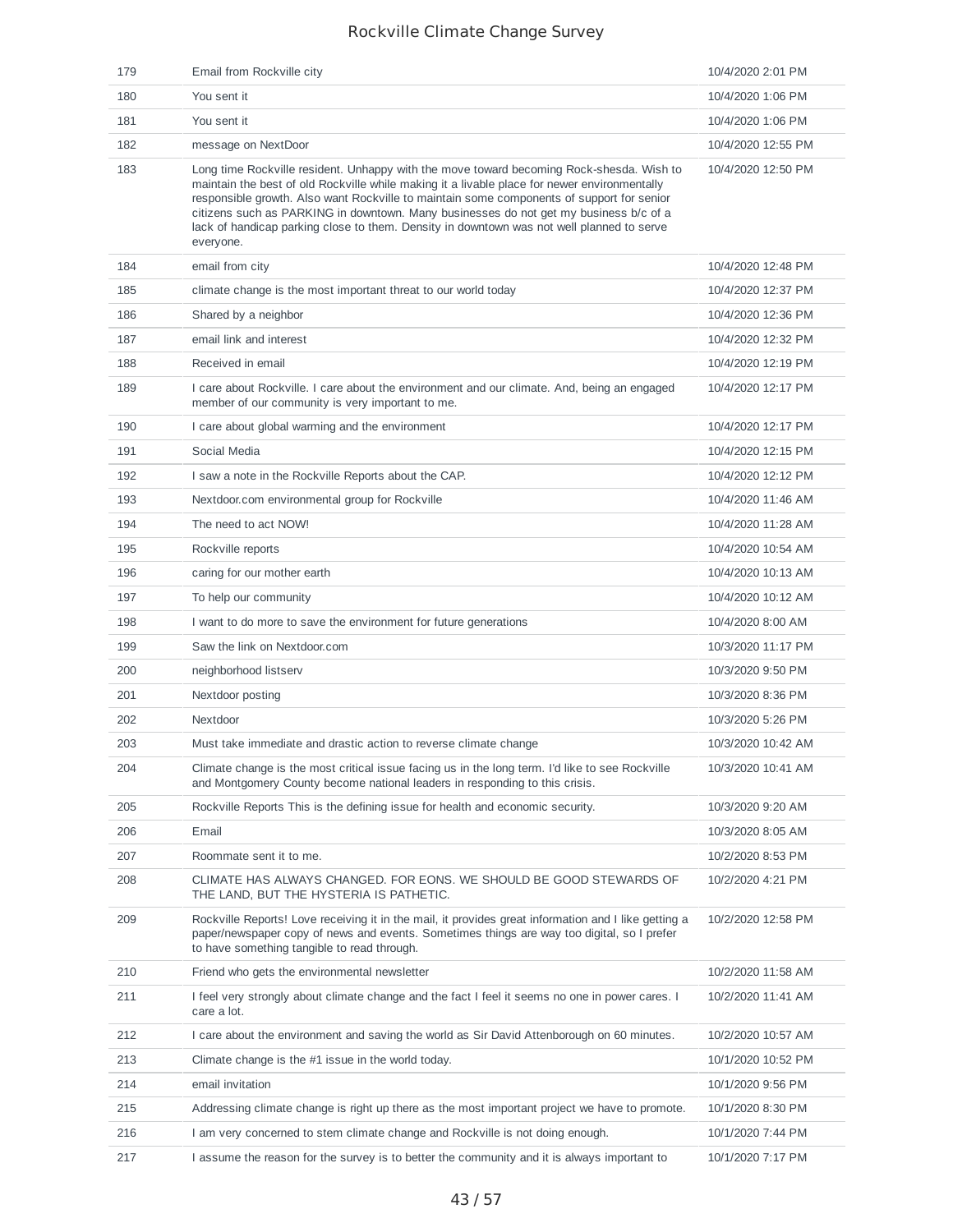| | | |
|---|---|---|
| 179 | Email from Rockville city | 10/4/2020 2:01 PM |
| 180 | You sent it | 10/4/2020 1:06 PM |
| 181 | You sent it | 10/4/2020 1:06 PM |
| 182 | message on NextDoor | 10/4/2020 12:55 PM |
| 183 | Long time Rockville resident. Unhappy with the move toward becoming Rock-shesda. Wish to maintain the best of old Rockville while making it a livable place for newer environmentally responsible growth. Also want Rockville to maintain some components of support for senior citizens such as PARKING in downtown. Many businesses do not get my business b/c of a lack of handicap parking close to them. Density in downtown was not well planned to serve everyone. | 10/4/2020 12:50 PM |
| 184 | email from city | 10/4/2020 12:48 PM |
| 185 | climate change is the most important threat to our world today | 10/4/2020 12:37 PM |
| 186 | Shared by a neighbor | 10/4/2020 12:36 PM |
| 187 | email link and interest | 10/4/2020 12:32 PM |
| 188 | Received in email | 10/4/2020 12:19 PM |
| 189 | I care about Rockville. I care about the environment and our climate. And, being an engaged member of our community is very important to me. | 10/4/2020 12:17 PM |
| 190 | I care about global warming and the environment | 10/4/2020 12:17 PM |
| 191 | Social Media | 10/4/2020 12:15 PM |
| 192 | I saw a note in the Rockville Reports about the CAP. | 10/4/2020 12:12 PM |
| 193 | Nextdoor.com environmental group for Rockville | 10/4/2020 11:46 AM |
| 194 | The need to act NOW! | 10/4/2020 11:28 AM |
| 195 | Rockville reports | 10/4/2020 10:54 AM |
| 196 | caring for our mother earth | 10/4/2020 10:13 AM |
| 197 | To help our community | 10/4/2020 10:12 AM |
| 198 | I want to do more to save the environment for future generations | 10/4/2020 8:00 AM |
| 199 | Saw the link on Nextdoor.com | 10/3/2020 11:17 PM |
| 200 | neighborhood listserv | 10/3/2020 9:50 PM |
| 201 | Nextdoor posting | 10/3/2020 8:36 PM |
| 202 | Nextdoor | 10/3/2020 5:26 PM |
| 203 | Must take immediate and drastic action to reverse climate change | 10/3/2020 10:42 AM |
| 204 | Climate change is the most critical issue facing us in the long term. I'd like to see Rockville and Montgomery County become national leaders in responding to this crisis. | 10/3/2020 10:41 AM |
| 205 | Rockville Reports This is the defining issue for health and economic security. | 10/3/2020 9:20 AM |
| 206 | Email | 10/3/2020 8:05 AM |
| 207 | Roommate sent it to me. | 10/2/2020 8:53 PM |
| 208 | CLIMATE HAS ALWAYS CHANGED. FOR EONS. WE SHOULD BE GOOD STEWARDS OF THE LAND, BUT THE HYSTERIA IS PATHETIC. | 10/2/2020 4:21 PM |
| 209 | Rockville Reports! Love receiving it in the mail, it provides great information and I like getting a paper/newspaper copy of news and events. Sometimes things are way too digital, so I prefer to have something tangible to read through. | 10/2/2020 12:58 PM |
| 210 | Friend who gets the environmental newsletter | 10/2/2020 11:58 AM |
| 211 | I feel very strongly about climate change and the fact I feel it seems no one in power cares. I care a lot. | 10/2/2020 11:41 AM |
| 212 | I care about the environment and saving the world as Sir David Attenborough on 60 minutes. | 10/2/2020 10:57 AM |
| 213 | Climate change is the #1 issue in the world today. | 10/1/2020 10:52 PM |
| 214 | email invitation | 10/1/2020 9:56 PM |
| 215 | Addressing climate change is right up there as the most important project we have to promote. | 10/1/2020 8:30 PM |
| 216 | I am very concerned to stem climate change and Rockville is not doing enough. | 10/1/2020 7:44 PM |
| 217 | I assume the reason for the survey is to better the community and it is always important to | 10/1/2020 7:17 PM |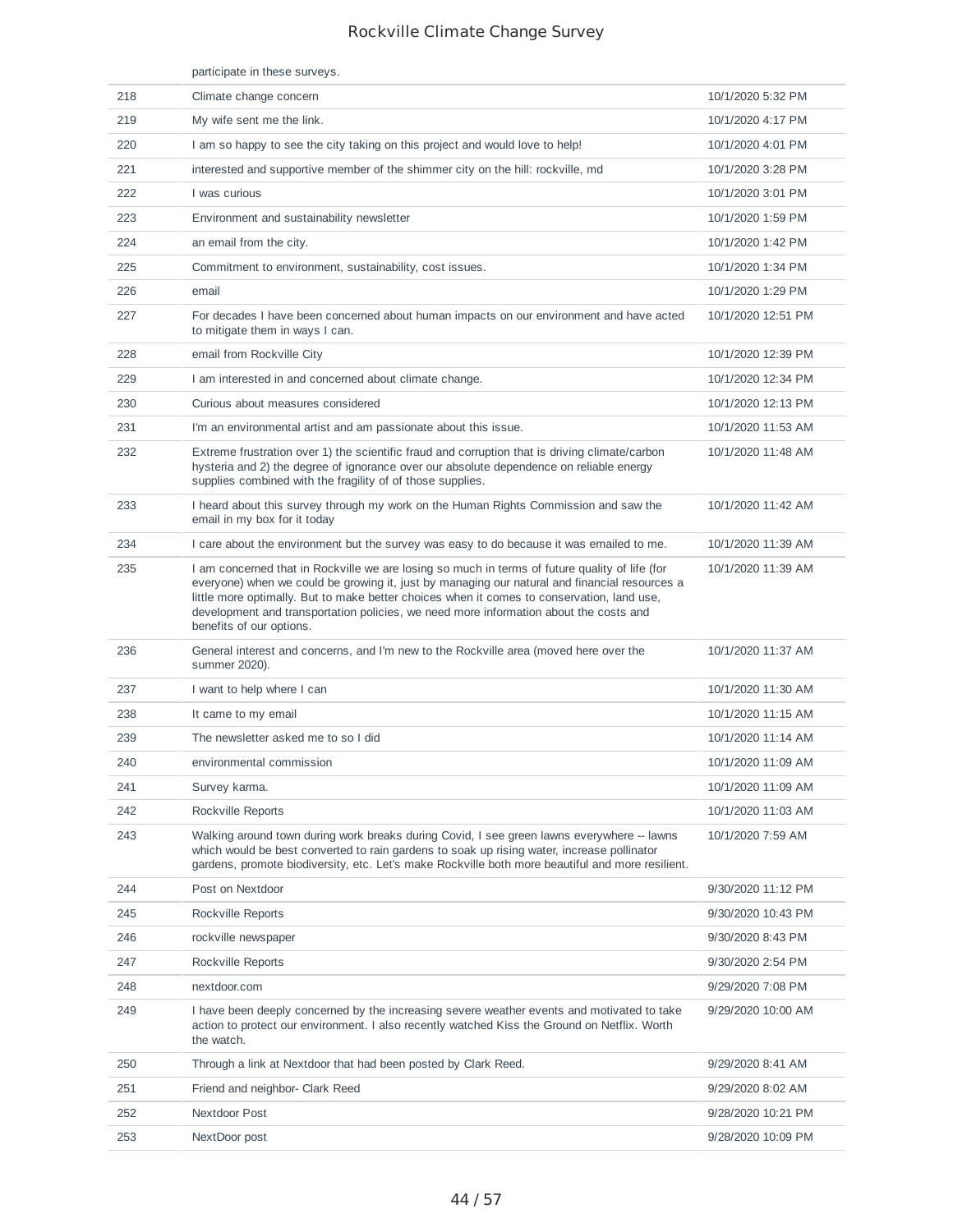| | participate in these surveys. | |
|---|---|---|
| 218 | Climate change concern | 10/1/2020 5:32 PM |
| 219 | My wife sent me the link. | 10/1/2020 4:17 PM |
| 220 | I am so happy to see the city taking on this project and would love to help! | 10/1/2020 4:01 PM |
| 221 | interested and supportive member of the shimmer city on the hill: rockville, md | 10/1/2020 3:28 PM |
| 222 | I was curious | 10/1/2020 3:01 PM |
| 223 | Environment and sustainability newsletter | 10/1/2020 1:59 PM |
| 224 | an email from the city. | 10/1/2020 1:42 PM |
| 225 | Commitment to environment, sustainability, cost issues. | 10/1/2020 1:34 PM |
| 226 | email | 10/1/2020 1:29 PM |
| 227 | For decades I have been concerned about human impacts on our environment and have acted to mitigate them in ways I can. | 10/1/2020 12:51 PM |
| 228 | email from Rockville City | 10/1/2020 12:39 PM |
| 229 | I am interested in and concerned about climate change. | 10/1/2020 12:34 PM |
| 230 | Curious about measures considered | 10/1/2020 12:13 PM |
| 231 | I'm an environmental artist and am passionate about this issue. | 10/1/2020 11:53 AM |
| 232 | Extreme frustration over 1) the scientific fraud and corruption that is driving climate/carbon hysteria and 2) the degree of ignorance over our absolute dependence on reliable energy supplies combined with the fragility of of those supplies. | 10/1/2020 11:48 AM |
| 233 | I heard about this survey through my work on the Human Rights Commission and saw the email in my box for it today | 10/1/2020 11:42 AM |
| 234 | I care about the environment but the survey was easy to do because it was emailed to me. | 10/1/2020 11:39 AM |
| 235 | I am concerned that in Rockville we are losing so much in terms of future quality of life (for everyone) when we could be growing it, just by managing our natural and financial resources a little more optimally. But to make better choices when it comes to conservation, land use, development and transportation policies, we need more information about the costs and benefits of our options. | 10/1/2020 11:39 AM |
| 236 | General interest and concerns, and I'm new to the Rockville area (moved here over the summer 2020). | 10/1/2020 11:37 AM |
| 237 | I want to help where I can | 10/1/2020 11:30 AM |
| 238 | It came to my email | 10/1/2020 11:15 AM |
| 239 | The newsletter asked me to so I did | 10/1/2020 11:14 AM |
| 240 | environmental commission | 10/1/2020 11:09 AM |
| 241 | Survey karma. | 10/1/2020 11:09 AM |
| 242 | Rockville Reports | 10/1/2020 11:03 AM |
| 243 | Walking around town during work breaks during Covid, I see green lawns everywhere -- lawns which would be best converted to rain gardens to soak up rising water, increase pollinator gardens, promote biodiversity, etc. Let's make Rockville both more beautiful and more resilient. | 10/1/2020 7:59 AM |
| 244 | Post on Nextdoor | 9/30/2020 11:12 PM |
| 245 | Rockville Reports | 9/30/2020 10:43 PM |
| 246 | rockville newspaper | 9/30/2020 8:43 PM |
| 247 | Rockville Reports | 9/30/2020 2:54 PM |
| 248 | nextdoor.com | 9/29/2020 7:08 PM |
| 249 | I have been deeply concerned by the increasing severe weather events and motivated to take action to protect our environment. I also recently watched Kiss the Ground on Netflix. Worth the watch. | 9/29/2020 10:00 AM |
| 250 | Through a link at Nextdoor that had been posted by Clark Reed. | 9/29/2020 8:41 AM |
| 251 | Friend and neighbor- Clark Reed | 9/29/2020 8:02 AM |
| 252 | Nextdoor Post | 9/28/2020 10:21 PM |
| 253 | NextDoor post | 9/28/2020 10:09 PM |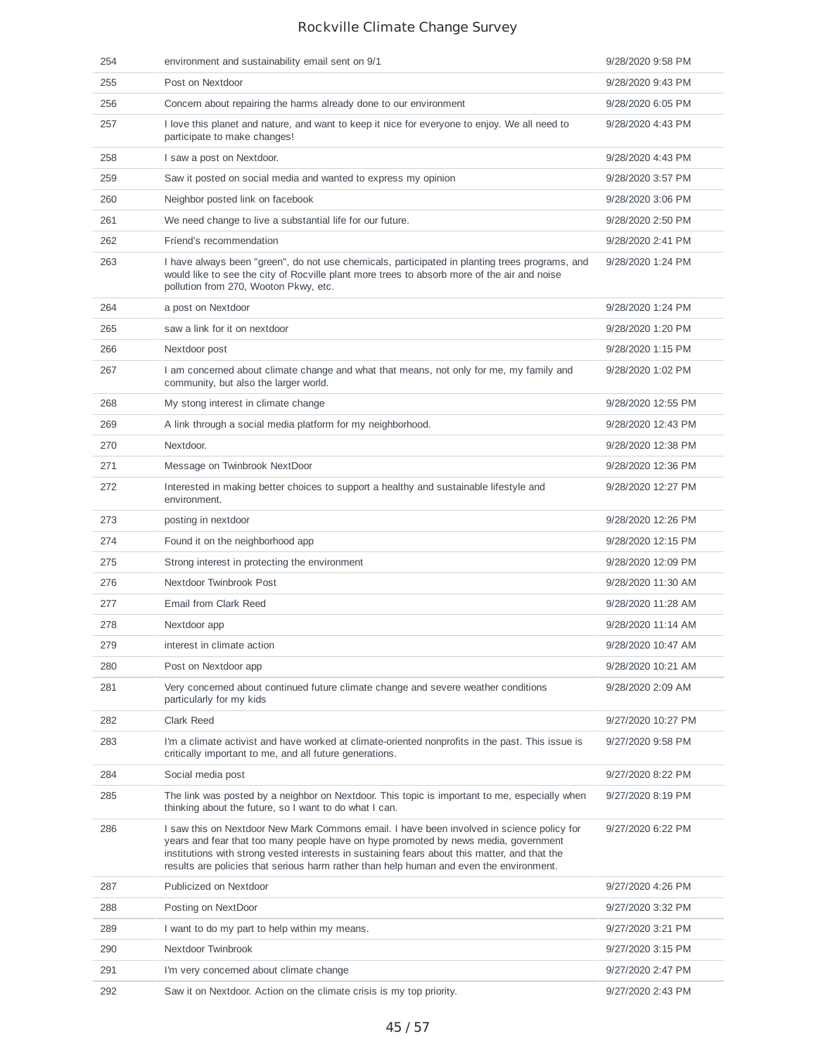| | | |
|---|---|---|
| 254 | environment and sustainability email sent on 9/1 | 9/28/2020 9:58 PM |
| 255 | Post on Nextdoor | 9/28/2020 9:43 PM |
| 256 | Concern about repairing the harms already done to our environment | 9/28/2020 6:05 PM |
| 257 | I love this planet and nature, and want to keep it nice for everyone to enjoy. We all need to participate to make changes! | 9/28/2020 4:43 PM |
| 258 | I saw a post on Nextdoor. | 9/28/2020 4:43 PM |
| 259 | Saw it posted on social media and wanted to express my opinion | 9/28/2020 3:57 PM |
| 260 | Neighbor posted link on facebook | 9/28/2020 3:06 PM |
| 261 | We need change to live a substantial life for our future. | 9/28/2020 2:50 PM |
| 262 | Fríend's recommendation | 9/28/2020 2:41 PM |
| 263 | I have always been "green", do not use chemicals, participated in planting trees programs, and would like to see the city of Rocville plant more trees to absorb more of the air and noise pollution from 270, Wooton Pkwy, etc. | 9/28/2020 1:24 PM |
| 264 | a post on Nextdoor | 9/28/2020 1:24 PM |
| 265 | saw a link for it on nextdoor | 9/28/2020 1:20 PM |
| 266 | Nextdoor post | 9/28/2020 1:15 PM |
| 267 | I am concerned about climate change and what that means, not only for me, my family and community, but also the larger world. | 9/28/2020 1:02 PM |
| 268 | My stong interest in climate change | 9/28/2020 12:55 PM |
| 269 | A link through a social media platform for my neighborhood. | 9/28/2020 12:43 PM |
| 270 | Nextdoor. | 9/28/2020 12:38 PM |
| 271 | Message on Twinbrook NextDoor | 9/28/2020 12:36 PM |
| 272 | Interested in making better choices to support a healthy and sustainable lifestyle and environment. | 9/28/2020 12:27 PM |
| 273 | posting in nextdoor | 9/28/2020 12:26 PM |
| 274 | Found it on the neighborhood app | 9/28/2020 12:15 PM |
| 275 | Strong interest in protecting the environment | 9/28/2020 12:09 PM |
| 276 | Nextdoor Twinbrook Post | 9/28/2020 11:30 AM |
| 277 | Email from Clark Reed | 9/28/2020 11:28 AM |
| 278 | Nextdoor app | 9/28/2020 11:14 AM |
| 279 | interest in climate action | 9/28/2020 10:47 AM |
| 280 | Post on Nextdoor app | 9/28/2020 10:21 AM |
| 281 | Very concerned about continued future climate change and severe weather conditions particularly for my kids | 9/28/2020 2:09 AM |
| 282 | Clark Reed | 9/27/2020 10:27 PM |
| 283 | I'm a climate activist and have worked at climate-oriented nonprofits in the past. This issue is critically important to me, and all future generations. | 9/27/2020 9:58 PM |
| 284 | Social media post | 9/27/2020 8:22 PM |
| 285 | The link was posted by a neighbor on Nextdoor. This topic is important to me, especially when thinking about the future, so I want to do what I can. | 9/27/2020 8:19 PM |
| 286 | I saw this on Nextdoor New Mark Commons email. I have been involved in science policy for years and fear that too many people have on hype promoted by news media, government institutions with strong vested interests in sustaining fears about this matter, and that the results are policies that serious harm rather than help human and even the environment. | 9/27/2020 6:22 PM |
| 287 | Publicized on Nextdoor | 9/27/2020 4:26 PM |
| 288 | Posting on NextDoor | 9/27/2020 3:32 PM |
| 289 | I want to do my part to help within my means. | 9/27/2020 3:21 PM |
| 290 | Nextdoor Twinbrook | 9/27/2020 3:15 PM |
| 291 | I'm very concerned about climate change | 9/27/2020 2:47 PM |
| 292 | Saw it on Nextdoor. Action on the climate crisis is my top priority. | 9/27/2020 2:43 PM |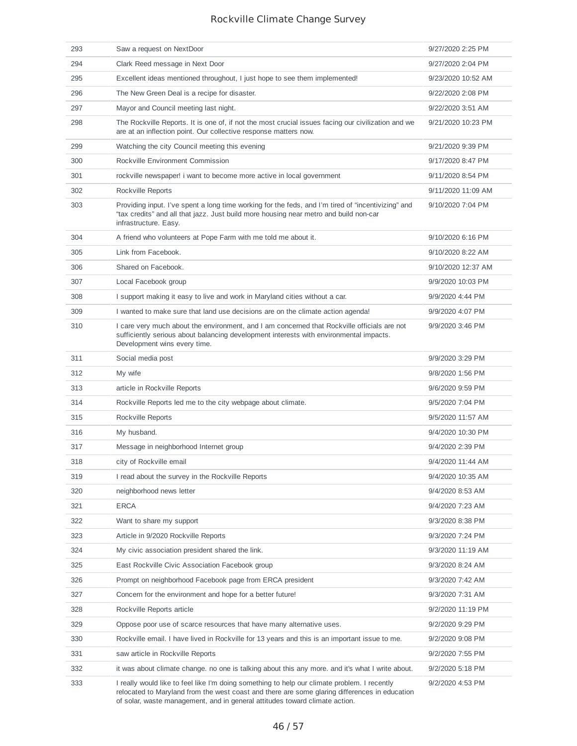| | | |
|---|---|---|
| 293 | Saw a request on NextDoor | 9/27/2020 2:25 PM |
| 294 | Clark Reed message in Next Door | 9/27/2020 2:04 PM |
| 295 | Excellent ideas mentioned throughout, I just hope to see them implemented! | 9/23/2020 10:52 AM |
| 296 | The New Green Deal is a recipe for disaster. | 9/22/2020 2:08 PM |
| 297 | Mayor and Council meeting last night. | 9/22/2020 3:51 AM |
| 298 | The Rockville Reports. It is one of, if not the most crucial issues facing our civilization and we are at an inflection point. Our collective response matters now. | 9/21/2020 10:23 PM |
| 299 | Watching the city Council meeting this evening | 9/21/2020 9:39 PM |
| 300 | Rockville Environment Commission | 9/17/2020 8:47 PM |
| 301 | rockville newspaper! i want to become more active in local government | 9/11/2020 8:54 PM |
| 302 | Rockville Reports | 9/11/2020 11:09 AM |
| 303 | Providing input. I've spent a long time working for the feds, and I'm tired of "incentivizing" and "tax credits" and all that jazz. Just build more housing near metro and build non-car infrastructure. Easy. | 9/10/2020 7:04 PM |
| 304 | A friend who volunteers at Pope Farm with me told me about it. | 9/10/2020 6:16 PM |
| 305 | Link from Facebook. | 9/10/2020 8:22 AM |
| 306 | Shared on Facebook. | 9/10/2020 12:37 AM |
| 307 | Local Facebook group | 9/9/2020 10:03 PM |
| 308 | I support making it easy to live and work in Maryland cities without a car. | 9/9/2020 4:44 PM |
| 309 | I wanted to make sure that land use decisions are on the climate action agenda! | 9/9/2020 4:07 PM |
| 310 | I care very much about the environment, and I am concerned that Rockville officials are not sufficiently serious about balancing development interests with environmental impacts. Development wins every time. | 9/9/2020 3:46 PM |
| 311 | Social media post | 9/9/2020 3:29 PM |
| 312 | My wife | 9/8/2020 1:56 PM |
| 313 | article in Rockville Reports | 9/6/2020 9:59 PM |
| 314 | Rockville Reports led me to the city webpage about climate. | 9/5/2020 7:04 PM |
| 315 | Rockville Reports | 9/5/2020 11:57 AM |
| 316 | My husband. | 9/4/2020 10:30 PM |
| 317 | Message in neighborhood Internet group | 9/4/2020 2:39 PM |
| 318 | city of Rockville email | 9/4/2020 11:44 AM |
| 319 | I read about the survey in the Rockville Reports | 9/4/2020 10:35 AM |
| 320 | neighborhood news letter | 9/4/2020 8:53 AM |
| 321 | ERCA | 9/4/2020 7:23 AM |
| 322 | Want to share my support | 9/3/2020 8:38 PM |
| 323 | Article in 9/2020 Rockville Reports | 9/3/2020 7:24 PM |
| 324 | My civic association president shared the link. | 9/3/2020 11:19 AM |
| 325 | East Rockville Civic Association Facebook group | 9/3/2020 8:24 AM |
| 326 | Prompt on neighborhood Facebook page from ERCA president | 9/3/2020 7:42 AM |
| 327 | Concern for the environment and hope for a better future! | 9/3/2020 7:31 AM |
| 328 | Rockville Reports article | 9/2/2020 11:19 PM |
| 329 | Oppose poor use of scarce resources that have many alternative uses. | 9/2/2020 9:29 PM |
| 330 | Rockville email. I have lived in Rockville for 13 years and this is an important issue to me. | 9/2/2020 9:08 PM |
| 331 | saw article in Rockville Reports | 9/2/2020 7:55 PM |
| 332 | it was about climate change. no one is talking about this any more. and it's what I write about. | 9/2/2020 5:18 PM |
| 333 | I really would like to feel like I'm doing something to help our climate problem. I recently relocated to Maryland from the west coast and there are some glaring differences in education of solar, waste management, and in general attitudes toward climate action. | 9/2/2020 4:53 PM |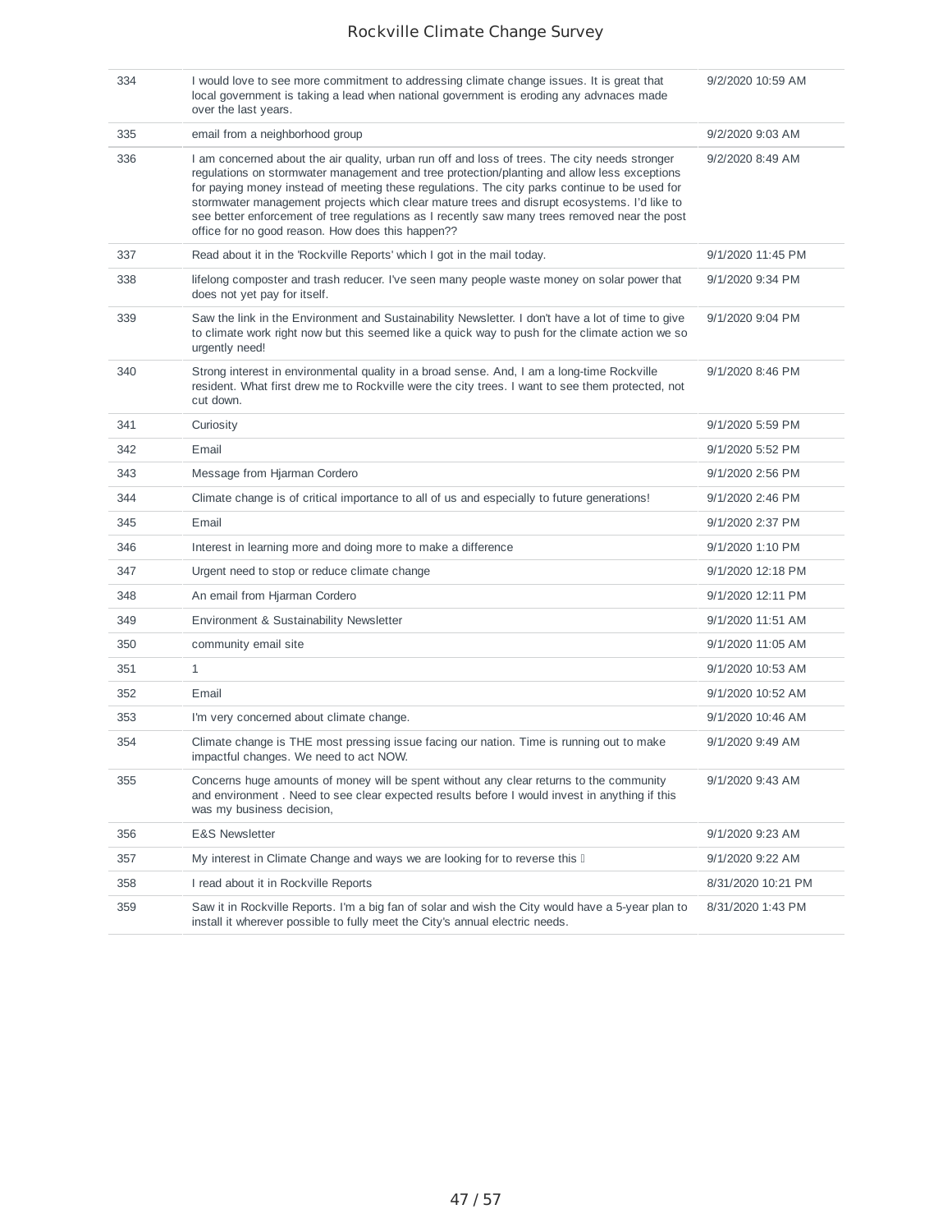| | | |
|---|---|---|
| 334 | I would love to see more commitment to addressing climate change issues. It is great that local government is taking a lead when national government is eroding any advnaces made over the last years. | 9/2/2020 10:59 AM |
| 335 | email from a neighborhood group | 9/2/2020 9:03 AM |
| 336 | I am concerned about the air quality, urban run off and loss of trees. The city needs stronger regulations on stormwater management and tree protection/planting and allow less exceptions for paying money instead of meeting these regulations. The city parks continue to be used for stormwater management projects which clear mature trees and disrupt ecosystems. I'd like to see better enforcement of tree regulations as I recently saw many trees removed near the post office for no good reason. How does this happen?? | 9/2/2020 8:49 AM |
| 337 | Read about it in the 'Rockville Reports' which I got in the mail today. | 9/1/2020 11:45 PM |
| 338 | lifelong composter and trash reducer. I've seen many people waste money on solar power that does not yet pay for itself. | 9/1/2020 9:34 PM |
| 339 | Saw the link in the Environment and Sustainability Newsletter. I don't have a lot of time to give to climate work right now but this seemed like a quick way to push for the climate action we so urgently need! | 9/1/2020 9:04 PM |
| 340 | Strong interest in environmental quality in a broad sense. And, I am a long-time Rockville resident. What first drew me to Rockville were the city trees. I want to see them protected, not cut down. | 9/1/2020 8:46 PM |
| 341 | Curiosity | 9/1/2020 5:59 PM |
| 342 | Email | 9/1/2020 5:52 PM |
| 343 | Message from Hjarman Cordero | 9/1/2020 2:56 PM |
| 344 | Climate change is of critical importance to all of us and especially to future generations! | 9/1/2020 2:46 PM |
| 345 | Email | 9/1/2020 2:37 PM |
| 346 | Interest in learning more and doing more to make a difference | 9/1/2020 1:10 PM |
| 347 | Urgent need to stop or reduce climate change | 9/1/2020 12:18 PM |
| 348 | An email from Hjarman Cordero | 9/1/2020 12:11 PM |
| 349 | Environment & Sustainability Newsletter | 9/1/2020 11:51 AM |
| 350 | community email site | 9/1/2020 11:05 AM |
| 351 | 1 | 9/1/2020 10:53 AM |
| 352 | Email | 9/1/2020 10:52 AM |
| 353 | I'm very concerned about climate change. | 9/1/2020 10:46 AM |
| 354 | Climate change is THE most pressing issue facing our nation. Time is running out to make impactful changes. We need to act NOW. | 9/1/2020 9:49 AM |
| 355 | Concerns huge amounts of money will be spent without any clear returns to the community and environment . Need to see clear expected results before I would invest in anything if this was my business decision, | 9/1/2020 9:43 AM |
| 356 | E&S Newsletter | 9/1/2020 9:23 AM |
| 357 | My interest in Climate Change and ways we are looking for to reverse this  | 9/1/2020 9:22 AM |
| 358 | I read about it in Rockville Reports | 8/31/2020 10:21 PM |
| 359 | Saw it in Rockville Reports. I'm a big fan of solar and wish the City would have a 5-year plan to install it wherever possible to fully meet the City's annual electric needs. | 8/31/2020 1:43 PM |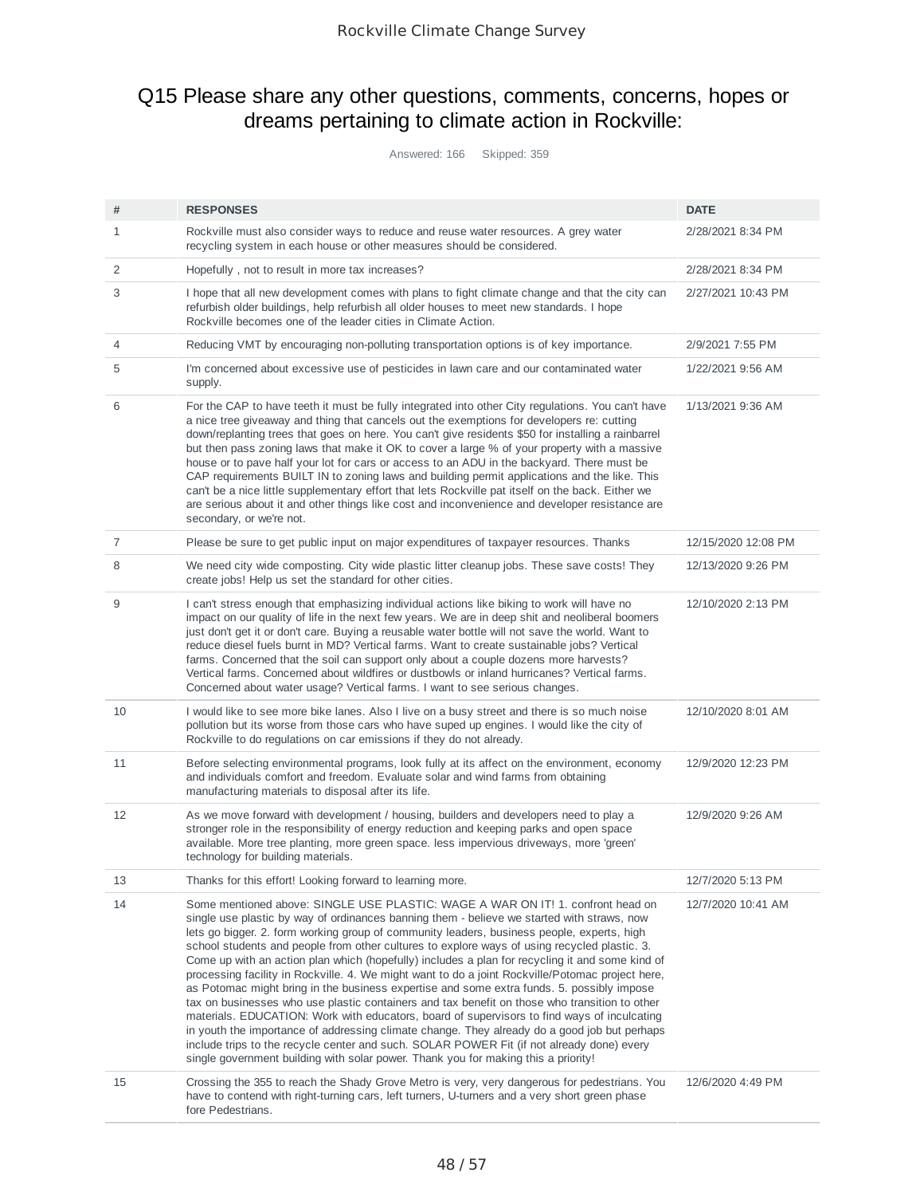## Q15 Please share any other questions, comments, concerns, hopes or dreams pertaining to climate action in Rockville:

Answered: 166 Skipped: 359

| # | RESPONSES | DATE |
|---|---|---|
| 1 | Rockville must also consider ways to reduce and reuse water resources. A grey water recycling system in each house or other measures should be considered. | 2/28/2021 8:34 PM |
| 2 | Hopefully , not to result in more tax increases? | 2/28/2021 8:34 PM |
| 3 | I hope that all new development comes with plans to fight climate change and that the city can refurbish older buildings, help refurbish all older houses to meet new standards. I hope Rockville becomes one of the leader cities in Climate Action. | 2/27/2021 10:43 PM |
| 4 | Reducing VMT by encouraging non-polluting transportation options is of key importance. | 2/9/2021 7:55 PM |
| 5 | I'm concerned about excessive use of pesticides in lawn care and our contaminated water supply. | 1/22/2021 9:56 AM |
| 6 | For the CAP to have teeth it must be fully integrated into other City regulations. You can't have a nice tree giveaway and thing that cancels out the exemptions for developers re: cutting down/replanting trees that goes on here. You can't give residents $50 for installing a rainbarrel but then pass zoning laws that make it OK to cover a large % of your property with a massive house or to pave half your lot for cars or access to an ADU in the backyard. There must be CAP requirements BUILT IN to zoning laws and building permit applications and the like. This can't be a nice little supplementary effort that lets Rockville pat itself on the back. Either we are serious about it and other things like cost and inconvenience and developer resistance are secondary, or we're not. | 1/13/2021 9:36 AM |
| 7 | Please be sure to get public input on major expenditures of taxpayer resources. Thanks | 12/15/2020 12:08 PM |
| 8 | We need city wide composting. City wide plastic litter cleanup jobs. These save costs! They create jobs! Help us set the standard for other cities. | 12/13/2020 9:26 PM |
| 9 | I can't stress enough that emphasizing individual actions like biking to work will have no impact on our quality of life in the next few years. We are in deep shit and neoliberal boomers just don't get it or don't care. Buying a reusable water bottle will not save the world. Want to reduce diesel fuels burnt in MD? Vertical farms. Want to create sustainable jobs? Vertical farms. Concerned that the soil can support only about a couple dozens more harvests? Vertical farms. Concerned about wildfires or dustbowls or inland hurricanes? Vertical farms. Concerned about water usage? Vertical farms. I want to see serious changes. | 12/10/2020 2:13 PM |
| 10 | I would like to see more bike lanes. Also I live on a busy street and there is so much noise pollution but its worse from those cars who have suped up engines. I would like the city of Rockville to do regulations on car emissions if they do not already. | 12/10/2020 8:01 AM |
| 11 | Before selecting environmental programs, look fully at its affect on the environment, economy and individuals comfort and freedom. Evaluate solar and wind farms from obtaining manufacturing materials to disposal after its life. | 12/9/2020 12:23 PM |
| 12 | As we move forward with development / housing, builders and developers need to play a stronger role in the responsibility of energy reduction and keeping parks and open space available. More tree planting, more green space. less impervious driveways, more 'green' technology for building materials. | 12/9/2020 9:26 AM |
| 13 | Thanks for this effort! Looking forward to learning more. | 12/7/2020 5:13 PM |
| 14 | Some mentioned above: SINGLE USE PLASTIC: WAGE A WAR ON IT! 1. confront head on single use plastic by way of ordinances banning them - believe we started with straws, now lets go bigger. 2. form working group of community leaders, business people, experts, high school students and people from other cultures to explore ways of using recycled plastic. 3. Come up with an action plan which (hopefully) includes a plan for recycling it and some kind of processing facility in Rockville. 4. We might want to do a joint Rockville/Potomac project here, as Potomac might bring in the business expertise and some extra funds. 5. possibly impose tax on businesses who use plastic containers and tax benefit on those who transition to other materials. EDUCATION: Work with educators, board of supervisors to find ways of inculcating in youth the importance of addressing climate change. They already do a good job but perhaps include trips to the recycle center and such. SOLAR POWER Fit (if not already done) every single government building with solar power. Thank you for making this a priority! | 12/7/2020 10:41 AM |
| 15 | Crossing the 355 to reach the Shady Grove Metro is very, very dangerous for pedestrians. You have to contend with right-turning cars, left turners, U-turners and a very short green phase fore Pedestrians. | 12/6/2020 4:49 PM |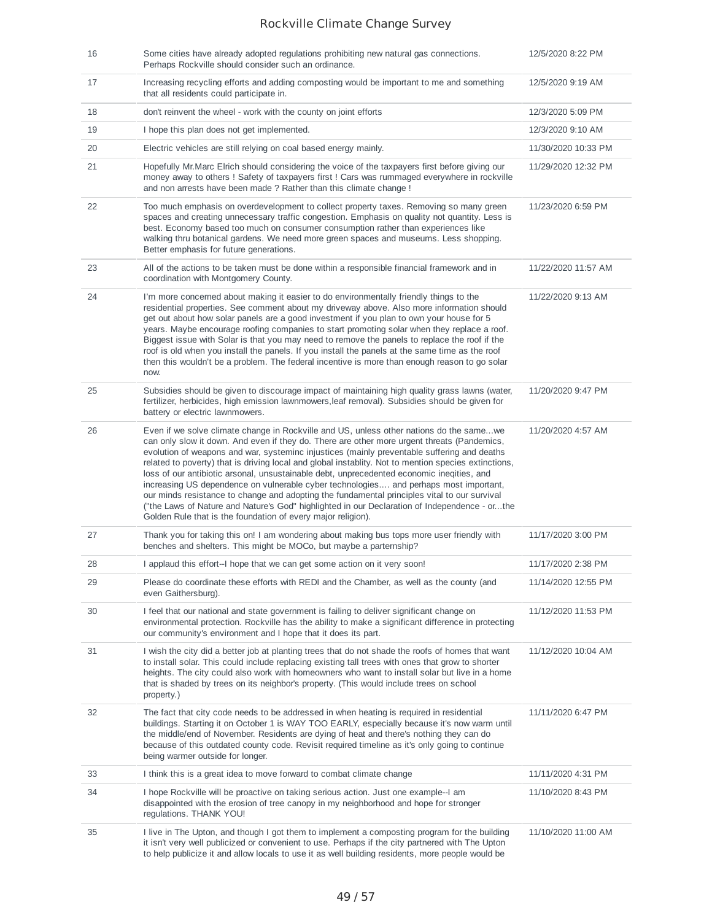| 16 | Some cities have already adopted regulations prohibiting new natural gas connections. Perhaps Rockville should consider such an ordinance. | 12/5/2020 8:22 PM |
|---|---|---|
| 17 | Increasing recycling efforts and adding composting would be important to me and something that all residents could participate in. | 12/5/2020 9:19 AM |
| 18 | don't reinvent the wheel - work with the county on joint efforts | 12/3/2020 5:09 PM |
| 19 | I hope this plan does not get implemented. | 12/3/2020 9:10 AM |
| 20 | Electric vehicles are still relying on coal based energy mainly. | 11/30/2020 10:33 PM |
| 21 | Hopefully Mr.Marc Elrich should considering the voice of the taxpayers first before giving our money away to others ! Safety of taxpayers first ! Cars was rummaged everywhere in rockville and non arrests have been made ? Rather than this climate change ! | 11/29/2020 12:32 PM |
| 22 | Too much emphasis on overdevelopment to collect property taxes. Removing so many green spaces and creating unnecessary traffic congestion. Emphasis on quality not quantity. Less is best. Economy based too much on consumer consumption rather than experiences like walking thru botanical gardens. We need more green spaces and museums. Less shopping. Better emphasis for future generations. | 11/23/2020 6:59 PM |
| 23 | All of the actions to be taken must be done within a responsible financial framework and in coordination with Montgomery County. | 11/22/2020 11:57 AM |
| 24 | I'm more concerned about making it easier to do environmentally friendly things to the residential properties. See comment about my driveway above. Also more information should get out about how solar panels are a good investment if you plan to own your house for 5 years. Maybe encourage roofing companies to start promoting solar when they replace a roof. Biggest issue with Solar is that you may need to remove the panels to replace the roof if the roof is old when you install the panels. If you install the panels at the same time as the roof then this wouldn't be a problem. The federal incentive is more than enough reason to go solar now. | 11/22/2020 9:13 AM |
| 25 | Subsidies should be given to discourage impact of maintaining high quality grass lawns (water, fertilizer, herbicides, high emission lawnmowers,leaf removal). Subsidies should be given for battery or electric lawnmowers. | 11/20/2020 9:47 PM |
| 26 | Even if we solve climate change in Rockville and US, unless other nations do the same...we can only slow it down. And even if they do. There are other more urgent threats (Pandemics, evolution of weapons and war, systeminc injustices (mainly preventable suffering and deaths related to poverty) that is driving local and global instablity. Not to mention species extinctions, loss of our antibiotic arsonal, unsustainable debt, unprecedented economic ineqities, and increasing US dependence on vulnerable cyber technologies.... and perhaps most important, our minds resistance to change and adopting the fundamental principles vital to our survival ("the Laws of Nature and Nature's God" highlighted in our Declaration of Independence - or...the Golden Rule that is the foundation of every major religion). | 11/20/2020 4:57 AM |
| 27 | Thank you for taking this on! I am wondering about making bus tops more user friendly with benches and shelters. This might be MOCo, but maybe a parternship? | 11/17/2020 3:00 PM |
| 28 | I applaud this effort--I hope that we can get some action on it very soon! | 11/17/2020 2:38 PM |
| 29 | Please do coordinate these efforts with REDI and the Chamber, as well as the county (and even Gaithersburg). | 11/14/2020 12:55 PM |
| 30 | I feel that our national and state government is failing to deliver significant change on environmental protection. Rockville has the ability to make a significant difference in protecting our community's environment and I hope that it does its part. | 11/12/2020 11:53 PM |
| 31 | I wish the city did a better job at planting trees that do not shade the roofs of homes that want to install solar. This could include replacing existing tall trees with ones that grow to shorter heights. The city could also work with homeowners who want to install solar but live in a home that is shaded by trees on its neighbor's property. (This would include trees on school property.) | 11/12/2020 10:04 AM |
| 32 | The fact that city code needs to be addressed in when heating is required in residential buildings. Starting it on October 1 is WAY TOO EARLY, especially because it's now warm until the middle/end of November. Residents are dying of heat and there's nothing they can do because of this outdated county code. Revisit required timeline as it's only going to continue being warmer outside for longer. | 11/11/2020 6:47 PM |
| 33 | I think this is a great idea to move forward to combat climate change | 11/11/2020 4:31 PM |
| 34 | I hope Rockville will be proactive on taking serious action. Just one example--I am disappointed with the erosion of tree canopy in my neighborhood and hope for stronger regulations. THANK YOU! | 11/10/2020 8:43 PM |
| 35 | I live in The Upton, and though I got them to implement a composting program for the building it isn't very well publicized or convenient to use. Perhaps if the city partnered with The Upton to help publicize it and allow locals to use it as well building residents, more people would be | 11/10/2020 11:00 AM |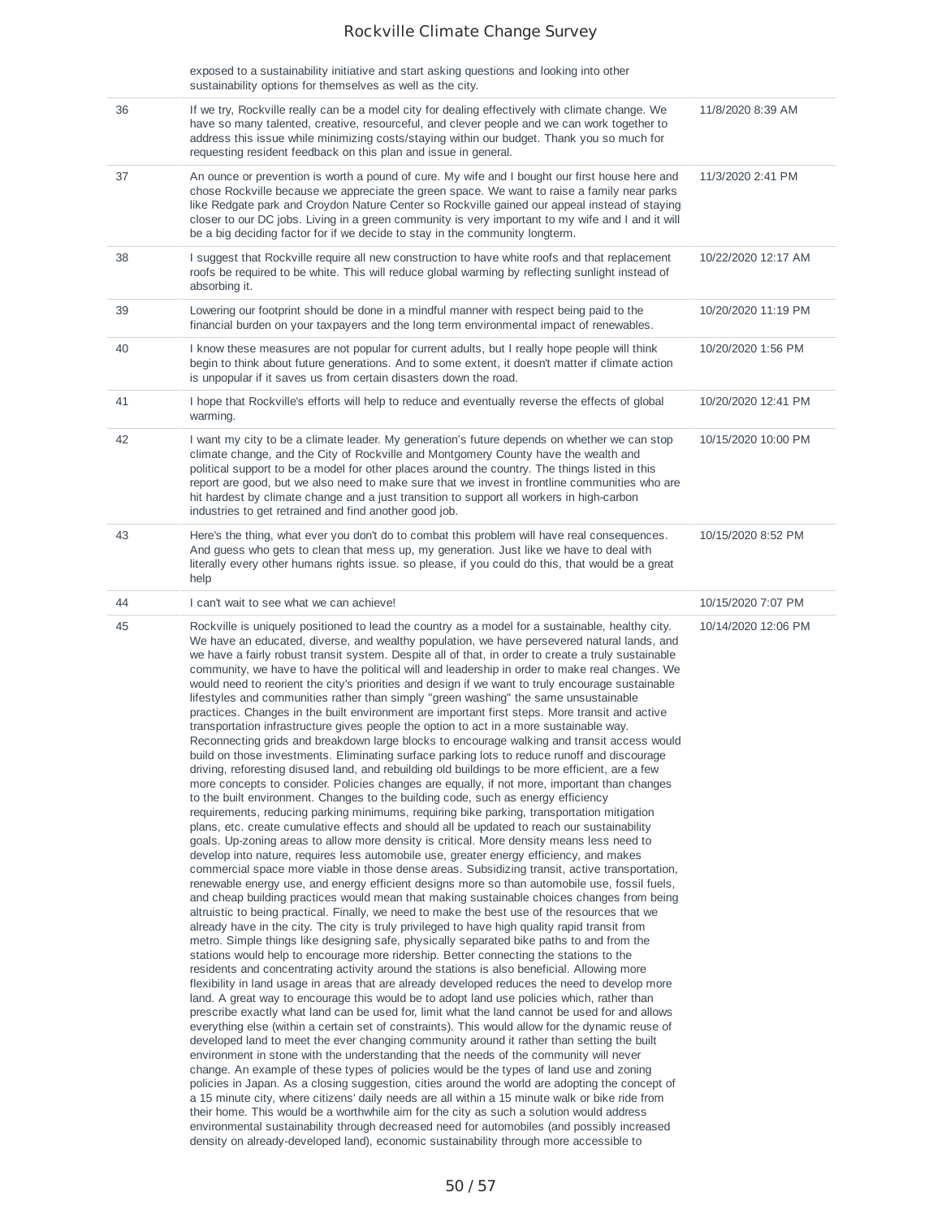| | exposed to a sustainability initiative and start asking questions and looking into other sustainability options for themselves as well as the city. | |
|---|---|---|
| 36 | If we try, Rockville really can be a model city for dealing effectively with climate change. We have so many talented, creative, resourceful, and clever people and we can work together to address this issue while minimizing costs/staying within our budget. Thank you so much for requesting resident feedback on this plan and issue in general. | 11/8/2020 8:39 AM |
| 37 | An ounce or prevention is worth a pound of cure. My wife and I bought our first house here and chose Rockville because we appreciate the green space. We want to raise a family near parks like Redgate park and Croydon Nature Center so Rockville gained our appeal instead of staying closer to our DC jobs. Living in a green community is very important to my wife and I and it will be a big deciding factor for if we decide to stay in the community longterm. | 11/3/2020 2:41 PM |
| 38 | I suggest that Rockville require all new construction to have white roofs and that replacement roofs be required to be white. This will reduce global warming by reflecting sunlight instead of absorbing it. | 10/22/2020 12:17 AM |
| 39 | Lowering our footprint should be done in a mindful manner with respect being paid to the financial burden on your taxpayers and the long term environmental impact of renewables. | 10/20/2020 11:19 PM |
| 40 | I know these measures are not popular for current adults, but I really hope people will think begin to think about future generations. And to some extent, it doesn't matter if climate action is unpopular if it saves us from certain disasters down the road. | 10/20/2020 1:56 PM |
| 41 | I hope that Rockville's efforts will help to reduce and eventually reverse the effects of global warming. | 10/20/2020 12:41 PM |
| 42 | I want my city to be a climate leader. My generation's future depends on whether we can stop climate change, and the City of Rockville and Montgomery County have the wealth and political support to be a model for other places around the country. The things listed in this report are good, but we also need to make sure that we invest in frontline communities who are hit hardest by climate change and a just transition to support all workers in high-carbon industries to get retrained and find another good job. | 10/15/2020 10:00 PM |
| 43 | Here's the thing, what ever you don't do to combat this problem will have real consequences. And guess who gets to clean that mess up, my generation. Just like we have to deal with literally every other humans rights issue. so please, if you could do this, that would be a great help | 10/15/2020 8:52 PM |
| 44 | I can't wait to see what we can achieve! | 10/15/2020 7:07 PM |
| 45 | Rockville is uniquely positioned to lead the country as a model for a sustainable, healthy city. We have an educated, diverse, and wealthy population, we have persevered natural lands, and we have a fairly robust transit system. Despite all of that, in order to create a truly sustainable community, we have to have the political will and leadership in order to make real changes. We would need to reorient the city's priorities and design if we want to truly encourage sustainable lifestyles and communities rather than simply "green washing" the same unsustainable practices. Changes in the built environment are important first steps. More transit and active transportation infrastructure gives people the option to act in a more sustainable way. Reconnecting grids and breakdown large blocks to encourage walking and transit access would build on those investments. Eliminating surface parking lots to reduce runoff and discourage driving, reforesting disused land, and rebuilding old buildings to be more efficient, are a few more concepts to consider. Policies changes are equally, if not more, important than changes to the built environment. Changes to the building code, such as energy efficiency requirements, reducing parking minimums, requiring bike parking, transportation mitigation plans, etc. create cumulative effects and should all be updated to reach our sustainability goals. Up-zoning areas to allow more density is critical. More density means less need to develop into nature, requires less automobile use, greater energy efficiency, and makes commercial space more viable in those dense areas. Subsidizing transit, active transportation, renewable energy use, and energy efficient designs more so than automobile use, fossil fuels, and cheap building practices would mean that making sustainable choices changes from being altruistic to being practical. Finally, we need to make the best use of the resources that we already have in the city. The city is truly privileged to have high quality rapid transit from metro. Simple things like designing safe, physically separated bike paths to and from the stations would help to encourage more ridership. Better connecting the stations to the residents and concentrating activity around the stations is also beneficial. Allowing more flexibility in land usage in areas that are already developed reduces the need to develop more land. A great way to encourage this would be to adopt land use policies which, rather than prescribe exactly what land can be used for, limit what the land cannot be used for and allows everything else (within a certain set of constraints). This would allow for the dynamic reuse of developed land to meet the ever changing community around it rather than setting the built environment in stone with the understanding that the needs of the community will never change. An example of these types of policies would be the types of land use and zoning policies in Japan. As a closing suggestion, cities around the world are adopting the concept of a 15 minute city, where citizens' daily needs are all within a 15 minute walk or bike ride from their home. This would be a worthwhile aim for the city as such a solution would address environmental sustainability through decreased need for automobiles (and possibly increased density on already-developed land), economic sustainability through more accessible to | 10/14/2020 12:06 PM |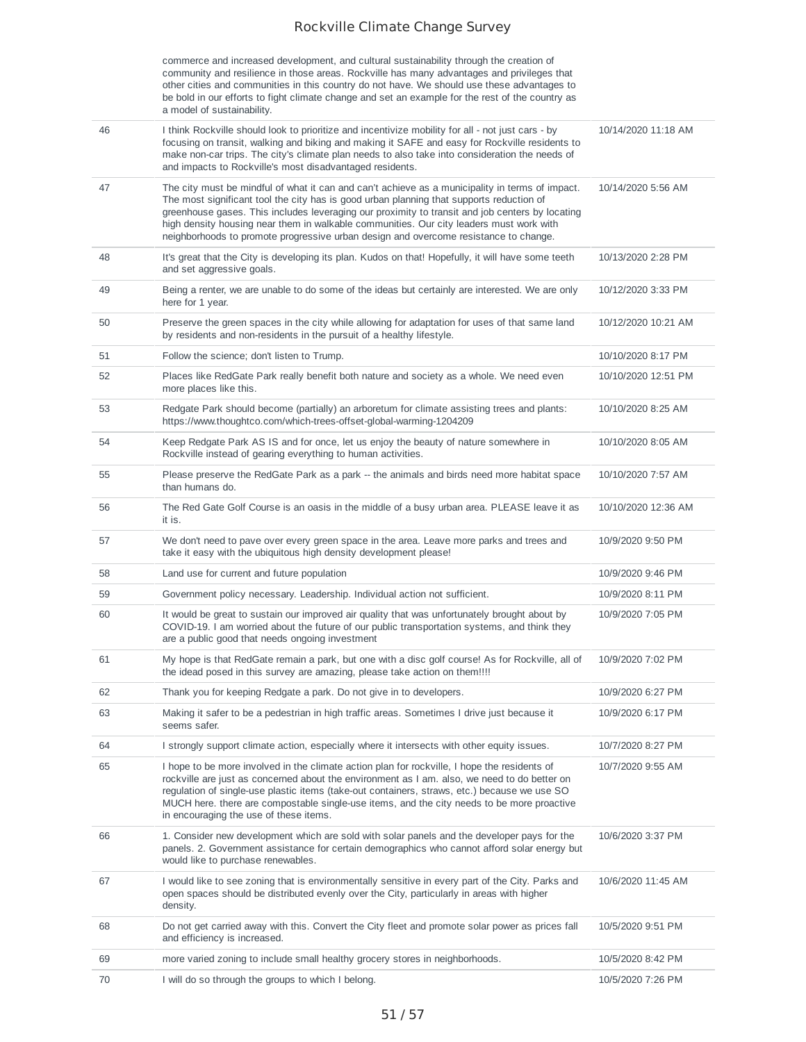| | | |
|---|---|---|
| | commerce and increased development, and cultural sustainability through the creation of community and resilience in those areas. Rockville has many advantages and privileges that other cities and communities in this country do not have. We should use these advantages to be bold in our efforts to fight climate change and set an example for the rest of the country as a model of sustainability. | |
| 46 | I think Rockville should look to prioritize and incentivize mobility for all - not just cars - by focusing on transit, walking and biking and making it SAFE and easy for Rockville residents to make non-car trips. The city's climate plan needs to also take into consideration the needs of and impacts to Rockville's most disadvantaged residents. | 10/14/2020 11:18 AM |
| 47 | The city must be mindful of what it can and can't achieve as a municipality in terms of impact. The most significant tool the city has is good urban planning that supports reduction of greenhouse gases. This includes leveraging our proximity to transit and job centers by locating high density housing near them in walkable communities. Our city leaders must work with neighborhoods to promote progressive urban design and overcome resistance to change. | 10/14/2020 5:56 AM |
| 48 | It's great that the City is developing its plan. Kudos on that! Hopefully, it will have some teeth and set aggressive goals. | 10/13/2020 2:28 PM |
| 49 | Being a renter, we are unable to do some of the ideas but certainly are interested. We are only here for 1 year. | 10/12/2020 3:33 PM |
| 50 | Preserve the green spaces in the city while allowing for adaptation for uses of that same land by residents and non-residents in the pursuit of a healthy lifestyle. | 10/12/2020 10:21 AM |
| 51 | Follow the science; don't listen to Trump. | 10/10/2020 8:17 PM |
| 52 | Places like RedGate Park really benefit both nature and society as a whole. We need even more places like this. | 10/10/2020 12:51 PM |
| 53 | Redgate Park should become (partially) an arboretum for climate assisting trees and plants: https://www.thoughtco.com/which-trees-offset-global-warming-1204209 | 10/10/2020 8:25 AM |
| 54 | Keep Redgate Park AS IS and for once, let us enjoy the beauty of nature somewhere in Rockville instead of gearing everything to human activities. | 10/10/2020 8:05 AM |
| 55 | Please preserve the RedGate Park as a park -- the animals and birds need more habitat space than humans do. | 10/10/2020 7:57 AM |
| 56 | The Red Gate Golf Course is an oasis in the middle of a busy urban area. PLEASE leave it as it is. | 10/10/2020 12:36 AM |
| 57 | We don't need to pave over every green space in the area. Leave more parks and trees and take it easy with the ubiquitous high density development please! | 10/9/2020 9:50 PM |
| 58 | Land use for current and future population | 10/9/2020 9:46 PM |
| 59 | Government policy necessary. Leadership. Individual action not sufficient. | 10/9/2020 8:11 PM |
| 60 | It would be great to sustain our improved air quality that was unfortunately brought about by COVID-19. I am worried about the future of our public transportation systems, and think they are a public good that needs ongoing investment | 10/9/2020 7:05 PM |
| 61 | My hope is that RedGate remain a park, but one with a disc golf course! As for Rockville, all of the idead posed in this survey are amazing, please take action on them!!!! | 10/9/2020 7:02 PM |
| 62 | Thank you for keeping Redgate a park. Do not give in to developers. | 10/9/2020 6:27 PM |
| 63 | Making it safer to be a pedestrian in high traffic areas. Sometimes I drive just because it seems safer. | 10/9/2020 6:17 PM |
| 64 | I strongly support climate action, especially where it intersects with other equity issues. | 10/7/2020 8:27 PM |
| 65 | I hope to be more involved in the climate action plan for rockville, I hope the residents of rockville are just as concerned about the environment as I am. also, we need to do better on regulation of single-use plastic items (take-out containers, straws, etc.) because we use SO MUCH here. there are compostable single-use items, and the city needs to be more proactive in encouraging the use of these items. | 10/7/2020 9:55 AM |
| 66 | 1. Consider new development which are sold with solar panels and the developer pays for the panels. 2. Government assistance for certain demographics who cannot afford solar energy but would like to purchase renewables. | 10/6/2020 3:37 PM |
| 67 | I would like to see zoning that is environmentally sensitive in every part of the City. Parks and open spaces should be distributed evenly over the City, particularly in areas with higher density. | 10/6/2020 11:45 AM |
| 68 | Do not get carried away with this. Convert the City fleet and promote solar power as prices fall and efficiency is increased. | 10/5/2020 9:51 PM |
| 69 | more varied zoning to include small healthy grocery stores in neighborhoods. | 10/5/2020 8:42 PM |
| 70 | I will do so through the groups to which I belong. | 10/5/2020 7:26 PM |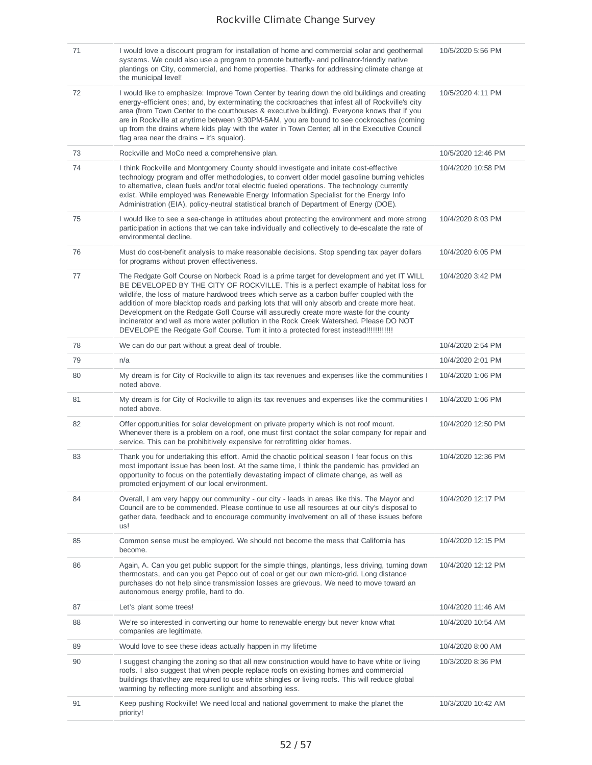| | | |
|---|---|---|
| 71 | I would love a discount program for installation of home and commercial solar and geothermal systems. We could also use a program to promote butterfly- and pollinator-friendly native plantings on City, commercial, and home properties. Thanks for addressing climate change at the municipal level! | 10/5/2020 5:56 PM |
| 72 | I would like to emphasize: Improve Town Center by tearing down the old buildings and creating energy-efficient ones; and, by exterminating the cockroaches that infest all of Rockville's city area (from Town Center to the courthouses & executive building). Everyone knows that if you are in Rockville at anytime between 9:30PM-5AM, you are bound to see cockroaches (coming up from the drains where kids play with the water in Town Center; all in the Executive Council flag area near the drains – it's squalor). | 10/5/2020 4:11 PM |
| 73 | Rockville and MoCo need a comprehensive plan. | 10/5/2020 12:46 PM |
| 74 | I think Rockville and Montgomery County should investigate and initate cost-effective technology program and offer methodologies, to convert older model gasoline burning vehicles to alternative, clean fuels and/or total electric fueled operations. The technology currently exist. While employed was Renewable Energy Information Specialist for the Energy Info Administration (EIA), policy-neutral statistical branch of Department of Energy (DOE). | 10/4/2020 10:58 PM |
| 75 | I would like to see a sea-change in attitudes about protecting the environment and more strong participation in actions that we can take individually and collectively to de-escalate the rate of environmental decline. | 10/4/2020 8:03 PM |
| 76 | Must do cost-benefit analysis to make reasonable decisions. Stop spending tax payer dollars for programs without proven effectiveness. | 10/4/2020 6:05 PM |
| 77 | The Redgate Golf Course on Norbeck Road is a prime target for development and yet IT WILL BE DEVELOPED BY THE CITY OF ROCKVILLE. This is a perfect example of habitat loss for wildlife, the loss of mature hardwood trees which serve as a carbon buffer coupled with the addition of more blacktop roads and parking lots that will only absorb and create more heat. Development on the Redgate Gofl Course will assuredly create more waste for the county incinerator and well as more water pollution in the Rock Creek Watershed. Please DO NOT DEVELOPE the Redgate Golf Course. Turn it into a protected forest instead!!!!!!!!!!!! | 10/4/2020 3:42 PM |
| 78 | We can do our part without a great deal of trouble. | 10/4/2020 2:54 PM |
| 79 | n/a | 10/4/2020 2:01 PM |
| 80 | My dream is for City of Rockville to align its tax revenues and expenses like the communities I noted above. | 10/4/2020 1:06 PM |
| 81 | My dream is for City of Rockville to align its tax revenues and expenses like the communities I noted above. | 10/4/2020 1:06 PM |
| 82 | Offer opportunities for solar development on private property which is not roof mount. Whenever there is a problem on a roof, one must first contact the solar company for repair and service. This can be prohibitively expensive for retrofitting older homes. | 10/4/2020 12:50 PM |
| 83 | Thank you for undertaking this effort. Amid the chaotic political season I fear focus on this most important issue has been lost. At the same time, I think the pandemic has provided an opportunity to focus on the potentially devastating impact of climate change, as well as promoted enjoyment of our local environment. | 10/4/2020 12:36 PM |
| 84 | Overall, I am very happy our community - our city - leads in areas like this. The Mayor and Council are to be commended. Please continue to use all resources at our city's disposal to gather data, feedback and to encourage community involvement on all of these issues before us! | 10/4/2020 12:17 PM |
| 85 | Common sense must be employed. We should not become the mess that California has become. | 10/4/2020 12:15 PM |
| 86 | Again, A. Can you get public support for the simple things, plantings, less driving, turning down thermostats, and can you get Pepco out of coal or get our own micro-grid. Long distance purchases do not help since transmission losses are grievous. We need to move toward an autonomous energy profile, hard to do. | 10/4/2020 12:12 PM |
| 87 | Let's plant some trees! | 10/4/2020 11:46 AM |
| 88 | We're so interested in converting our home to renewable energy but never know what companies are legitimate. | 10/4/2020 10:54 AM |
| 89 | Would love to see these ideas actually happen in my lifetime | 10/4/2020 8:00 AM |
| 90 | I suggest changing the zoning so that all new construction would have to have white or living roofs. I also suggest that when people replace roofs on existing homes and commercial buildings thatvthey are required to use white shingles or living roofs. This will reduce global warming by reflecting more sunlight and absorbing less. | 10/3/2020 8:36 PM |
| 91 | Keep pushing Rockville! We need local and national government to make the planet the priority! | 10/3/2020 10:42 AM |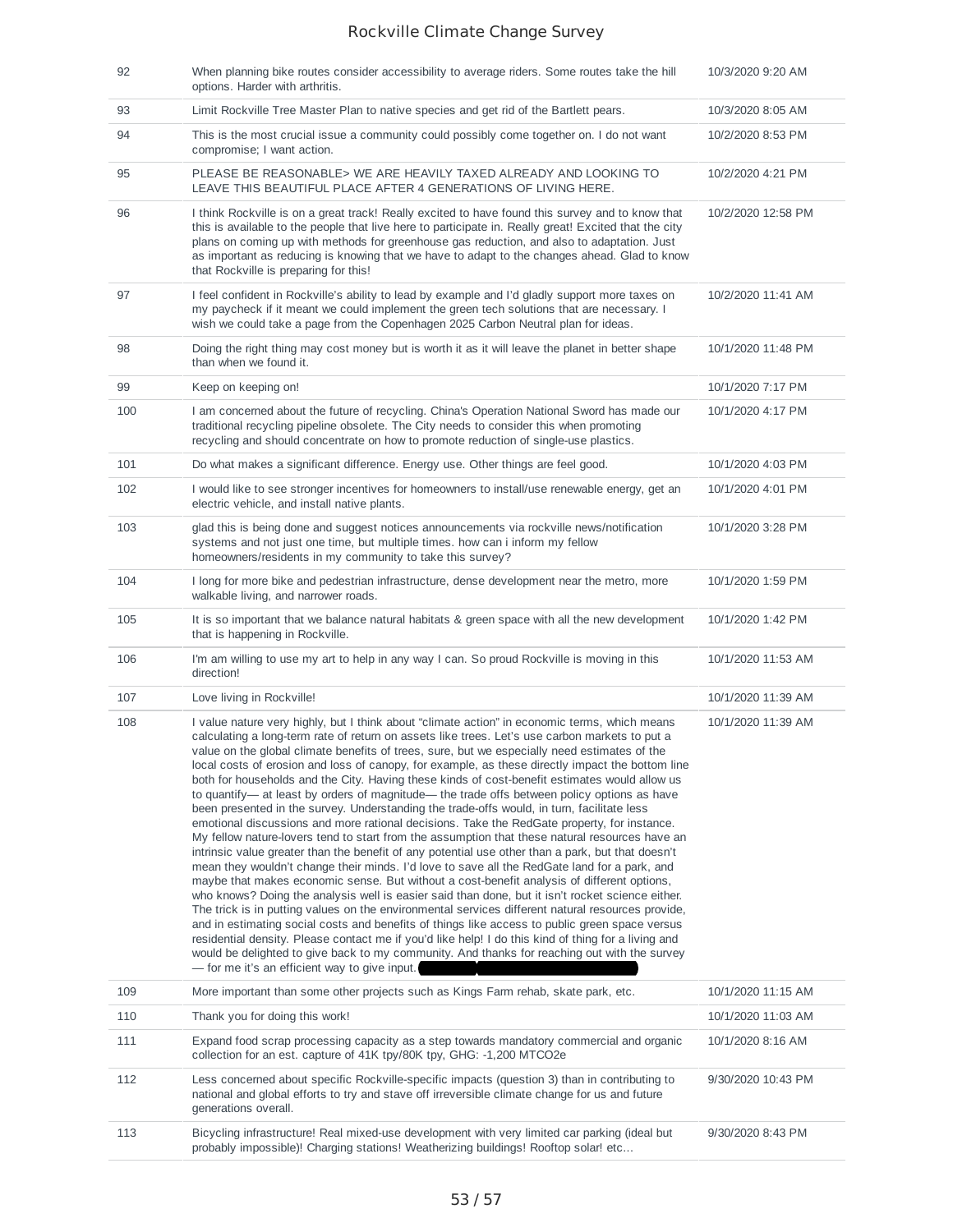| | | |
|---|---|---|
| 92 | When planning bike routes consider accessibility to average riders. Some routes take the hill options. Harder with arthritis. | 10/3/2020 9:20 AM |
| 93 | Limit Rockville Tree Master Plan to native species and get rid of the Bartlett pears. | 10/3/2020 8:05 AM |
| 94 | This is the most crucial issue a community could possibly come together on. I do not want compromise; I want action. | 10/2/2020 8:53 PM |
| 95 | PLEASE BE REASONABLE> WE ARE HEAVILY TAXED ALREADY AND LOOKING TO LEAVE THIS BEAUTIFUL PLACE AFTER 4 GENERATIONS OF LIVING HERE. | 10/2/2020 4:21 PM |
| 96 | I think Rockville is on a great track! Really excited to have found this survey and to know that this is available to the people that live here to participate in. Really great! Excited that the city plans on coming up with methods for greenhouse gas reduction, and also to adaptation. Just as important as reducing is knowing that we have to adapt to the changes ahead. Glad to know that Rockville is preparing for this! | 10/2/2020 12:58 PM |
| 97 | I feel confident in Rockville's ability to lead by example and I'd gladly support more taxes on my paycheck if it meant we could implement the green tech solutions that are necessary. I wish we could take a page from the Copenhagen 2025 Carbon Neutral plan for ideas. | 10/2/2020 11:41 AM |
| 98 | Doing the right thing may cost money but is worth it as it will leave the planet in better shape than when we found it. | 10/1/2020 11:48 PM |
| 99 | Keep on keeping on! | 10/1/2020 7:17 PM |
| 100 | I am concerned about the future of recycling. China's Operation National Sword has made our traditional recycling pipeline obsolete. The City needs to consider this when promoting recycling and should concentrate on how to promote reduction of single-use plastics. | 10/1/2020 4:17 PM |
| 101 | Do what makes a significant difference. Energy use. Other things are feel good. | 10/1/2020 4:03 PM |
| 102 | I would like to see stronger incentives for homeowners to install/use renewable energy, get an electric vehicle, and install native plants. | 10/1/2020 4:01 PM |
| 103 | glad this is being done and suggest notices announcements via rockville news/notification systems and not just one time, but multiple times. how can i inform my fellow homeowners/residents in my community to take this survey? | 10/1/2020 3:28 PM |
| 104 | I long for more bike and pedestrian infrastructure, dense development near the metro, more walkable living, and narrower roads. | 10/1/2020 1:59 PM |
| 105 | It is so important that we balance natural habitats & green space with all the new development that is happening in Rockville. | 10/1/2020 1:42 PM |
| 106 | I'm am willing to use my art to help in any way I can. So proud Rockville is moving in this direction! | 10/1/2020 11:53 AM |
| 107 | Love living in Rockville! | 10/1/2020 11:39 AM |
| 108 | I value nature very highly, but I think about "climate action" in economic terms, which means calculating a long-term rate of return on assets like trees. Let's use carbon markets to put a value on the global climate benefits of trees, sure, but we especially need estimates of the local costs of erosion and loss of canopy, for example, as these directly impact the bottom line both for households and the City. Having these kinds of cost-benefit estimates would allow us to quantify— at least by orders of magnitude— the trade offs between policy options as have been presented in the survey. Understanding the trade-offs would, in turn, facilitate less emotional discussions and more rational decisions. Take the RedGate property, for instance. My fellow nature-lovers tend to start from the assumption that these natural resources have an intrinsic value greater than the benefit of any potential use other than a park, but that doesn't mean they wouldn't change their minds. I'd love to save all the RedGate land for a park, and maybe that makes economic sense. But without a cost-benefit analysis of different options, who knows? Doing the analysis well is easier said than done, but it isn't rocket science either. The trick is in putting values on the environmental services different natural resources provide, and in estimating social costs and benefits of things like access to public green space versus residential density. Please contact me if you'd like help! I do this kind of thing for a living and would be delighted to give back to my community. And thanks for reaching out with the survey — for me it's an efficient way to give input. | 10/1/2020 11:39 AM |
| 109 | More important than some other projects such as Kings Farm rehab, skate park, etc. | 10/1/2020 11:15 AM |
| 110 | Thank you for doing this work! | 10/1/2020 11:03 AM |
| 111 | Expand food scrap processing capacity as a step towards mandatory commercial and organic collection for an est. capture of 41K tpy/80K tpy, GHG: -1,200 MTCO2e | 10/1/2020 8:16 AM |
| 112 | Less concerned about specific Rockville-specific impacts (question 3) than in contributing to national and global efforts to try and stave off irreversible climate change for us and future generations overall. | 9/30/2020 10:43 PM |
| 113 | Bicycling infrastructure! Real mixed-use development with very limited car parking (ideal but probably impossible)! Charging stations! Weatherizing buildings! Rooftop solar! etc... | 9/30/2020 8:43 PM |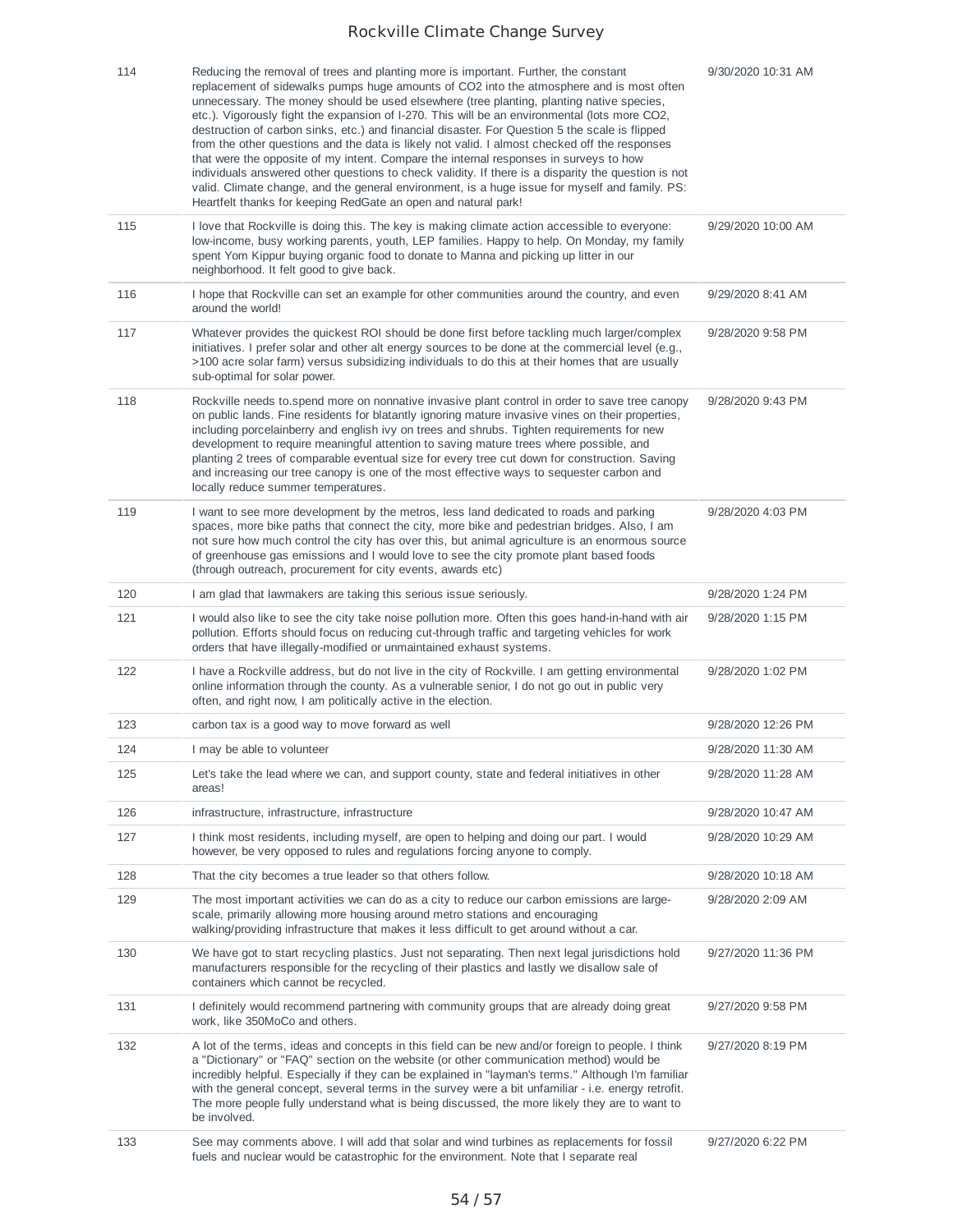| | | |
|---|---|---|
| 114 | Reducing the removal of trees and planting more is important. Further, the constant replacement of sidewalks pumps huge amounts of CO2 into the atmosphere and is most often unnecessary. The money should be used elsewhere (tree planting, planting native species, etc.). Vigorously fight the expansion of I-270. This will be an environmental (lots more CO2, destruction of carbon sinks, etc.) and financial disaster. For Question 5 the scale is flipped from the other questions and the data is likely not valid. I almost checked off the responses that were the opposite of my intent. Compare the internal responses in surveys to how individuals answered other questions to check validity. If there is a disparity the question is not valid. Climate change, and the general environment, is a huge issue for myself and family. PS: Heartfelt thanks for keeping RedGate an open and natural park! | 9/30/2020 10:31 AM |
| 115 | I love that Rockville is doing this. The key is making climate action accessible to everyone: low-income, busy working parents, youth, LEP families. Happy to help. On Monday, my family spent Yom Kippur buying organic food to donate to Manna and picking up litter in our neighborhood. It felt good to give back. | 9/29/2020 10:00 AM |
| 116 | I hope that Rockville can set an example for other communities around the country, and even around the world! | 9/29/2020 8:41 AM |
| 117 | Whatever provides the quickest ROI should be done first before tackling much larger/complex initiatives. I prefer solar and other alt energy sources to be done at the commercial level (e.g., >100 acre solar farm) versus subsidizing individuals to do this at their homes that are usually sub-optimal for solar power. | 9/28/2020 9:58 PM |
| 118 | Rockville needs to.spend more on nonnative invasive plant control in order to save tree canopy on public lands. Fine residents for blatantly ignoring mature invasive vines on their properties, including porcelainberry and english ivy on trees and shrubs. Tighten requirements for new development to require meaningful attention to saving mature trees where possible, and planting 2 trees of comparable eventual size for every tree cut down for construction. Saving and increasing our tree canopy is one of the most effective ways to sequester carbon and locally reduce summer temperatures. | 9/28/2020 9:43 PM |
| 119 | I want to see more development by the metros, less land dedicated to roads and parking spaces, more bike paths that connect the city, more bike and pedestrian bridges. Also, I am not sure how much control the city has over this, but animal agriculture is an enormous source of greenhouse gas emissions and I would love to see the city promote plant based foods (through outreach, procurement for city events, awards etc) | 9/28/2020 4:03 PM |
| 120 | I am glad that lawmakers are taking this serious issue seriously. | 9/28/2020 1:24 PM |
| 121 | I would also like to see the city take noise pollution more. Often this goes hand-in-hand with air pollution. Efforts should focus on reducing cut-through traffic and targeting vehicles for work orders that have illegally-modified or unmaintained exhaust systems. | 9/28/2020 1:15 PM |
| 122 | I have a Rockville address, but do not live in the city of Rockville. I am getting environmental online information through the county. As a vulnerable senior, I do not go out in public very often, and right now, I am politically active in the election. | 9/28/2020 1:02 PM |
| 123 | carbon tax is a good way to move forward as well | 9/28/2020 12:26 PM |
| 124 | I may be able to volunteer | 9/28/2020 11:30 AM |
| 125 | Let's take the lead where we can, and support county, state and federal initiatives in other areas! | 9/28/2020 11:28 AM |
| 126 | infrastructure, infrastructure, infrastructure | 9/28/2020 10:47 AM |
| 127 | I think most residents, including myself, are open to helping and doing our part. I would however, be very opposed to rules and regulations forcing anyone to comply. | 9/28/2020 10:29 AM |
| 128 | That the city becomes a true leader so that others follow. | 9/28/2020 10:18 AM |
| 129 | The most important activities we can do as a city to reduce our carbon emissions are large-scale, primarily allowing more housing around metro stations and encouraging walking/providing infrastructure that makes it less difficult to get around without a car. | 9/28/2020 2:09 AM |
| 130 | We have got to start recycling plastics. Just not separating. Then next legal jurisdictions hold manufacturers responsible for the recycling of their plastics and lastly we disallow sale of containers which cannot be recycled. | 9/27/2020 11:36 PM |
| 131 | I definitely would recommend partnering with community groups that are already doing great work, like 350MoCo and others. | 9/27/2020 9:58 PM |
| 132 | A lot of the terms, ideas and concepts in this field can be new and/or foreign to people. I think a "Dictionary" or "FAQ" section on the website (or other communication method) would be incredibly helpful. Especially if they can be explained in "layman's terms." Although I'm familiar with the general concept, several terms in the survey were a bit unfamiliar - i.e. energy retrofit. The more people fully understand what is being discussed, the more likely they are to want to be involved. | 9/27/2020 8:19 PM |
| 133 | See may comments above. I will add that solar and wind turbines as replacements for fossil fuels and nuclear would be catastrophic for the environment. Note that I separate real | 9/27/2020 6:22 PM |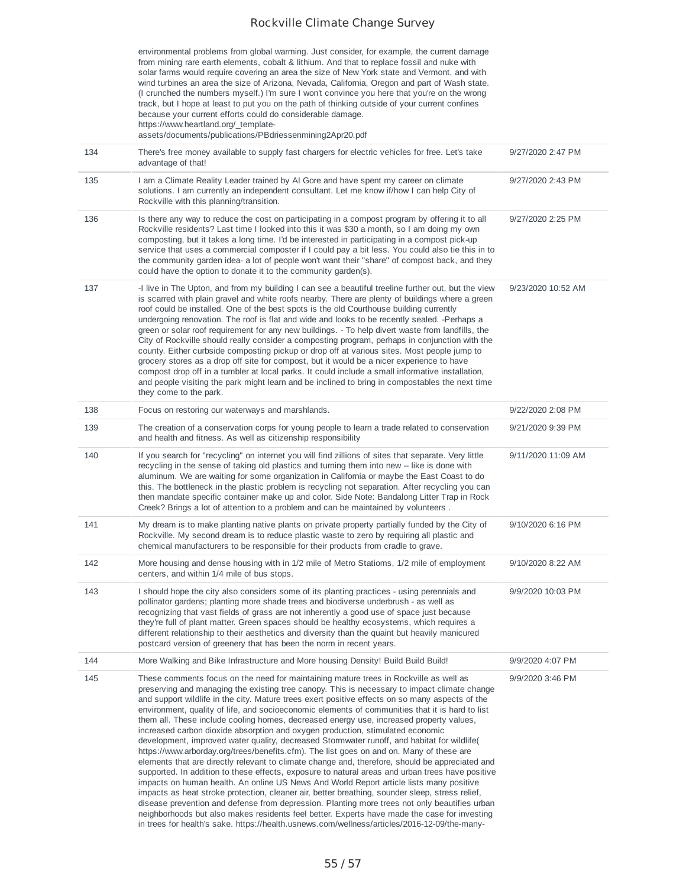| | | |
|---|---|---|
| | environmental problems from global warming. Just consider, for example, the current damage from mining rare earth elements, cobalt & lithium. And that to replace fossil and nuke with solar farms would require covering an area the size of New York state and Vermont, and with wind turbines an area the size of Arizona, Nevada, California, Oregon and part of Wash state. (I crunched the numbers myself.) I'm sure I won't convince you here that you're on the wrong track, but I hope at least to put you on the path of thinking outside of your current confines because your current efforts could do considerable damage. https://www.heartland.org/_template-assets/documents/publications/PBdriessenmining2Apr20.pdf | |
| 134 | There's free money available to supply fast chargers for electric vehicles for free. Let's take advantage of that! | 9/27/2020 2:47 PM |
| 135 | I am a Climate Reality Leader trained by Al Gore and have spent my career on climate solutions. I am currently an independent consultant. Let me know if/how I can help City of Rockville with this planning/transition. | 9/27/2020 2:43 PM |
| 136 | Is there any way to reduce the cost on participating in a compost program by offering it to all Rockville residents? Last time I looked into this it was $30 a month, so I am doing my own composting, but it takes a long time. I'd be interested in participating in a compost pick-up service that uses a commercial composter if I could pay a bit less. You could also tie this in to the community garden idea- a lot of people won't want their "share" of compost back, and they could have the option to donate it to the community garden(s). | 9/27/2020 2:25 PM |
| 137 | -I live in The Upton, and from my building I can see a beautiful treeline further out, but the view is scarred with plain gravel and white roofs nearby. There are plenty of buildings where a green roof could be installed. One of the best spots is the old Courthouse building currently undergoing renovation. The roof is flat and wide and looks to be recently sealed. -Perhaps a green or solar roof requirement for any new buildings. - To help divert waste from landfills, the City of Rockville should really consider a composting program, perhaps in conjunction with the county. Either curbside composting pickup or drop off at various sites. Most people jump to grocery stores as a drop off site for compost, but it would be a nicer experience to have compost drop off in a tumbler at local parks. It could include a small informative installation, and people visiting the park might learn and be inclined to bring in compostables the next time they come to the park. | 9/23/2020 10:52 AM |
| 138 | Focus on restoring our waterways and marshlands. | 9/22/2020 2:08 PM |
| 139 | The creation of a conservation corps for young people to learn a trade related to conservation and health and fitness. As well as citizenship responsibility | 9/21/2020 9:39 PM |
| 140 | If you search for "recycling" on internet you will find zillions of sites that separate. Very little recycling in the sense of taking old plastics and turning them into new -- like is done with aluminum. We are waiting for some organization in California or maybe the East Coast to do this. The bottleneck in the plastic problem is recycling not separation. After recycling you can then mandate specific container make up and color. Side Note: Bandalong Litter Trap in Rock Creek? Brings a lot of attention to a problem and can be maintained by volunteers . | 9/11/2020 11:09 AM |
| 141 | My dream is to make planting native plants on private property partially funded by the City of Rockville. My second dream is to reduce plastic waste to zero by requiring all plastic and chemical manufacturers to be responsible for their products from cradle to grave. | 9/10/2020 6:16 PM |
| 142 | More housing and dense housing with in 1/2 mile of Metro Statioms, 1/2 mile of employment centers, and within 1/4 mile of bus stops. | 9/10/2020 8:22 AM |
| 143 | I should hope the city also considers some of its planting practices - using perennials and pollinator gardens; planting more shade trees and biodiverse underbrush - as well as recognizing that vast fields of grass are not inherently a good use of space just because they're full of plant matter. Green spaces should be healthy ecosystems, which requires a different relationship to their aesthetics and diversity than the quaint but heavily manicured postcard version of greenery that has been the norm in recent years. | 9/9/2020 10:03 PM |
| 144 | More Walking and Bike Infrastructure and More housing Density! Build Build Build! | 9/9/2020 4:07 PM |
| 145 | These comments focus on the need for maintaining mature trees in Rockville as well as preserving and managing the existing tree canopy. This is necessary to impact climate change and support wildlife in the city. Mature trees exert positive effects on so many aspects of the environment, quality of life, and socioeconomic elements of communities that it is hard to list them all. These include cooling homes, decreased energy use, increased property values, increased carbon dioxide absorption and oxygen production, stimulated economic development, improved water quality, decreased Stormwater runoff, and habitat for wildlife( https://www.arborday.org/trees/benefits.cfm). The list goes on and on. Many of these are elements that are directly relevant to climate change and, therefore, should be appreciated and supported. In addition to these effects, exposure to natural areas and urban trees have positive impacts on human health. An online US News And World Report article lists many positive impacts as heat stroke protection, cleaner air, better breathing, sounder sleep, stress relief, disease prevention and defense from depression. Planting more trees not only beautifies urban neighborhoods but also makes residents feel better. Experts have made the case for investing in trees for health's sake. https://health.usnews.com/wellness/articles/2016-12-09/the-many- | 9/9/2020 3:46 PM |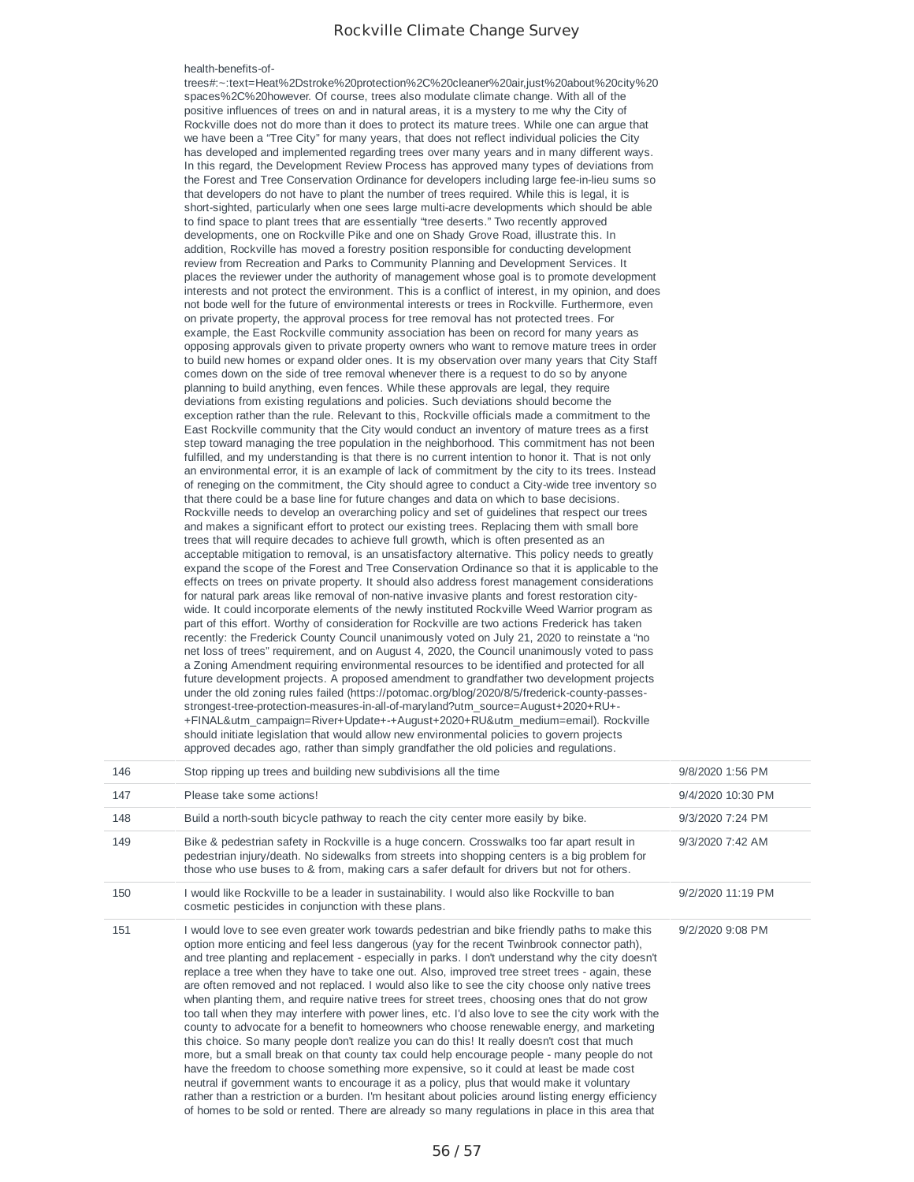health-benefits-of-trees#:~:text=Heat%2Dstroke%20protection%2C%20cleaner%20air,just%20about%20city%20spaces%2C%20however. Of course, trees also modulate climate change. With all of the positive influences of trees on and in natural areas, it is a mystery to me why the City of Rockville does not do more than it does to protect its mature trees. While one can argue that we have been a "Tree City" for many years, that does not reflect individual policies the City has developed and implemented regarding trees over many years and in many different ways. In this regard, the Development Review Process has approved many types of deviations from the Forest and Tree Conservation Ordinance for developers including large fee-in-lieu sums so that developers do not have to plant the number of trees required. While this is legal, it is short-sighted, particularly when one sees large multi-acre developments which should be able to find space to plant trees that are essentially "tree deserts." Two recently approved developments, one on Rockville Pike and one on Shady Grove Road, illustrate this. In addition, Rockville has moved a forestry position responsible for conducting development review from Recreation and Parks to Community Planning and Development Services. It places the reviewer under the authority of management whose goal is to promote development interests and not protect the environment. This is a conflict of interest, in my opinion, and does not bode well for the future of environmental interests or trees in Rockville. Furthermore, even on private property, the approval process for tree removal has not protected trees. For example, the East Rockville community association has been on record for many years as opposing approvals given to private property owners who want to remove mature trees in order to build new homes or expand older ones. It is my observation over many years that City Staff comes down on the side of tree removal whenever there is a request to do so by anyone planning to build anything, even fences. While these approvals are legal, they require deviations from existing regulations and policies. Such deviations should become the exception rather than the rule. Relevant to this, Rockville officials made a commitment to the East Rockville community that the City would conduct an inventory of mature trees as a first step toward managing the tree population in the neighborhood. This commitment has not been fulfilled, and my understanding is that there is no current intention to honor it. That is not only an environmental error, it is an example of lack of commitment by the city to its trees. Instead of reneging on the commitment, the City should agree to conduct a City-wide tree inventory so that there could be a base line for future changes and data on which to base decisions. Rockville needs to develop an overarching policy and set of guidelines that respect our trees and makes a significant effort to protect our existing trees. Replacing them with small bore trees that will require decades to achieve full growth, which is often presented as an acceptable mitigation to removal, is an unsatisfactory alternative. This policy needs to greatly expand the scope of the Forest and Tree Conservation Ordinance so that it is applicable to the effects on trees on private property. It should also address forest management considerations for natural park areas like removal of non-native invasive plants and forest restoration city-wide. It could incorporate elements of the newly instituted Rockville Weed Warrior program as part of this effort. Worthy of consideration for Rockville are two actions Frederick has taken recently: the Frederick County Council unanimously voted on July 21, 2020 to reinstate a "no net loss of trees" requirement, and on August 4, 2020, the Council unanimously voted to pass a Zoning Amendment requiring environmental resources to be identified and protected for all future development projects. A proposed amendment to grandfather two development projects under the old zoning rules failed (https://potomac.org/blog/2020/8/5/frederick-county-passes-strongest-tree-protection-measures-in-all-of-maryland?utm_source=August+2020+RU+-+FINAL&utm_campaign=River+Update+-+August+2020+RU&utm_medium=email). Rockville should initiate legislation that would allow new environmental policies to govern projects approved decades ago, rather than simply grandfather the old policies and regulations.

| | | |
|---|---|---|
| 146 | Stop ripping up trees and building new subdivisions all the time | 9/8/2020 1:56 PM |
| 147 | Please take some actions! | 9/4/2020 10:30 PM |
| 148 | Build a north-south bicycle pathway to reach the city center more easily by bike. | 9/3/2020 7:24 PM |
| 149 | Bike & pedestrian safety in Rockville is a huge concern. Crosswalks too far apart result in pedestrian injury/death. No sidewalks from streets into shopping centers is a big problem for those who use buses to & from, making cars a safer default for drivers but not for others. | 9/3/2020 7:42 AM |
| 150 | I would like Rockville to be a leader in sustainability. I would also like Rockville to ban cosmetic pesticides in conjunction with these plans. | 9/2/2020 11:19 PM |
| 151 | I would love to see even greater work towards pedestrian and bike friendly paths to make this option more enticing and feel less dangerous (yay for the recent Twinbrook connector path), and tree planting and replacement - especially in parks. I don't understand why the city doesn't replace a tree when they have to take one out. Also, improved tree street trees - again, these are often removed and not replaced. I would also like to see the city choose only native trees when planting them, and require native trees for street trees, choosing ones that do not grow too tall when they may interfere with power lines, etc. I'd also love to see the city work with the county to advocate for a benefit to homeowners who choose renewable energy, and marketing this choice. So many people don't realize you can do this! It really doesn't cost that much more, but a small break on that county tax could help encourage people - many people do not have the freedom to choose something more expensive, so it could at least be made cost neutral if government wants to encourage it as a policy, plus that would make it voluntary rather than a restriction or a burden. I'm hesitant about policies around listing energy efficiency of homes to be sold or rented. There are already so many regulations in place in this area that | 9/2/2020 9:08 PM |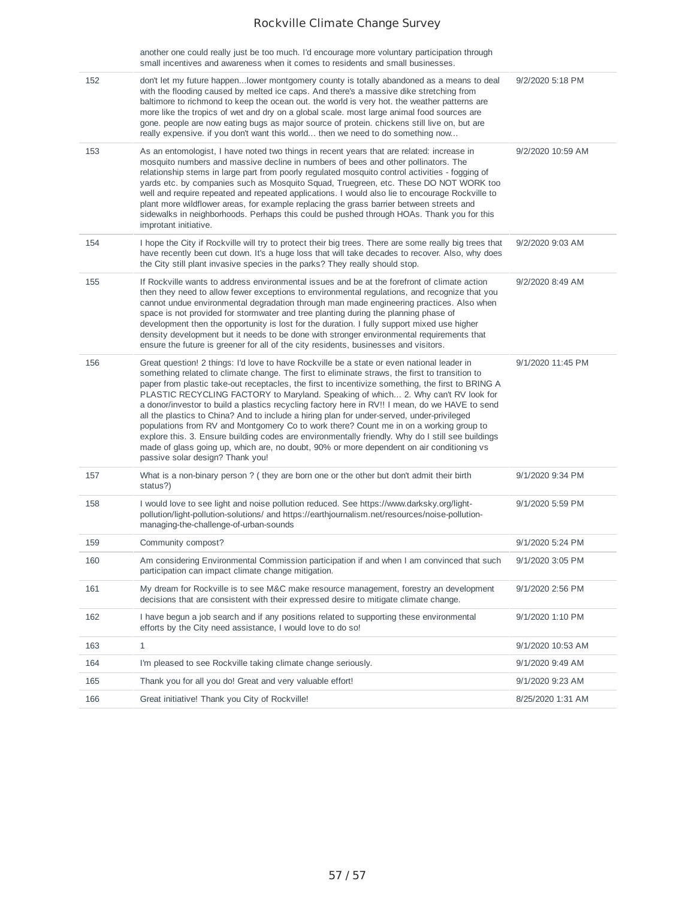| | | |
|---|---|---|
| | another one could really just be too much. I'd encourage more voluntary participation through small incentives and awareness when it comes to residents and small businesses. | |
| 152 | don't let my future happen...lower montgomery county is totally abandoned as a means to deal with the flooding caused by melted ice caps. And there's a massive dike stretching from baltimore to richmond to keep the ocean out. the world is very hot. the weather patterns are more like the tropics of wet and dry on a global scale. most large animal food sources are gone. people are now eating bugs as major source of protein. chickens still live on, but are really expensive. if you don't want this world... then we need to do something now... | 9/2/2020 5:18 PM |
| 153 | As an entomologist, I have noted two things in recent years that are related: increase in mosquito numbers and massive decline in numbers of bees and other pollinators. The relationship stems in large part from poorly regulated mosquito control activities - fogging of yards etc. by companies such as Mosquito Squad, Truegreen, etc. These DO NOT WORK too well and require repeated and repeated applications. I would also lie to encourage Rockville to plant more wildflower areas, for example replacing the grass barrier between streets and sidewalks in neighborhoods. Perhaps this could be pushed through HOAs. Thank you for this improtant initiative. | 9/2/2020 10:59 AM |
| 154 | I hope the City if Rockville will try to protect their big trees. There are some really big trees that have recently been cut down. It's a huge loss that will take decades to recover. Also, why does the City still plant invasive species in the parks? They really should stop. | 9/2/2020 9:03 AM |
| 155 | If Rockville wants to address environmental issues and be at the forefront of climate action then they need to allow fewer exceptions to environmental regulations, and recognize that you cannot undue environmental degradation through man made engineering practices. Also when space is not provided for stormwater and tree planting during the planning phase of development then the opportunity is lost for the duration. I fully support mixed use higher density development but it needs to be done with stronger environmental requirements that ensure the future is greener for all of the city residents, businesses and visitors. | 9/2/2020 8:49 AM |
| 156 | Great question! 2 things: I'd love to have Rockville be a state or even national leader in something related to climate change. The first to eliminate straws, the first to transition to paper from plastic take-out receptacles, the first to incentivize something, the first to BRING A PLASTIC RECYCLING FACTORY to Maryland. Speaking of which... 2. Why can't RV look for a donor/investor to build a plastics recycling factory here in RV!! I mean, do we HAVE to send all the plastics to China? And to include a hiring plan for under-served, under-privileged populations from RV and Montgomery Co to work there? Count me in on a working group to explore this. 3. Ensure building codes are environmentally friendly. Why do I still see buildings made of glass going up, which are, no doubt, 90% or more dependent on air conditioning vs passive solar design? Thank you! | 9/1/2020 11:45 PM |
| 157 | What is a non-binary person ? ( they are born one or the other but don't admit their birth status?) | 9/1/2020 9:34 PM |
| 158 | I would love to see light and noise pollution reduced. See https://www.darksky.org/light-pollution/light-pollution-solutions/ and https://earthjournalism.net/resources/noise-pollution-managing-the-challenge-of-urban-sounds | 9/1/2020 5:59 PM |
| 159 | Community compost? | 9/1/2020 5:24 PM |
| 160 | Am considering Environmental Commission participation if and when I am convinced that such participation can impact climate change mitigation. | 9/1/2020 3:05 PM |
| 161 | My dream for Rockville is to see M&C make resource management, forestry an development decisions that are consistent with their expressed desire to mitigate climate change. | 9/1/2020 2:56 PM |
| 162 | I have begun a job search and if any positions related to supporting these environmental efforts by the City need assistance, I would love to do so! | 9/1/2020 1:10 PM |
| 163 | 1 | 9/1/2020 10:53 AM |
| 164 | I'm pleased to see Rockville taking climate change seriously. | 9/1/2020 9:49 AM |
| 165 | Thank you for all you do! Great and very valuable effort! | 9/1/2020 9:23 AM |
| 166 | Great initiative! Thank you City of Rockville! | 8/25/2020 1:31 AM |